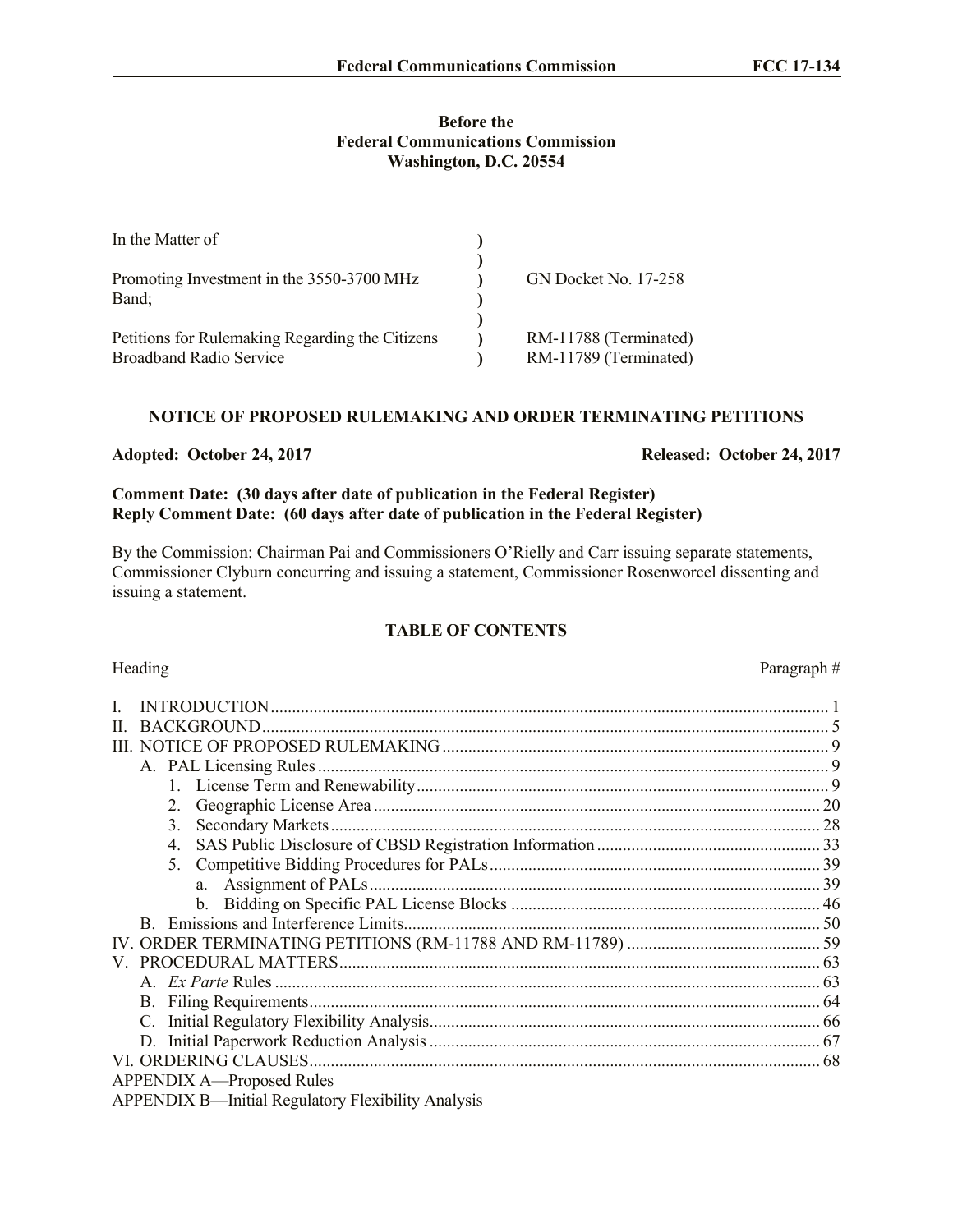**Before the**
**Federal Communications Commission**
**Washington, D.C. 20554**

| | | |
|---|---|---|
| In the Matter of | ) | |
| | ) | |
| Promoting Investment in the 3550-3700 MHz Band; | ) | GN Docket No. 17-258 |
| | ) | |
| Petitions for Rulemaking Regarding the Citizens Broadband Radio Service | ) | RM-11788 (Terminated) RM-11789 (Terminated) |

## NOTICE OF PROPOSED RULEMAKING AND ORDER TERMINATING PETITIONS

**Adopted: October 24, 2017** **Released: October 24, 2017**

**Comment Date: (30 days after date of publication in the Federal Register)**
**Reply Comment Date: (60 days after date of publication in the Federal Register)**

By the Commission: Chairman Pai and Commissioners O'Rielly and Carr issuing separate statements, Commissioner Clyburn concurring and issuing a statement, Commissioner Rosenworcel dissenting and issuing a statement.

### TABLE OF CONTENTS

| Heading | Paragraph # |
|---|---|
| I. INTRODUCTION | 1 |
| II. BACKGROUND | 5 |
| III. NOTICE OF PROPOSED RULEMAKING | 9 |
| A. PAL Licensing Rules | 9 |
| 1. License Term and Renewability | 9 |
| 2. Geographic License Area | 20 |
| 3. Secondary Markets | 28 |
| 4. SAS Public Disclosure of CBSD Registration Information | 33 |
| 5. Competitive Bidding Procedures for PALs | 39 |
| a. Assignment of PALs | 39 |
| b. Bidding on Specific PAL License Blocks | 46 |
| B. Emissions and Interference Limits | 50 |
| IV. ORDER TERMINATING PETITIONS (RM-11788 AND RM-11789) | 59 |
| V. PROCEDURAL MATTERS | 63 |
| A. *Ex Parte* Rules | 63 |
| B. Filing Requirements | 64 |
| C. Initial Regulatory Flexibility Analysis | 66 |
| D. Initial Paperwork Reduction Analysis | 67 |
| VI. ORDERING CLAUSES | 68 |
| APPENDIX A—Proposed Rules | |
| APPENDIX B—Initial Regulatory Flexibility Analysis | |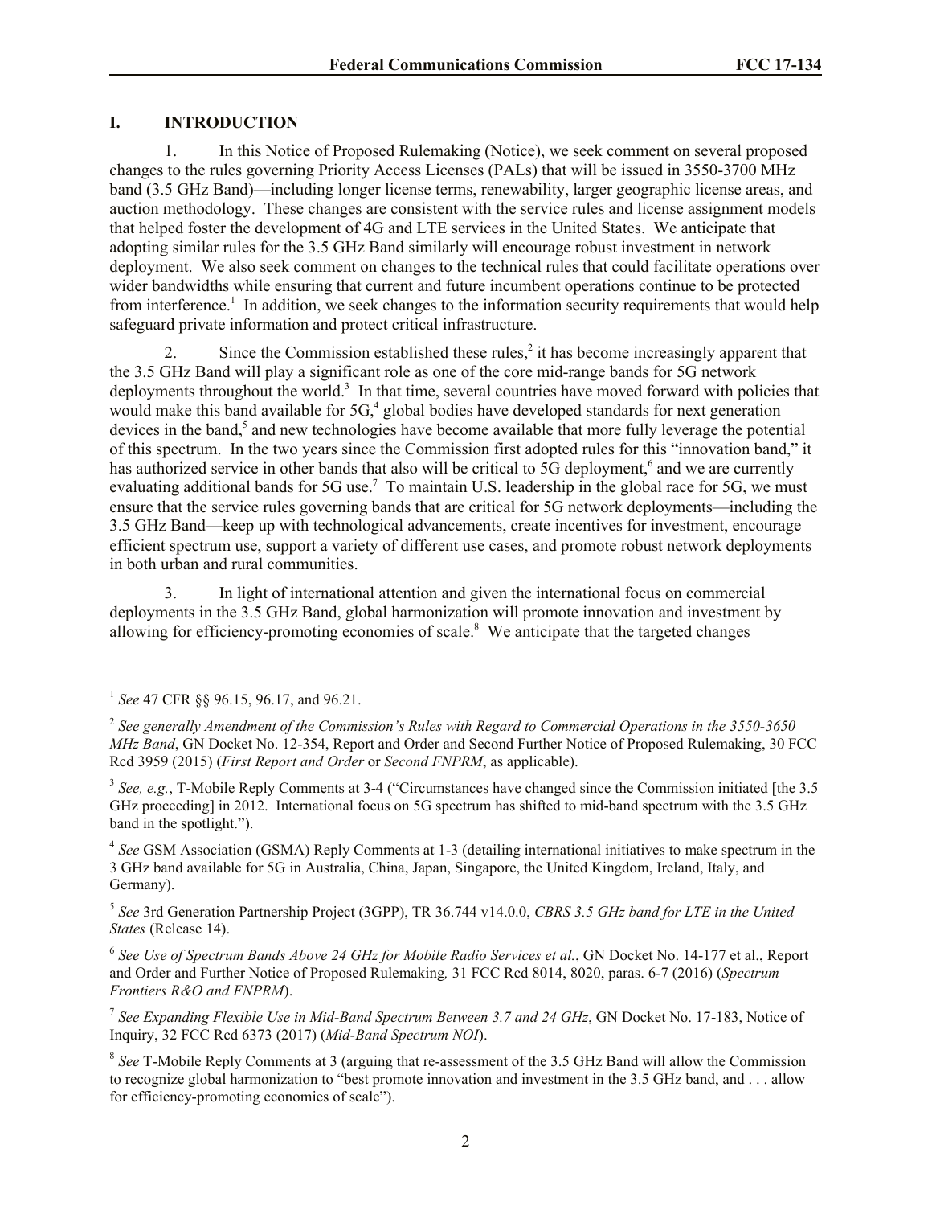## I. INTRODUCTION

1. In this Notice of Proposed Rulemaking (Notice), we seek comment on several proposed changes to the rules governing Priority Access Licenses (PALs) that will be issued in 3550-3700 MHz band (3.5 GHz Band)—including longer license terms, renewability, larger geographic license areas, and auction methodology. These changes are consistent with the service rules and license assignment models that helped foster the development of 4G and LTE services in the United States. We anticipate that adopting similar rules for the 3.5 GHz Band similarly will encourage robust investment in network deployment. We also seek comment on changes to the technical rules that could facilitate operations over wider bandwidths while ensuring that current and future incumbent operations continue to be protected from interference.[1] In addition, we seek changes to the information security requirements that would help safeguard private information and protect critical infrastructure.

2. Since the Commission established these rules,[2] it has become increasingly apparent that the 3.5 GHz Band will play a significant role as one of the core mid-range bands for 5G network deployments throughout the world.[3] In that time, several countries have moved forward with policies that would make this band available for 5G,[4] global bodies have developed standards for next generation devices in the band,[5] and new technologies have become available that more fully leverage the potential of this spectrum. In the two years since the Commission first adopted rules for this "innovation band," it has authorized service in other bands that also will be critical to 5G deployment,[6] and we are currently evaluating additional bands for 5G use.[7] To maintain U.S. leadership in the global race for 5G, we must ensure that the service rules governing bands that are critical for 5G network deployments—including the 3.5 GHz Band—keep up with technological advancements, create incentives for investment, encourage efficient spectrum use, support a variety of different use cases, and promote robust network deployments in both urban and rural communities.

3. In light of international attention and given the international focus on commercial deployments in the 3.5 GHz Band, global harmonization will promote innovation and investment by allowing for efficiency-promoting economies of scale.[8] We anticipate that the targeted changes

---

[1] *See* 47 CFR §§ 96.15, 96.17, and 96.21.

[2] *See generally Amendment of the Commission's Rules with Regard to Commercial Operations in the 3550-3650 MHz Band*, GN Docket No. 12-354, Report and Order and Second Further Notice of Proposed Rulemaking, 30 FCC Rcd 3959 (2015) (*First Report and Order* or *Second FNPRM*, as applicable).

[3] *See, e.g.*, T-Mobile Reply Comments at 3-4 ("Circumstances have changed since the Commission initiated [the 3.5 GHz proceeding] in 2012. International focus on 5G spectrum has shifted to mid-band spectrum with the 3.5 GHz band in the spotlight.").

[4] *See* GSM Association (GSMA) Reply Comments at 1-3 (detailing international initiatives to make spectrum in the 3 GHz band available for 5G in Australia, China, Japan, Singapore, the United Kingdom, Ireland, Italy, and Germany).

[5] *See* 3rd Generation Partnership Project (3GPP), TR 36.744 v14.0.0, *CBRS 3.5 GHz band for LTE in the United States* (Release 14).

[6] *See Use of Spectrum Bands Above 24 GHz for Mobile Radio Services et al.*, GN Docket No. 14-177 et al., Report and Order and Further Notice of Proposed Rulemaking, 31 FCC Rcd 8014, 8020, paras. 6-7 (2016) (*Spectrum Frontiers R&O and FNPRM*).

[7] *See Expanding Flexible Use in Mid-Band Spectrum Between 3.7 and 24 GHz*, GN Docket No. 17-183, Notice of Inquiry, 32 FCC Rcd 6373 (2017) (*Mid-Band Spectrum NOI*).

[8] *See* T-Mobile Reply Comments at 3 (arguing that re-assessment of the 3.5 GHz Band will allow the Commission to recognize global harmonization to "best promote innovation and investment in the 3.5 GHz band, and . . . allow for efficiency-promoting economies of scale").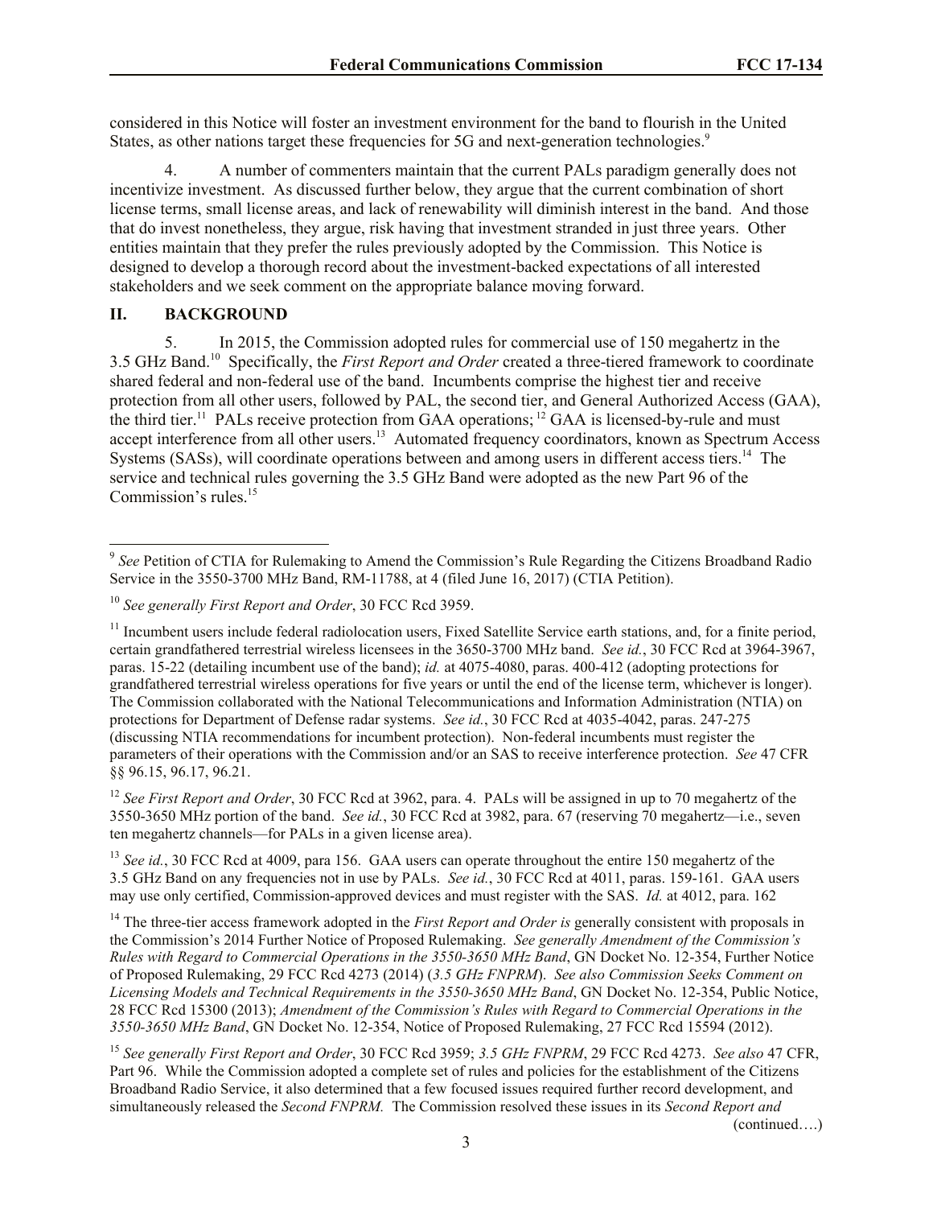considered in this Notice will foster an investment environment for the band to flourish in the United States, as other nations target these frequencies for 5G and next-generation technologies.[9]

4. A number of commenters maintain that the current PALs paradigm generally does not incentivize investment. As discussed further below, they argue that the current combination of short license terms, small license areas, and lack of renewability will diminish interest in the band. And those that do invest nonetheless, they argue, risk having that investment stranded in just three years. Other entities maintain that they prefer the rules previously adopted by the Commission. This Notice is designed to develop a thorough record about the investment-backed expectations of all interested stakeholders and we seek comment on the appropriate balance moving forward.

## II. BACKGROUND

5. In 2015, the Commission adopted rules for commercial use of 150 megahertz in the 3.5 GHz Band.[10] Specifically, the *First Report and Order* created a three-tiered framework to coordinate shared federal and non-federal use of the band. Incumbents comprise the highest tier and receive protection from all other users, followed by PAL, the second tier, and General Authorized Access (GAA), the third tier.[11] PALs receive protection from GAA operations;[12] GAA is licensed-by-rule and must accept interference from all other users.[13] Automated frequency coordinators, known as Spectrum Access Systems (SASs), will coordinate operations between and among users in different access tiers.[14] The service and technical rules governing the 3.5 GHz Band were adopted as the new Part 96 of the Commission's rules.[15]

---

[9] *See* Petition of CTIA for Rulemaking to Amend the Commission's Rule Regarding the Citizens Broadband Radio Service in the 3550-3700 MHz Band, RM-11788, at 4 (filed June 16, 2017) (CTIA Petition).

[10] *See generally First Report and Order*, 30 FCC Rcd 3959.

[11] Incumbent users include federal radiolocation users, Fixed Satellite Service earth stations, and, for a finite period, certain grandfathered terrestrial wireless licensees in the 3650-3700 MHz band. *See id.*, 30 FCC Rcd at 3964-3967, paras. 15-22 (detailing incumbent use of the band); *id.* at 4075-4080, paras. 400-412 (adopting protections for grandfathered terrestrial wireless operations for five years or until the end of the license term, whichever is longer). The Commission collaborated with the National Telecommunications and Information Administration (NTIA) on protections for Department of Defense radar systems. *See id.*, 30 FCC Rcd at 4035-4042, paras. 247-275 (discussing NTIA recommendations for incumbent protection). Non-federal incumbents must register the parameters of their operations with the Commission and/or an SAS to receive interference protection. *See* 47 CFR §§ 96.15, 96.17, 96.21.

[12] *See First Report and Order*, 30 FCC Rcd at 3962, para. 4. PALs will be assigned in up to 70 megahertz of the 3550-3650 MHz portion of the band. *See id.*, 30 FCC Rcd at 3982, para. 67 (reserving 70 megahertz—i.e., seven ten megahertz channels—for PALs in a given license area).

[13] *See id.*, 30 FCC Rcd at 4009, para 156. GAA users can operate throughout the entire 150 megahertz of the 3.5 GHz Band on any frequencies not in use by PALs. *See id.*, 30 FCC Rcd at 4011, paras. 159-161. GAA users may use only certified, Commission-approved devices and must register with the SAS. *Id.* at 4012, para. 162

[14] The three-tier access framework adopted in the *First Report and Order is* generally consistent with proposals in the Commission's 2014 Further Notice of Proposed Rulemaking. *See generally Amendment of the Commission's Rules with Regard to Commercial Operations in the 3550-3650 MHz Band*, GN Docket No. 12-354, Further Notice of Proposed Rulemaking, 29 FCC Rcd 4273 (2014) (*3.5 GHz FNPRM*). *See also Commission Seeks Comment on Licensing Models and Technical Requirements in the 3550-3650 MHz Band*, GN Docket No. 12-354, Public Notice, 28 FCC Rcd 15300 (2013); *Amendment of the Commission's Rules with Regard to Commercial Operations in the 3550-3650 MHz Band*, GN Docket No. 12-354, Notice of Proposed Rulemaking, 27 FCC Rcd 15594 (2012).

[15] *See generally First Report and Order*, 30 FCC Rcd 3959; *3.5 GHz FNPRM*, 29 FCC Rcd 4273. *See also* 47 CFR, Part 96. While the Commission adopted a complete set of rules and policies for the establishment of the Citizens Broadband Radio Service, it also determined that a few focused issues required further record development, and simultaneously released the *Second FNPRM.* The Commission resolved these issues in its *Second Report and*

(continued….)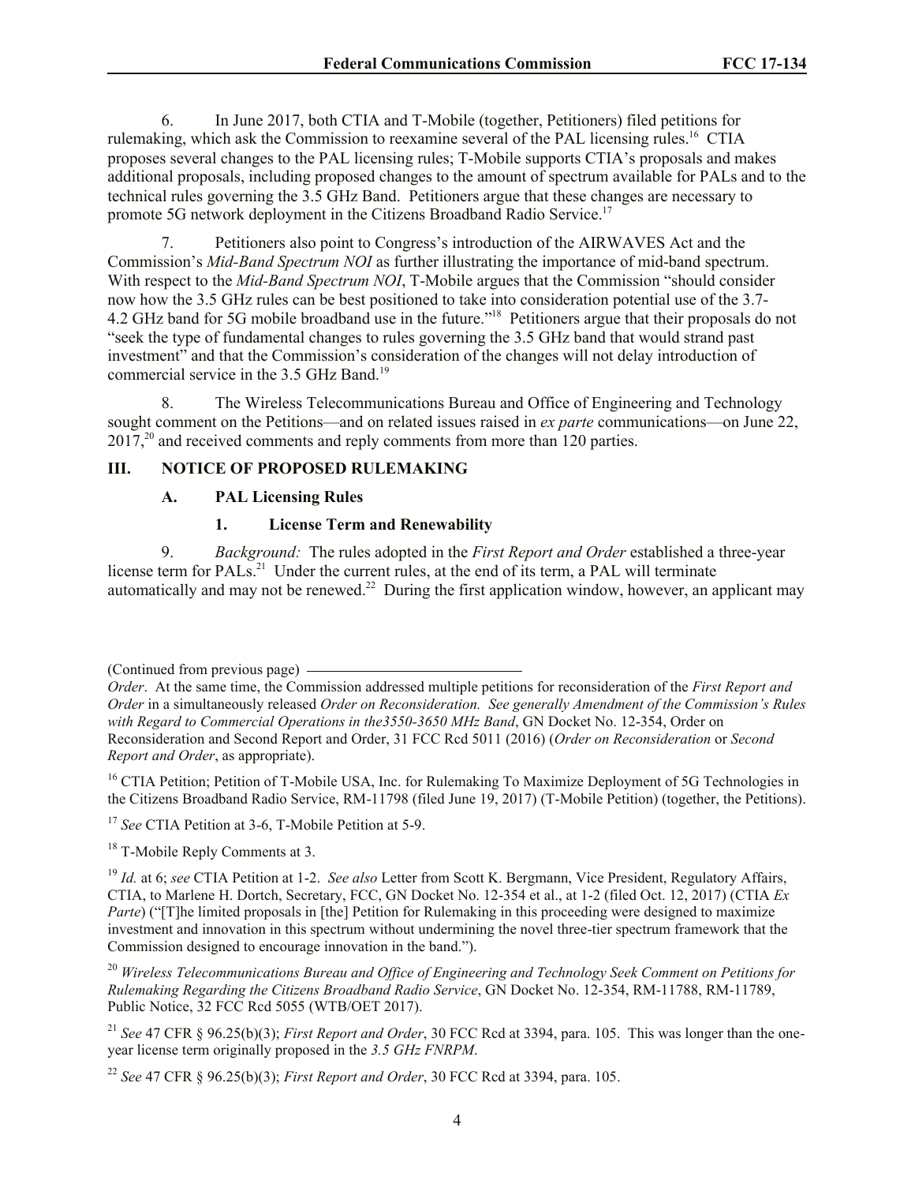6. In June 2017, both CTIA and T-Mobile (together, Petitioners) filed petitions for rulemaking, which ask the Commission to reexamine several of the PAL licensing rules.[16] CTIA proposes several changes to the PAL licensing rules; T-Mobile supports CTIA's proposals and makes additional proposals, including proposed changes to the amount of spectrum available for PALs and to the technical rules governing the 3.5 GHz Band. Petitioners argue that these changes are necessary to promote 5G network deployment in the Citizens Broadband Radio Service.[17]

7. Petitioners also point to Congress's introduction of the AIRWAVES Act and the Commission's *Mid-Band Spectrum NOI* as further illustrating the importance of mid-band spectrum. With respect to the *Mid-Band Spectrum NOI*, T-Mobile argues that the Commission "should consider now how the 3.5 GHz rules can be best positioned to take into consideration potential use of the 3.7-4.2 GHz band for 5G mobile broadband use in the future."[18] Petitioners argue that their proposals do not "seek the type of fundamental changes to rules governing the 3.5 GHz band that would strand past investment" and that the Commission's consideration of the changes will not delay introduction of commercial service in the 3.5 GHz Band.[19]

8. The Wireless Telecommunications Bureau and Office of Engineering and Technology sought comment on the Petitions—and on related issues raised in *ex parte* communications—on June 22, 2017,[20] and received comments and reply comments from more than 120 parties.

## III. NOTICE OF PROPOSED RULEMAKING

### A. PAL Licensing Rules

#### 1. License Term and Renewability

9. *Background:* The rules adopted in the *First Report and Order* established a three-year license term for PALs.[21] Under the current rules, at the end of its term, a PAL will terminate automatically and may not be renewed.[22] During the first application window, however, an applicant may

---

(Continued from previous page) *Order*. At the same time, the Commission addressed multiple petitions for reconsideration of the *First Report and Order* in a simultaneously released *Order on Reconsideration. See generally Amendment of the Commission's Rules with Regard to Commercial Operations in the3550-3650 MHz Band*, GN Docket No. 12-354, Order on Reconsideration and Second Report and Order, 31 FCC Rcd 5011 (2016) (*Order on Reconsideration* or *Second Report and Order*, as appropriate).

[16] CTIA Petition; Petition of T-Mobile USA, Inc. for Rulemaking To Maximize Deployment of 5G Technologies in the Citizens Broadband Radio Service, RM-11798 (filed June 19, 2017) (T-Mobile Petition) (together, the Petitions).

[17] *See* CTIA Petition at 3-6, T-Mobile Petition at 5-9.

[18] T-Mobile Reply Comments at 3.

[19] *Id.* at 6; *see* CTIA Petition at 1-2. *See also* Letter from Scott K. Bergmann, Vice President, Regulatory Affairs, CTIA, to Marlene H. Dortch, Secretary, FCC, GN Docket No. 12-354 et al., at 1-2 (filed Oct. 12, 2017) (CTIA *Ex Parte*) ("[T]he limited proposals in [the] Petition for Rulemaking in this proceeding were designed to maximize investment and innovation in this spectrum without undermining the novel three-tier spectrum framework that the Commission designed to encourage innovation in the band.").

[20] *Wireless Telecommunications Bureau and Office of Engineering and Technology Seek Comment on Petitions for Rulemaking Regarding the Citizens Broadband Radio Service*, GN Docket No. 12-354, RM-11788, RM-11789, Public Notice, 32 FCC Rcd 5055 (WTB/OET 2017).

[21] *See* 47 CFR § 96.25(b)(3); *First Report and Order*, 30 FCC Rcd at 3394, para. 105. This was longer than the one-year license term originally proposed in the *3.5 GHz FNRPM*.

[22] *See* 47 CFR § 96.25(b)(3); *First Report and Order*, 30 FCC Rcd at 3394, para. 105.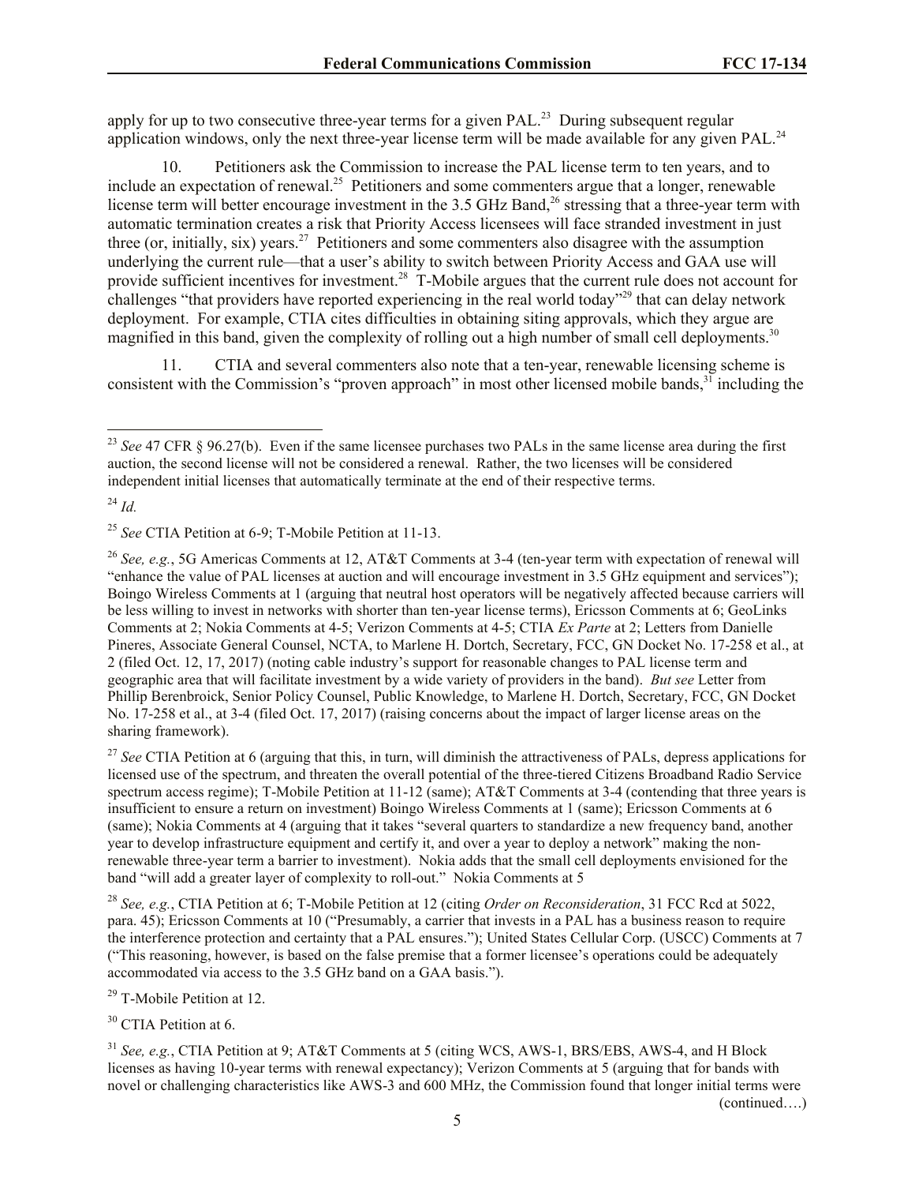apply for up to two consecutive three-year terms for a given PAL.[23] During subsequent regular application windows, only the next three-year license term will be made available for any given PAL.[24]

10. Petitioners ask the Commission to increase the PAL license term to ten years, and to include an expectation of renewal.[25] Petitioners and some commenters argue that a longer, renewable license term will better encourage investment in the 3.5 GHz Band,[26] stressing that a three-year term with automatic termination creates a risk that Priority Access licensees will face stranded investment in just three (or, initially, six) years.[27] Petitioners and some commenters also disagree with the assumption underlying the current rule—that a user's ability to switch between Priority Access and GAA use will provide sufficient incentives for investment.[28] T-Mobile argues that the current rule does not account for challenges "that providers have reported experiencing in the real world today"[29] that can delay network deployment. For example, CTIA cites difficulties in obtaining siting approvals, which they argue are magnified in this band, given the complexity of rolling out a high number of small cell deployments.[30]

11. CTIA and several commenters also note that a ten-year, renewable licensing scheme is consistent with the Commission's "proven approach" in most other licensed mobile bands,[31] including the

---

[23] *See* 47 CFR § 96.27(b). Even if the same licensee purchases two PALs in the same license area during the first auction, the second license will not be considered a renewal. Rather, the two licenses will be considered independent initial licenses that automatically terminate at the end of their respective terms.

[24] *Id.*

[25] *See* CTIA Petition at 6-9; T-Mobile Petition at 11-13.

[26] *See, e.g.*, 5G Americas Comments at 12, AT&T Comments at 3-4 (ten-year term with expectation of renewal will "enhance the value of PAL licenses at auction and will encourage investment in 3.5 GHz equipment and services"); Boingo Wireless Comments at 1 (arguing that neutral host operators will be negatively affected because carriers will be less willing to invest in networks with shorter than ten-year license terms), Ericsson Comments at 6; GeoLinks Comments at 2; Nokia Comments at 4-5; Verizon Comments at 4-5; CTIA *Ex Parte* at 2; Letters from Danielle Pineres, Associate General Counsel, NCTA, to Marlene H. Dortch, Secretary, FCC, GN Docket No. 17-258 et al., at 2 (filed Oct. 12, 17, 2017) (noting cable industry's support for reasonable changes to PAL license term and geographic area that will facilitate investment by a wide variety of providers in the band). *But see* Letter from Phillip Berenbroick, Senior Policy Counsel, Public Knowledge, to Marlene H. Dortch, Secretary, FCC, GN Docket No. 17-258 et al., at 3-4 (filed Oct. 17, 2017) (raising concerns about the impact of larger license areas on the sharing framework).

[27] *See* CTIA Petition at 6 (arguing that this, in turn, will diminish the attractiveness of PALs, depress applications for licensed use of the spectrum, and threaten the overall potential of the three-tiered Citizens Broadband Radio Service spectrum access regime); T-Mobile Petition at 11-12 (same); AT&T Comments at 3-4 (contending that three years is insufficient to ensure a return on investment) Boingo Wireless Comments at 1 (same); Ericsson Comments at 6 (same); Nokia Comments at 4 (arguing that it takes "several quarters to standardize a new frequency band, another year to develop infrastructure equipment and certify it, and over a year to deploy a network" making the non-renewable three-year term a barrier to investment). Nokia adds that the small cell deployments envisioned for the band "will add a greater layer of complexity to roll-out." Nokia Comments at 5

[28] *See, e.g.*, CTIA Petition at 6; T-Mobile Petition at 12 (citing *Order on Reconsideration*, 31 FCC Rcd at 5022, para. 45); Ericsson Comments at 10 ("Presumably, a carrier that invests in a PAL has a business reason to require the interference protection and certainty that a PAL ensures."); United States Cellular Corp. (USCC) Comments at 7 ("This reasoning, however, is based on the false premise that a former licensee's operations could be adequately accommodated via access to the 3.5 GHz band on a GAA basis.").

[29] T-Mobile Petition at 12.

[30] CTIA Petition at 6.

[31] *See, e.g.*, CTIA Petition at 9; AT&T Comments at 5 (citing WCS, AWS-1, BRS/EBS, AWS-4, and H Block licenses as having 10-year terms with renewal expectancy); Verizon Comments at 5 (arguing that for bands with novel or challenging characteristics like AWS-3 and 600 MHz, the Commission found that longer initial terms were

(continued….)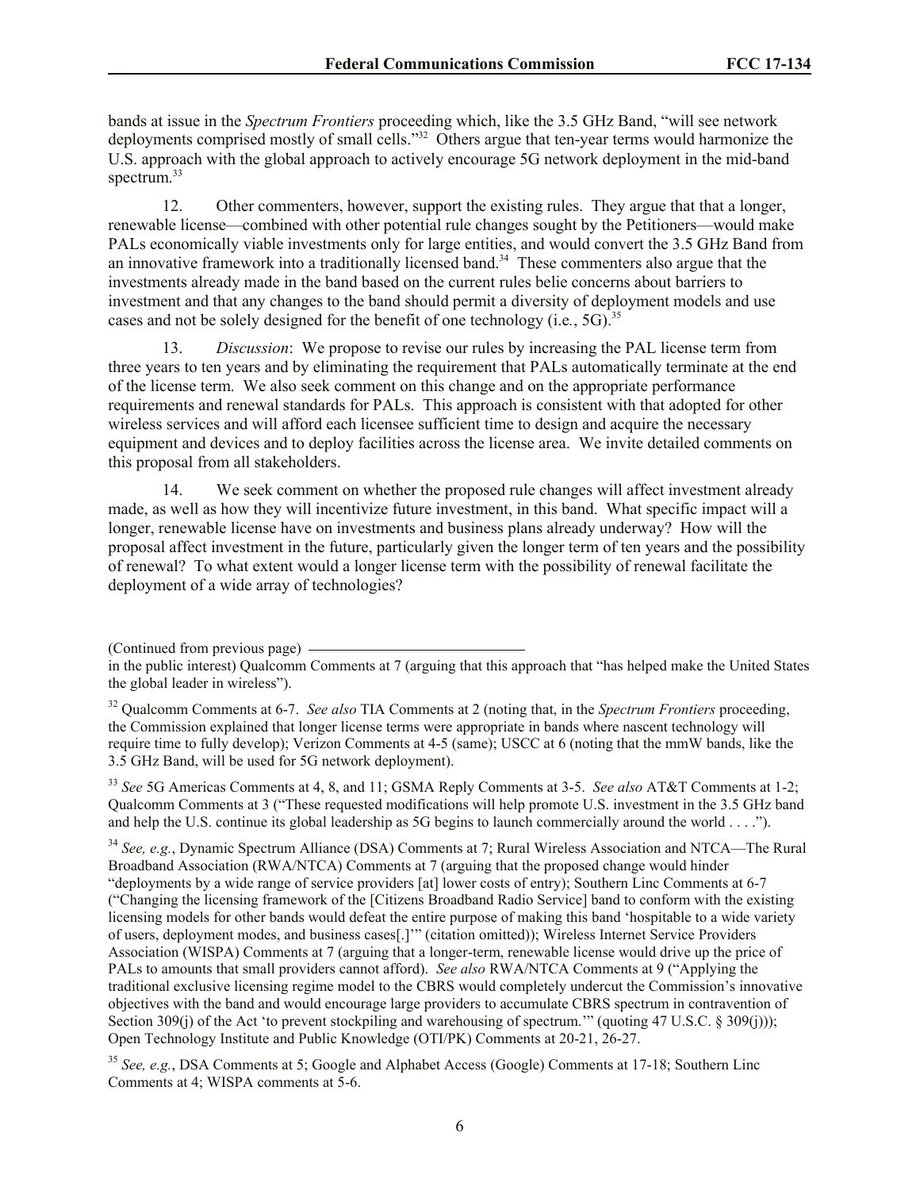bands at issue in the *Spectrum Frontiers* proceeding which, like the 3.5 GHz Band, "will see network deployments comprised mostly of small cells."[32] Others argue that ten-year terms would harmonize the U.S. approach with the global approach to actively encourage 5G network deployment in the mid-band spectrum.[33]

12. Other commenters, however, support the existing rules. They argue that that a longer, renewable license—combined with other potential rule changes sought by the Petitioners—would make PALs economically viable investments only for large entities, and would convert the 3.5 GHz Band from an innovative framework into a traditionally licensed band.[34] These commenters also argue that the investments already made in the band based on the current rules belie concerns about barriers to investment and that any changes to the band should permit a diversity of deployment models and use cases and not be solely designed for the benefit of one technology (i.e*.*, 5G).[35]

13. *Discussion*: We propose to revise our rules by increasing the PAL license term from three years to ten years and by eliminating the requirement that PALs automatically terminate at the end of the license term. We also seek comment on this change and on the appropriate performance requirements and renewal standards for PALs. This approach is consistent with that adopted for other wireless services and will afford each licensee sufficient time to design and acquire the necessary equipment and devices and to deploy facilities across the license area. We invite detailed comments on this proposal from all stakeholders.

14. We seek comment on whether the proposed rule changes will affect investment already made, as well as how they will incentivize future investment, in this band. What specific impact will a longer, renewable license have on investments and business plans already underway? How will the proposal affect investment in the future, particularly given the longer term of ten years and the possibility of renewal? To what extent would a longer license term with the possibility of renewal facilitate the deployment of a wide array of technologies?

---

(Continued from previous page)

in the public interest) Qualcomm Comments at 7 (arguing that this approach that "has helped make the United States the global leader in wireless").

[32] Qualcomm Comments at 6-7. *See also* TIA Comments at 2 (noting that, in the *Spectrum Frontiers* proceeding, the Commission explained that longer license terms were appropriate in bands where nascent technology will require time to fully develop); Verizon Comments at 4-5 (same); USCC at 6 (noting that the mmW bands, like the 3.5 GHz Band, will be used for 5G network deployment).

[33] *See* 5G Americas Comments at 4, 8, and 11; GSMA Reply Comments at 3-5. *See also* AT&T Comments at 1-2; Qualcomm Comments at 3 ("These requested modifications will help promote U.S. investment in the 3.5 GHz band and help the U.S. continue its global leadership as 5G begins to launch commercially around the world . . . .").

[34] *See, e.g.*, Dynamic Spectrum Alliance (DSA) Comments at 7; Rural Wireless Association and NTCA—The Rural Broadband Association (RWA/NTCA) Comments at 7 (arguing that the proposed change would hinder "deployments by a wide range of service providers [at] lower costs of entry); Southern Linc Comments at 6-7 ("Changing the licensing framework of the [Citizens Broadband Radio Service] band to conform with the existing licensing models for other bands would defeat the entire purpose of making this band 'hospitable to a wide variety of users, deployment modes, and business cases[.]'" (citation omitted)); Wireless Internet Service Providers Association (WISPA) Comments at 7 (arguing that a longer-term, renewable license would drive up the price of PALs to amounts that small providers cannot afford). *See also* RWA/NTCA Comments at 9 ("Applying the traditional exclusive licensing regime model to the CBRS would completely undercut the Commission's innovative objectives with the band and would encourage large providers to accumulate CBRS spectrum in contravention of Section 309(j) of the Act 'to prevent stockpiling and warehousing of spectrum.'" (quoting 47 U.S.C. § 309(j))); Open Technology Institute and Public Knowledge (OTI/PK) Comments at 20-21, 26-27.

[35] *See, e.g.*, DSA Comments at 5; Google and Alphabet Access (Google) Comments at 17-18; Southern Linc Comments at 4; WISPA comments at 5-6.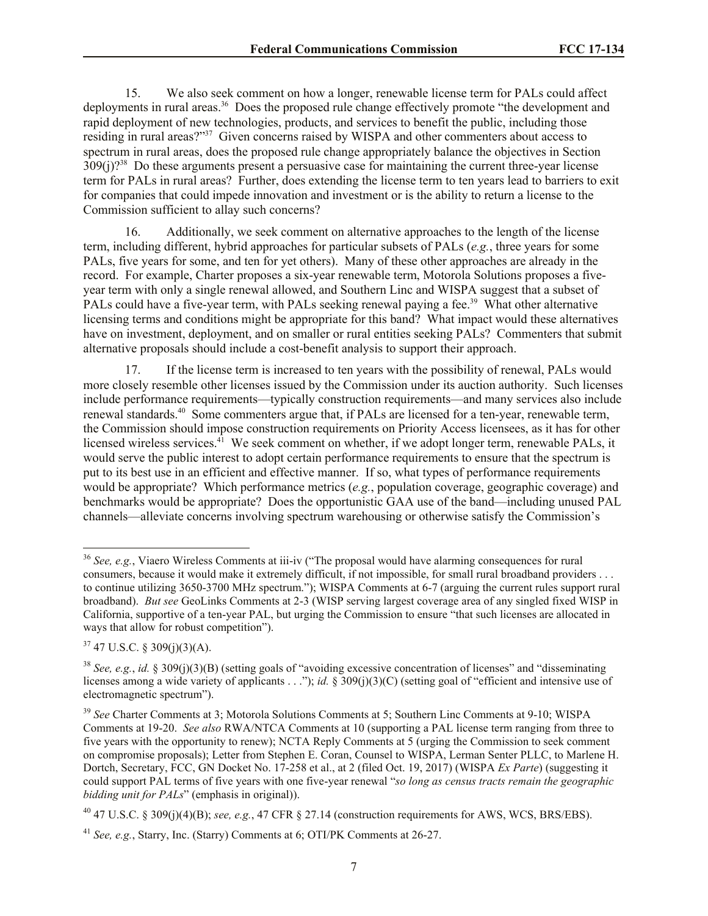15. We also seek comment on how a longer, renewable license term for PALs could affect deployments in rural areas.[36] Does the proposed rule change effectively promote "the development and rapid deployment of new technologies, products, and services to benefit the public, including those residing in rural areas?"[37] Given concerns raised by WISPA and other commenters about access to spectrum in rural areas, does the proposed rule change appropriately balance the objectives in Section 309(j)?[38] Do these arguments present a persuasive case for maintaining the current three-year license term for PALs in rural areas? Further, does extending the license term to ten years lead to barriers to exit for companies that could impede innovation and investment or is the ability to return a license to the Commission sufficient to allay such concerns?

16. Additionally, we seek comment on alternative approaches to the length of the license term, including different, hybrid approaches for particular subsets of PALs (*e.g.*, three years for some PALs, five years for some, and ten for yet others). Many of these other approaches are already in the record. For example, Charter proposes a six-year renewable term, Motorola Solutions proposes a five-year term with only a single renewal allowed, and Southern Linc and WISPA suggest that a subset of PALs could have a five-year term, with PALs seeking renewal paying a fee.[39] What other alternative licensing terms and conditions might be appropriate for this band? What impact would these alternatives have on investment, deployment, and on smaller or rural entities seeking PALs? Commenters that submit alternative proposals should include a cost-benefit analysis to support their approach.

17. If the license term is increased to ten years with the possibility of renewal, PALs would more closely resemble other licenses issued by the Commission under its auction authority. Such licenses include performance requirements—typically construction requirements—and many services also include renewal standards.[40] Some commenters argue that, if PALs are licensed for a ten-year, renewable term, the Commission should impose construction requirements on Priority Access licensees, as it has for other licensed wireless services.[41] We seek comment on whether, if we adopt longer term, renewable PALs, it would serve the public interest to adopt certain performance requirements to ensure that the spectrum is put to its best use in an efficient and effective manner. If so, what types of performance requirements would be appropriate? Which performance metrics (*e.g.*, population coverage, geographic coverage) and benchmarks would be appropriate? Does the opportunistic GAA use of the band—including unused PAL channels—alleviate concerns involving spectrum warehousing or otherwise satisfy the Commission's

---

[36] *See, e.g.*, Viaero Wireless Comments at iii-iv ("The proposal would have alarming consequences for rural consumers, because it would make it extremely difficult, if not impossible, for small rural broadband providers . . . to continue utilizing 3650-3700 MHz spectrum."); WISPA Comments at 6-7 (arguing the current rules support rural broadband). *But see* GeoLinks Comments at 2-3 (WISP serving largest coverage area of any singled fixed WISP in California, supportive of a ten-year PAL, but urging the Commission to ensure "that such licenses are allocated in ways that allow for robust competition").

[37] 47 U.S.C. § 309(j)(3)(A).

[38] *See, e.g.*, *id.* § 309(j)(3)(B) (setting goals of "avoiding excessive concentration of licenses" and "disseminating licenses among a wide variety of applicants . . ."); *id.* § 309(j)(3)(C) (setting goal of "efficient and intensive use of electromagnetic spectrum").

[39] *See* Charter Comments at 3; Motorola Solutions Comments at 5; Southern Linc Comments at 9-10; WISPA Comments at 19-20. *See also* RWA/NTCA Comments at 10 (supporting a PAL license term ranging from three to five years with the opportunity to renew); NCTA Reply Comments at 5 (urging the Commission to seek comment on compromise proposals); Letter from Stephen E. Coran, Counsel to WISPA, Lerman Senter PLLC, to Marlene H. Dortch, Secretary, FCC, GN Docket No. 17-258 et al., at 2 (filed Oct. 19, 2017) (WISPA *Ex Parte*) (suggesting it could support PAL terms of five years with one five-year renewal "*so long as census tracts remain the geographic bidding unit for PALs*" (emphasis in original)).

[40] 47 U.S.C. § 309(j)(4)(B); *see, e.g.*, 47 CFR § 27.14 (construction requirements for AWS, WCS, BRS/EBS).

[41] *See, e.g.*, Starry, Inc. (Starry) Comments at 6; OTI/PK Comments at 26-27.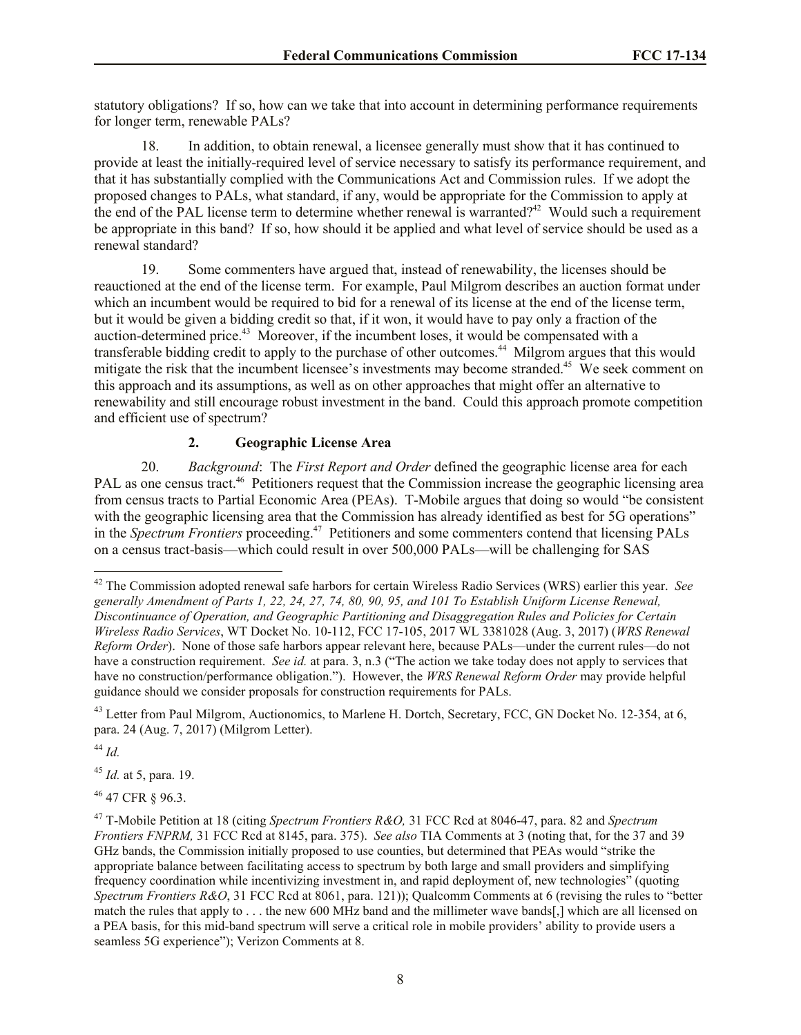statutory obligations? If so, how can we take that into account in determining performance requirements for longer term, renewable PALs?

18. In addition, to obtain renewal, a licensee generally must show that it has continued to provide at least the initially-required level of service necessary to satisfy its performance requirement, and that it has substantially complied with the Communications Act and Commission rules. If we adopt the proposed changes to PALs, what standard, if any, would be appropriate for the Commission to apply at the end of the PAL license term to determine whether renewal is warranted?[42] Would such a requirement be appropriate in this band? If so, how should it be applied and what level of service should be used as a renewal standard?

19. Some commenters have argued that, instead of renewability, the licenses should be reauctioned at the end of the license term. For example, Paul Milgrom describes an auction format under which an incumbent would be required to bid for a renewal of its license at the end of the license term, but it would be given a bidding credit so that, if it won, it would have to pay only a fraction of the auction-determined price.[43] Moreover, if the incumbent loses, it would be compensated with a transferable bidding credit to apply to the purchase of other outcomes.[44] Milgrom argues that this would mitigate the risk that the incumbent licensee's investments may become stranded.[45] We seek comment on this approach and its assumptions, as well as on other approaches that might offer an alternative to renewability and still encourage robust investment in the band. Could this approach promote competition and efficient use of spectrum?

### 2. Geographic License Area

20. *Background*: The *First Report and Order* defined the geographic license area for each PAL as one census tract.[46] Petitioners request that the Commission increase the geographic licensing area from census tracts to Partial Economic Area (PEAs). T-Mobile argues that doing so would "be consistent with the geographic licensing area that the Commission has already identified as best for 5G operations" in the *Spectrum Frontiers* proceeding.[47] Petitioners and some commenters contend that licensing PALs on a census tract-basis—which could result in over 500,000 PALs—will be challenging for SAS

---

[42] The Commission adopted renewal safe harbors for certain Wireless Radio Services (WRS) earlier this year. *See generally Amendment of Parts 1, 22, 24, 27, 74, 80, 90, 95, and 101 To Establish Uniform License Renewal, Discontinuance of Operation, and Geographic Partitioning and Disaggregation Rules and Policies for Certain Wireless Radio Services*, WT Docket No. 10-112, FCC 17-105, 2017 WL 3381028 (Aug. 3, 2017) (*WRS Renewal Reform Order*). None of those safe harbors appear relevant here, because PALs—under the current rules—do not have a construction requirement. *See id.* at para. 3, n.3 ("The action we take today does not apply to services that have no construction/performance obligation."). However, the *WRS Renewal Reform Order* may provide helpful guidance should we consider proposals for construction requirements for PALs.

[43] Letter from Paul Milgrom, Auctionomics, to Marlene H. Dortch, Secretary, FCC, GN Docket No. 12-354, at 6, para. 24 (Aug. 7, 2017) (Milgrom Letter).

[44] *Id.*

[45] *Id.* at 5, para. 19.

[46] 47 CFR § 96.3.

[47] T-Mobile Petition at 18 (citing *Spectrum Frontiers R&O,* 31 FCC Rcd at 8046-47, para. 82 and *Spectrum Frontiers FNPRM,* 31 FCC Rcd at 8145, para. 375). *See also* TIA Comments at 3 (noting that, for the 37 and 39 GHz bands, the Commission initially proposed to use counties, but determined that PEAs would "strike the appropriate balance between facilitating access to spectrum by both large and small providers and simplifying frequency coordination while incentivizing investment in, and rapid deployment of, new technologies" (quoting *Spectrum Frontiers R&O*, 31 FCC Rcd at 8061, para. 121)); Qualcomm Comments at 6 (revising the rules to "better match the rules that apply to . . . the new 600 MHz band and the millimeter wave bands[,] which are all licensed on a PEA basis, for this mid-band spectrum will serve a critical role in mobile providers' ability to provide users a seamless 5G experience"); Verizon Comments at 8.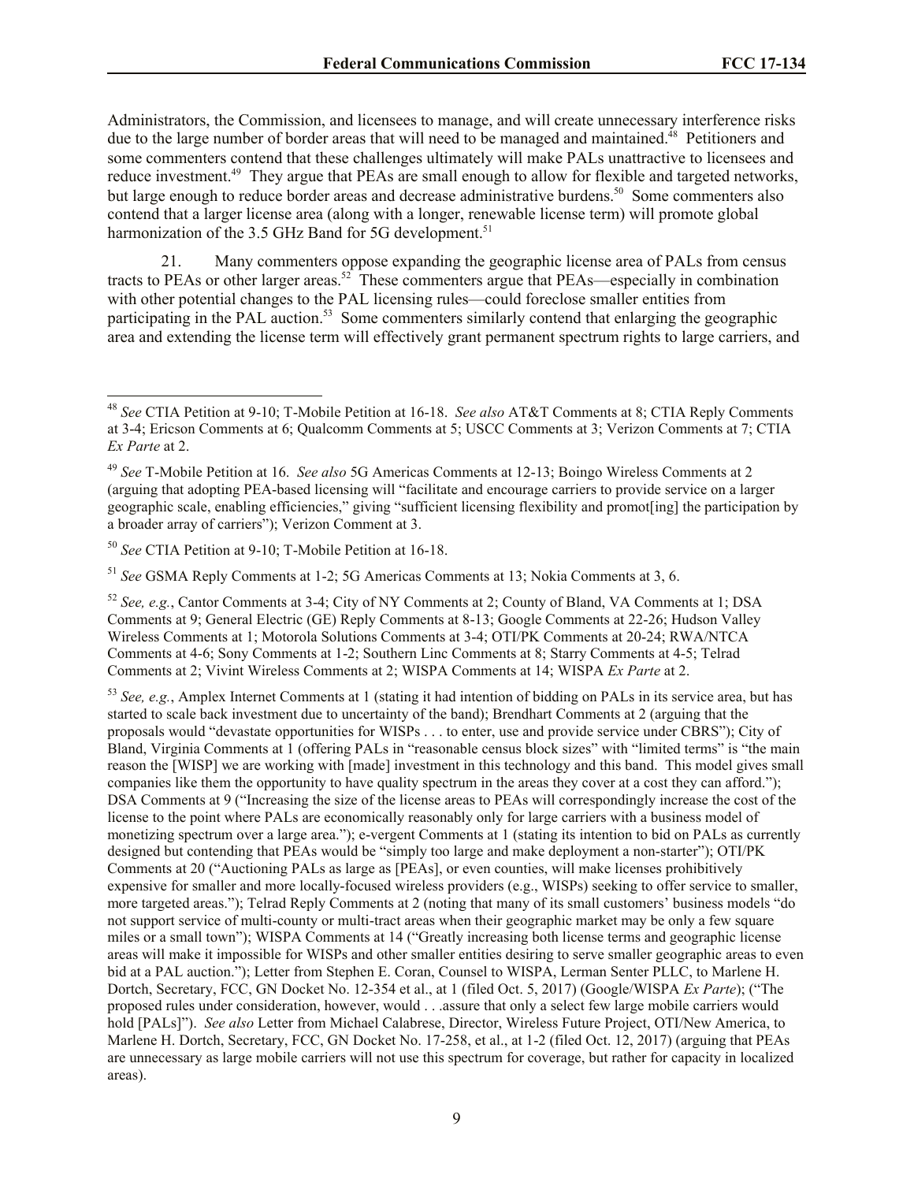Administrators, the Commission, and licensees to manage, and will create unnecessary interference risks due to the large number of border areas that will need to be managed and maintained.[48] Petitioners and some commenters contend that these challenges ultimately will make PALs unattractive to licensees and reduce investment.[49] They argue that PEAs are small enough to allow for flexible and targeted networks, but large enough to reduce border areas and decrease administrative burdens.[50] Some commenters also contend that a larger license area (along with a longer, renewable license term) will promote global harmonization of the 3.5 GHz Band for 5G development.[51]

21. Many commenters oppose expanding the geographic license area of PALs from census tracts to PEAs or other larger areas.[52] These commenters argue that PEAs—especially in combination with other potential changes to the PAL licensing rules—could foreclose smaller entities from participating in the PAL auction.[53] Some commenters similarly contend that enlarging the geographic area and extending the license term will effectively grant permanent spectrum rights to large carriers, and

---

[48] *See* CTIA Petition at 9-10; T-Mobile Petition at 16-18. *See also* AT&T Comments at 8; CTIA Reply Comments at 3-4; Ericson Comments at 6; Qualcomm Comments at 5; USCC Comments at 3; Verizon Comments at 7; CTIA *Ex Parte* at 2.

[49] *See* T-Mobile Petition at 16. *See also* 5G Americas Comments at 12-13; Boingo Wireless Comments at 2 (arguing that adopting PEA-based licensing will "facilitate and encourage carriers to provide service on a larger geographic scale, enabling efficiencies," giving "sufficient licensing flexibility and promot[ing] the participation by a broader array of carriers"); Verizon Comment at 3.

[50] *See* CTIA Petition at 9-10; T-Mobile Petition at 16-18.

[51] *See* GSMA Reply Comments at 1-2; 5G Americas Comments at 13; Nokia Comments at 3, 6.

[52] *See, e.g.*, Cantor Comments at 3-4; City of NY Comments at 2; County of Bland, VA Comments at 1; DSA Comments at 9; General Electric (GE) Reply Comments at 8-13; Google Comments at 22-26; Hudson Valley Wireless Comments at 1; Motorola Solutions Comments at 3-4; OTI/PK Comments at 20-24; RWA/NTCA Comments at 4-6; Sony Comments at 1-2; Southern Linc Comments at 8; Starry Comments at 4-5; Telrad Comments at 2; Vivint Wireless Comments at 2; WISPA Comments at 14; WISPA *Ex Parte* at 2.

[53] *See, e.g.*, Amplex Internet Comments at 1 (stating it had intention of bidding on PALs in its service area, but has started to scale back investment due to uncertainty of the band); Brendhart Comments at 2 (arguing that the proposals would "devastate opportunities for WISPs . . . to enter, use and provide service under CBRS"); City of Bland, Virginia Comments at 1 (offering PALs in "reasonable census block sizes" with "limited terms" is "the main reason the [WISP] we are working with [made] investment in this technology and this band. This model gives small companies like them the opportunity to have quality spectrum in the areas they cover at a cost they can afford."); DSA Comments at 9 ("Increasing the size of the license areas to PEAs will correspondingly increase the cost of the license to the point where PALs are economically reasonably only for large carriers with a business model of monetizing spectrum over a large area."); e-vergent Comments at 1 (stating its intention to bid on PALs as currently designed but contending that PEAs would be "simply too large and make deployment a non-starter"); OTI/PK Comments at 20 ("Auctioning PALs as large as [PEAs], or even counties, will make licenses prohibitively expensive for smaller and more locally-focused wireless providers (e.g., WISPs) seeking to offer service to smaller, more targeted areas."); Telrad Reply Comments at 2 (noting that many of its small customers' business models "do not support service of multi-county or multi-tract areas when their geographic market may be only a few square miles or a small town"); WISPA Comments at 14 ("Greatly increasing both license terms and geographic license areas will make it impossible for WISPs and other smaller entities desiring to serve smaller geographic areas to even bid at a PAL auction."); Letter from Stephen E. Coran, Counsel to WISPA, Lerman Senter PLLC, to Marlene H. Dortch, Secretary, FCC, GN Docket No. 12-354 et al., at 1 (filed Oct. 5, 2017) (Google/WISPA *Ex Parte*); ("The proposed rules under consideration, however, would . . .assure that only a select few large mobile carriers would hold [PALs]"). *See also* Letter from Michael Calabrese, Director, Wireless Future Project, OTI/New America, to Marlene H. Dortch, Secretary, FCC, GN Docket No. 17-258, et al., at 1-2 (filed Oct. 12, 2017) (arguing that PEAs are unnecessary as large mobile carriers will not use this spectrum for coverage, but rather for capacity in localized areas).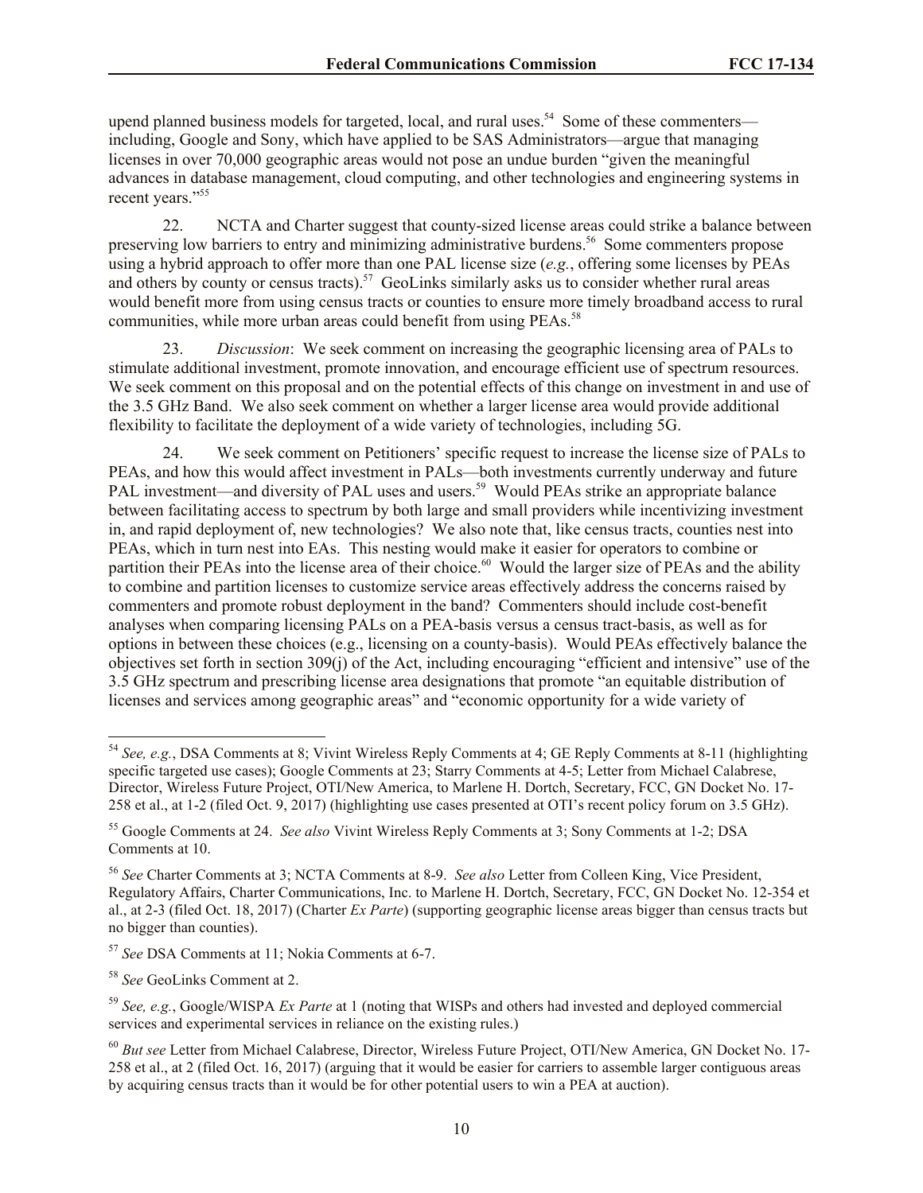upend planned business models for targeted, local, and rural uses.[54] Some of these commenters—including, Google and Sony, which have applied to be SAS Administrators—argue that managing licenses in over 70,000 geographic areas would not pose an undue burden "given the meaningful advances in database management, cloud computing, and other technologies and engineering systems in recent years."[55]

22. NCTA and Charter suggest that county-sized license areas could strike a balance between preserving low barriers to entry and minimizing administrative burdens.[56] Some commenters propose using a hybrid approach to offer more than one PAL license size (*e.g.*, offering some licenses by PEAs and others by county or census tracts).[57] GeoLinks similarly asks us to consider whether rural areas would benefit more from using census tracts or counties to ensure more timely broadband access to rural communities, while more urban areas could benefit from using PEAs.[58]

23. *Discussion*: We seek comment on increasing the geographic licensing area of PALs to stimulate additional investment, promote innovation, and encourage efficient use of spectrum resources. We seek comment on this proposal and on the potential effects of this change on investment in and use of the 3.5 GHz Band. We also seek comment on whether a larger license area would provide additional flexibility to facilitate the deployment of a wide variety of technologies, including 5G.

24. We seek comment on Petitioners' specific request to increase the license size of PALs to PEAs, and how this would affect investment in PALs—both investments currently underway and future PAL investment—and diversity of PAL uses and users.[59] Would PEAs strike an appropriate balance between facilitating access to spectrum by both large and small providers while incentivizing investment in, and rapid deployment of, new technologies? We also note that, like census tracts, counties nest into PEAs, which in turn nest into EAs. This nesting would make it easier for operators to combine or partition their PEAs into the license area of their choice.[60] Would the larger size of PEAs and the ability to combine and partition licenses to customize service areas effectively address the concerns raised by commenters and promote robust deployment in the band? Commenters should include cost-benefit analyses when comparing licensing PALs on a PEA-basis versus a census tract-basis, as well as for options in between these choices (e.g., licensing on a county-basis). Would PEAs effectively balance the objectives set forth in section 309(j) of the Act, including encouraging "efficient and intensive" use of the 3.5 GHz spectrum and prescribing license area designations that promote "an equitable distribution of licenses and services among geographic areas" and "economic opportunity for a wide variety of

---

[54] *See, e.g.*, DSA Comments at 8; Vivint Wireless Reply Comments at 4; GE Reply Comments at 8-11 (highlighting specific targeted use cases); Google Comments at 23; Starry Comments at 4-5; Letter from Michael Calabrese, Director, Wireless Future Project, OTI/New America, to Marlene H. Dortch, Secretary, FCC, GN Docket No. 17-258 et al., at 1-2 (filed Oct. 9, 2017) (highlighting use cases presented at OTI's recent policy forum on 3.5 GHz).

[55] Google Comments at 24. *See also* Vivint Wireless Reply Comments at 3; Sony Comments at 1-2; DSA Comments at 10.

[56] *See* Charter Comments at 3; NCTA Comments at 8-9. *See also* Letter from Colleen King, Vice President, Regulatory Affairs, Charter Communications, Inc. to Marlene H. Dortch, Secretary, FCC, GN Docket No. 12-354 et al., at 2-3 (filed Oct. 18, 2017) (Charter *Ex Parte*) (supporting geographic license areas bigger than census tracts but no bigger than counties).

[57] *See* DSA Comments at 11; Nokia Comments at 6-7.

[58] *See* GeoLinks Comment at 2.

[59] *See, e.g.*, Google/WISPA *Ex Parte* at 1 (noting that WISPs and others had invested and deployed commercial services and experimental services in reliance on the existing rules.)

[60] *But see* Letter from Michael Calabrese, Director, Wireless Future Project, OTI/New America, GN Docket No. 17-258 et al., at 2 (filed Oct. 16, 2017) (arguing that it would be easier for carriers to assemble larger contiguous areas by acquiring census tracts than it would be for other potential users to win a PEA at auction).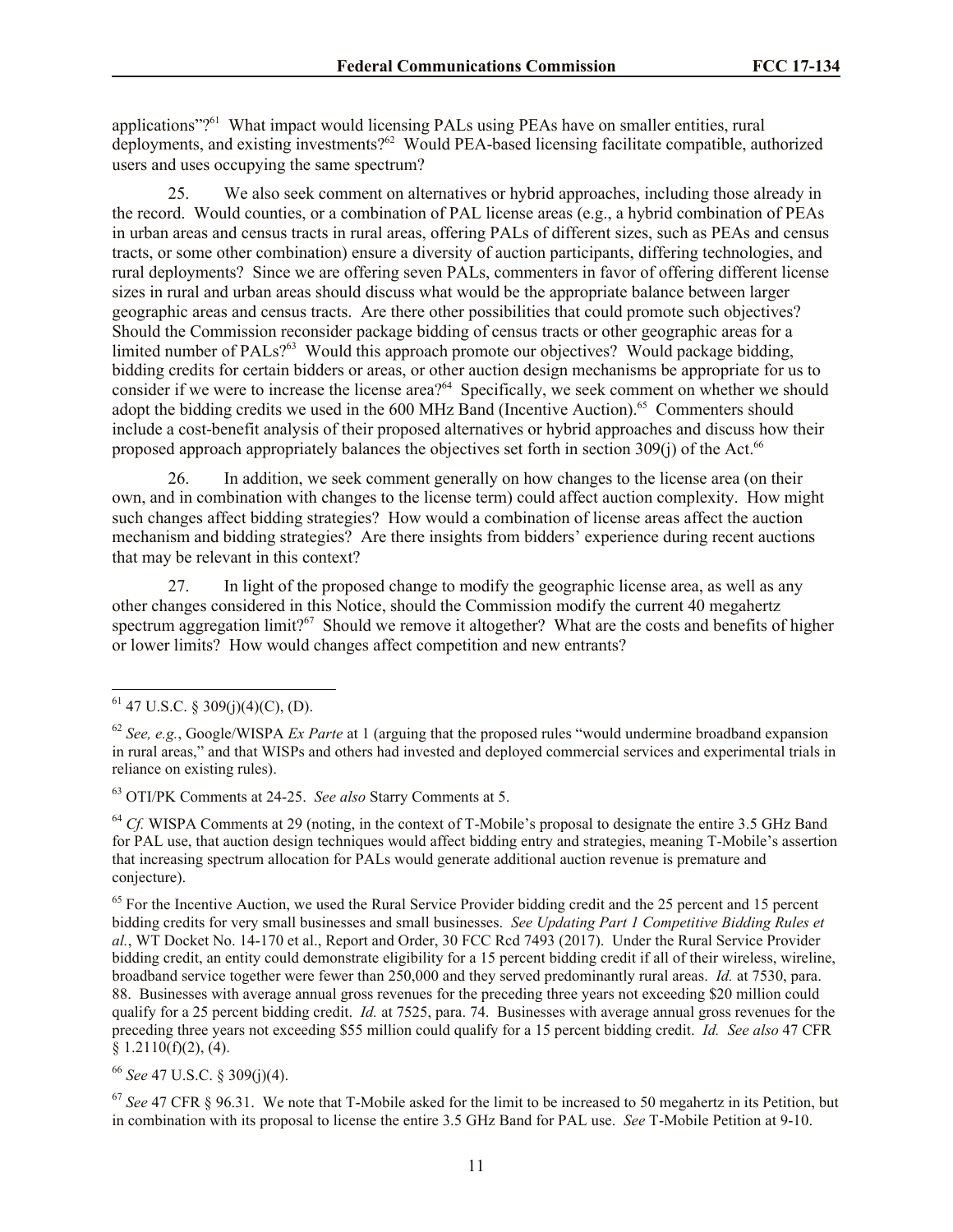applications"?[61] What impact would licensing PALs using PEAs have on smaller entities, rural deployments, and existing investments?[62] Would PEA-based licensing facilitate compatible, authorized users and uses occupying the same spectrum?

25. We also seek comment on alternatives or hybrid approaches, including those already in the record. Would counties, or a combination of PAL license areas (e.g., a hybrid combination of PEAs in urban areas and census tracts in rural areas, offering PALs of different sizes, such as PEAs and census tracts, or some other combination) ensure a diversity of auction participants, differing technologies, and rural deployments? Since we are offering seven PALs, commenters in favor of offering different license sizes in rural and urban areas should discuss what would be the appropriate balance between larger geographic areas and census tracts. Are there other possibilities that could promote such objectives? Should the Commission reconsider package bidding of census tracts or other geographic areas for a limited number of PALs?[63] Would this approach promote our objectives? Would package bidding, bidding credits for certain bidders or areas, or other auction design mechanisms be appropriate for us to consider if we were to increase the license area?[64] Specifically, we seek comment on whether we should adopt the bidding credits we used in the 600 MHz Band (Incentive Auction).[65] Commenters should include a cost-benefit analysis of their proposed alternatives or hybrid approaches and discuss how their proposed approach appropriately balances the objectives set forth in section 309(j) of the Act.[66]

26. In addition, we seek comment generally on how changes to the license area (on their own, and in combination with changes to the license term) could affect auction complexity. How might such changes affect bidding strategies? How would a combination of license areas affect the auction mechanism and bidding strategies? Are there insights from bidders' experience during recent auctions that may be relevant in this context?

27. In light of the proposed change to modify the geographic license area, as well as any other changes considered in this Notice, should the Commission modify the current 40 megahertz spectrum aggregation limit?[67] Should we remove it altogether? What are the costs and benefits of higher or lower limits? How would changes affect competition and new entrants?

---

[61] 47 U.S.C. § 309(j)(4)(C), (D).

[62] *See, e.g.*, Google/WISPA *Ex Parte* at 1 (arguing that the proposed rules "would undermine broadband expansion in rural areas," and that WISPs and others had invested and deployed commercial services and experimental trials in reliance on existing rules).

[63] OTI/PK Comments at 24-25. *See also* Starry Comments at 5.

[64] *Cf.* WISPA Comments at 29 (noting, in the context of T-Mobile's proposal to designate the entire 3.5 GHz Band for PAL use, that auction design techniques would affect bidding entry and strategies, meaning T-Mobile's assertion that increasing spectrum allocation for PALs would generate additional auction revenue is premature and conjecture).

[65] For the Incentive Auction, we used the Rural Service Provider bidding credit and the 25 percent and 15 percent bidding credits for very small businesses and small businesses. *See Updating Part 1 Competitive Bidding Rules et al.*, WT Docket No. 14-170 et al., Report and Order, 30 FCC Rcd 7493 (2017). Under the Rural Service Provider bidding credit, an entity could demonstrate eligibility for a 15 percent bidding credit if all of their wireless, wireline, broadband service together were fewer than 250,000 and they served predominantly rural areas. *Id.* at 7530, para. 88. Businesses with average annual gross revenues for the preceding three years not exceeding $20 million could qualify for a 25 percent bidding credit. *Id.* at 7525, para. 74. Businesses with average annual gross revenues for the preceding three years not exceeding $55 million could qualify for a 15 percent bidding credit. *Id. See also* 47 CFR § 1.2110(f)(2), (4).

[66] *See* 47 U.S.C. § 309(j)(4).

[67] *See* 47 CFR § 96.31. We note that T-Mobile asked for the limit to be increased to 50 megahertz in its Petition, but in combination with its proposal to license the entire 3.5 GHz Band for PAL use. *See* T-Mobile Petition at 9-10.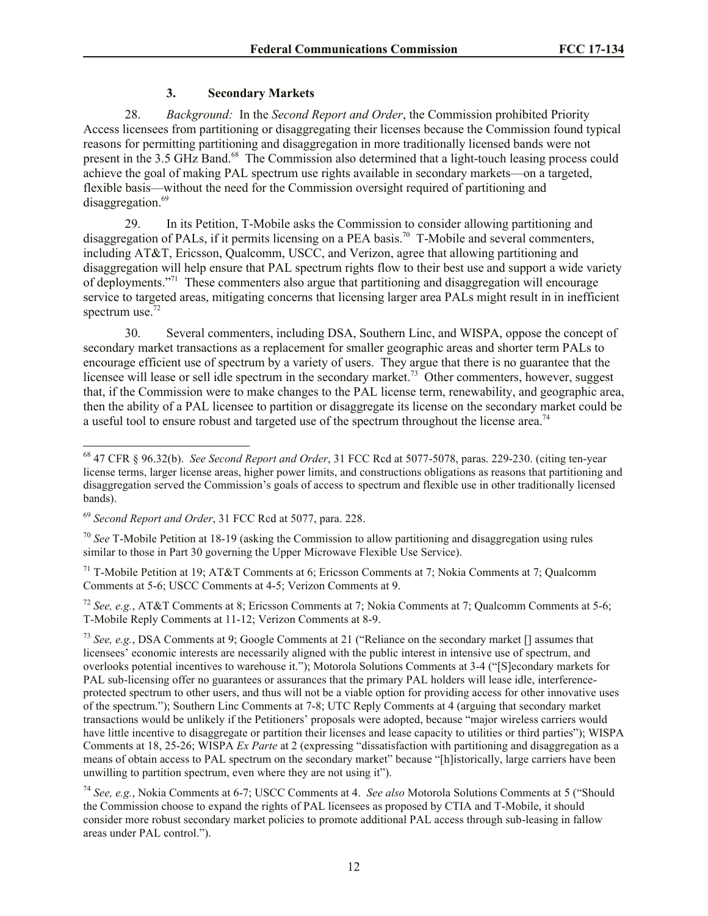### 3. Secondary Markets

28. *Background:* In the *Second Report and Order*, the Commission prohibited Priority Access licensees from partitioning or disaggregating their licenses because the Commission found typical reasons for permitting partitioning and disaggregation in more traditionally licensed bands were not present in the 3.5 GHz Band.[68] The Commission also determined that a light-touch leasing process could achieve the goal of making PAL spectrum use rights available in secondary markets—on a targeted, flexible basis—without the need for the Commission oversight required of partitioning and disaggregation.[69]

29. In its Petition, T-Mobile asks the Commission to consider allowing partitioning and disaggregation of PALs, if it permits licensing on a PEA basis.[70] T-Mobile and several commenters, including AT&T, Ericsson, Qualcomm, USCC, and Verizon, agree that allowing partitioning and disaggregation will help ensure that PAL spectrum rights flow to their best use and support a wide variety of deployments."[71] These commenters also argue that partitioning and disaggregation will encourage service to targeted areas, mitigating concerns that licensing larger area PALs might result in in inefficient spectrum use.[72]

30. Several commenters, including DSA, Southern Linc, and WISPA, oppose the concept of secondary market transactions as a replacement for smaller geographic areas and shorter term PALs to encourage efficient use of spectrum by a variety of users. They argue that there is no guarantee that the licensee will lease or sell idle spectrum in the secondary market.[73] Other commenters, however, suggest that, if the Commission were to make changes to the PAL license term, renewability, and geographic area, then the ability of a PAL licensee to partition or disaggregate its license on the secondary market could be a useful tool to ensure robust and targeted use of the spectrum throughout the license area.[74]

---

[68] 47 CFR § 96.32(b). *See Second Report and Order*, 31 FCC Rcd at 5077-5078, paras. 229-230. (citing ten-year license terms, larger license areas, higher power limits, and constructions obligations as reasons that partitioning and disaggregation served the Commission's goals of access to spectrum and flexible use in other traditionally licensed bands).

[69] *Second Report and Order*, 31 FCC Rcd at 5077, para. 228.

[70] *See* T-Mobile Petition at 18-19 (asking the Commission to allow partitioning and disaggregation using rules similar to those in Part 30 governing the Upper Microwave Flexible Use Service).

[71] T-Mobile Petition at 19; AT&T Comments at 6; Ericsson Comments at 7; Nokia Comments at 7; Qualcomm Comments at 5-6; USCC Comments at 4-5; Verizon Comments at 9.

[72] *See, e.g.*, AT&T Comments at 8; Ericsson Comments at 7; Nokia Comments at 7; Qualcomm Comments at 5-6; T-Mobile Reply Comments at 11-12; Verizon Comments at 8-9.

[73] *See, e.g.*, DSA Comments at 9; Google Comments at 21 ("Reliance on the secondary market [] assumes that licensees' economic interests are necessarily aligned with the public interest in intensive use of spectrum, and overlooks potential incentives to warehouse it."); Motorola Solutions Comments at 3-4 ("[S]econdary markets for PAL sub-licensing offer no guarantees or assurances that the primary PAL holders will lease idle, interference-protected spectrum to other users, and thus will not be a viable option for providing access for other innovative uses of the spectrum."); Southern Linc Comments at 7-8; UTC Reply Comments at 4 (arguing that secondary market transactions would be unlikely if the Petitioners' proposals were adopted, because "major wireless carriers would have little incentive to disaggregate or partition their licenses and lease capacity to utilities or third parties"); WISPA Comments at 18, 25-26; WISPA *Ex Parte* at 2 (expressing "dissatisfaction with partitioning and disaggregation as a means of obtain access to PAL spectrum on the secondary market" because "[h]istorically, large carriers have been unwilling to partition spectrum, even where they are not using it").

[74] *See, e.g.*, Nokia Comments at 6-7; USCC Comments at 4. *See also* Motorola Solutions Comments at 5 ("Should the Commission choose to expand the rights of PAL licensees as proposed by CTIA and T-Mobile, it should consider more robust secondary market policies to promote additional PAL access through sub-leasing in fallow areas under PAL control.").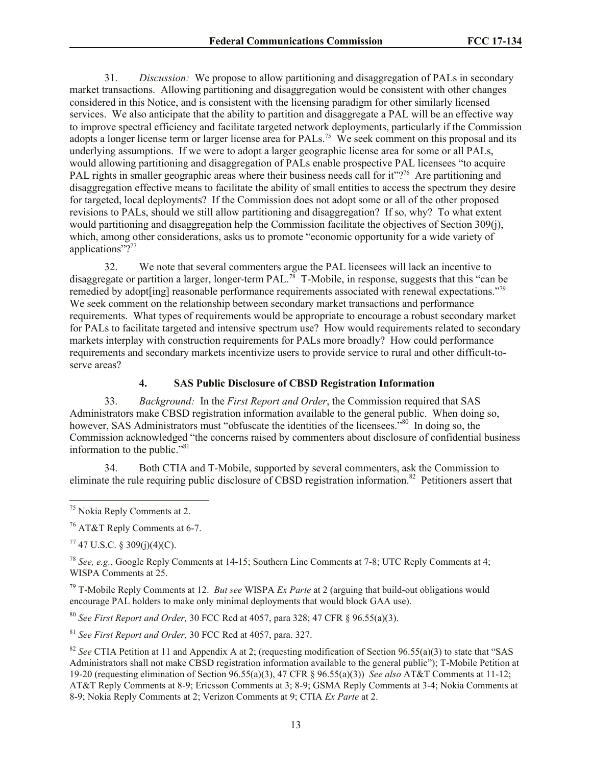31. *Discussion:* We propose to allow partitioning and disaggregation of PALs in secondary market transactions. Allowing partitioning and disaggregation would be consistent with other changes considered in this Notice, and is consistent with the licensing paradigm for other similarly licensed services. We also anticipate that the ability to partition and disaggregate a PAL will be an effective way to improve spectral efficiency and facilitate targeted network deployments, particularly if the Commission adopts a longer license term or larger license area for PALs.[75] We seek comment on this proposal and its underlying assumptions. If we were to adopt a larger geographic license area for some or all PALs, would allowing partitioning and disaggregation of PALs enable prospective PAL licensees "to acquire PAL rights in smaller geographic areas where their business needs call for it"?[76] Are partitioning and disaggregation effective means to facilitate the ability of small entities to access the spectrum they desire for targeted, local deployments? If the Commission does not adopt some or all of the other proposed revisions to PALs, should we still allow partitioning and disaggregation? If so, why? To what extent would partitioning and disaggregation help the Commission facilitate the objectives of Section 309(j), which, among other considerations, asks us to promote "economic opportunity for a wide variety of applications"?[77]

32. We note that several commenters argue the PAL licensees will lack an incentive to disaggregate or partition a larger, longer-term PAL.[78] T-Mobile, in response, suggests that this "can be remedied by adopt[ing] reasonable performance requirements associated with renewal expectations."[79] We seek comment on the relationship between secondary market transactions and performance requirements. What types of requirements would be appropriate to encourage a robust secondary market for PALs to facilitate targeted and intensive spectrum use? How would requirements related to secondary markets interplay with construction requirements for PALs more broadly? How could performance requirements and secondary markets incentivize users to provide service to rural and other difficult-to-serve areas?

### 4. SAS Public Disclosure of CBSD Registration Information

33. *Background:* In the *First Report and Order*, the Commission required that SAS Administrators make CBSD registration information available to the general public. When doing so, however, SAS Administrators must "obfuscate the identities of the licensees."[80] In doing so, the Commission acknowledged "the concerns raised by commenters about disclosure of confidential business information to the public."[81]

34. Both CTIA and T-Mobile, supported by several commenters, ask the Commission to eliminate the rule requiring public disclosure of CBSD registration information.[82] Petitioners assert that

---

[75] Nokia Reply Comments at 2.

[76] AT&T Reply Comments at 6-7.

[77] 47 U.S.C. § 309(j)(4)(C).

[78] *See, e.g.*, Google Reply Comments at 14-15; Southern Linc Comments at 7-8; UTC Reply Comments at 4; WISPA Comments at 25.

[79] T-Mobile Reply Comments at 12. *But see* WISPA *Ex Parte* at 2 (arguing that build-out obligations would encourage PAL holders to make only minimal deployments that would block GAA use).

[80] *See First Report and Order,* 30 FCC Rcd at 4057, para 328; 47 CFR § 96.55(a)(3).

[81] *See First Report and Order,* 30 FCC Rcd at 4057, para. 327.

[82] *See* CTIA Petition at 11 and Appendix A at 2; (requesting modification of Section 96.55(a)(3) to state that "SAS Administrators shall not make CBSD registration information available to the general public"); T-Mobile Petition at 19-20 (requesting elimination of Section 96.55(a)(3), 47 CFR § 96.55(a)(3)) *See also* AT&T Comments at 11-12; AT&T Reply Comments at 8-9; Ericsson Comments at 3; 8-9; GSMA Reply Comments at 3-4; Nokia Comments at 8-9; Nokia Reply Comments at 2; Verizon Comments at 9; CTIA *Ex Parte* at 2.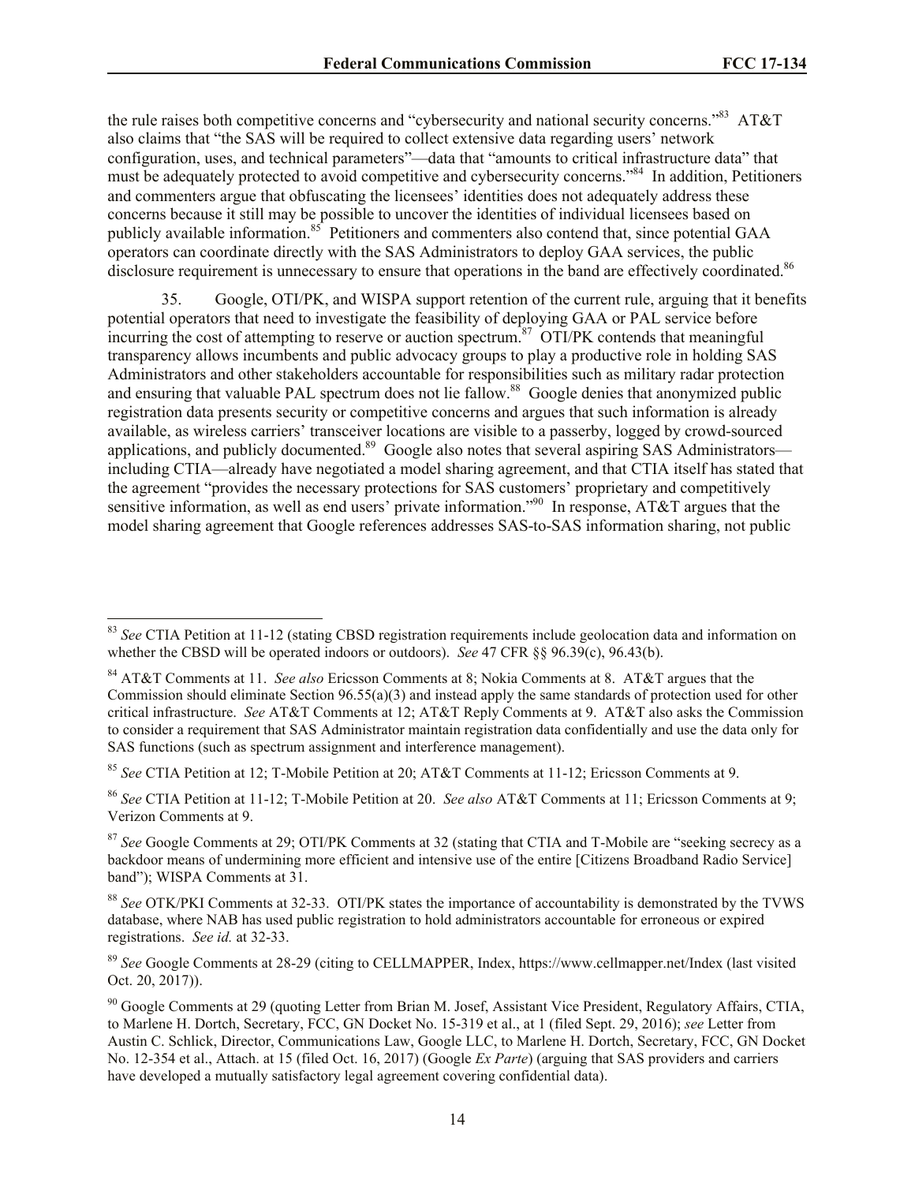the rule raises both competitive concerns and "cybersecurity and national security concerns."[83] AT&T also claims that "the SAS will be required to collect extensive data regarding users' network configuration, uses, and technical parameters"—data that "amounts to critical infrastructure data" that must be adequately protected to avoid competitive and cybersecurity concerns."[84] In addition, Petitioners and commenters argue that obfuscating the licensees' identities does not adequately address these concerns because it still may be possible to uncover the identities of individual licensees based on publicly available information.[85] Petitioners and commenters also contend that, since potential GAA operators can coordinate directly with the SAS Administrators to deploy GAA services, the public disclosure requirement is unnecessary to ensure that operations in the band are effectively coordinated.[86]

35. Google, OTI/PK, and WISPA support retention of the current rule, arguing that it benefits potential operators that need to investigate the feasibility of deploying GAA or PAL service before incurring the cost of attempting to reserve or auction spectrum.[87] OTI/PK contends that meaningful transparency allows incumbents and public advocacy groups to play a productive role in holding SAS Administrators and other stakeholders accountable for responsibilities such as military radar protection and ensuring that valuable PAL spectrum does not lie fallow.[88] Google denies that anonymized public registration data presents security or competitive concerns and argues that such information is already available, as wireless carriers' transceiver locations are visible to a passerby, logged by crowd-sourced applications, and publicly documented.[89] Google also notes that several aspiring SAS Administrators—including CTIA—already have negotiated a model sharing agreement, and that CTIA itself has stated that the agreement "provides the necessary protections for SAS customers' proprietary and competitively sensitive information, as well as end users' private information."[90] In response, AT&T argues that the model sharing agreement that Google references addresses SAS-to-SAS information sharing, not public

---

[83] *See* CTIA Petition at 11-12 (stating CBSD registration requirements include geolocation data and information on whether the CBSD will be operated indoors or outdoors). *See* 47 CFR §§ 96.39(c), 96.43(b).

[84] AT&T Comments at 11. *See also* Ericsson Comments at 8; Nokia Comments at 8. AT&T argues that the Commission should eliminate Section 96.55(a)(3) and instead apply the same standards of protection used for other critical infrastructure. *See* AT&T Comments at 12; AT&T Reply Comments at 9. AT&T also asks the Commission to consider a requirement that SAS Administrator maintain registration data confidentially and use the data only for SAS functions (such as spectrum assignment and interference management).

[85] *See* CTIA Petition at 12; T-Mobile Petition at 20; AT&T Comments at 11-12; Ericsson Comments at 9.

[86] *See* CTIA Petition at 11-12; T-Mobile Petition at 20. *See also* AT&T Comments at 11; Ericsson Comments at 9; Verizon Comments at 9.

[87] *See* Google Comments at 29; OTI/PK Comments at 32 (stating that CTIA and T-Mobile are "seeking secrecy as a backdoor means of undermining more efficient and intensive use of the entire [Citizens Broadband Radio Service] band"); WISPA Comments at 31.

[88] *See* OTK/PKI Comments at 32-33. OTI/PK states the importance of accountability is demonstrated by the TVWS database, where NAB has used public registration to hold administrators accountable for erroneous or expired registrations. *See id.* at 32-33.

[89] *See* Google Comments at 28-29 (citing to CELLMAPPER, Index, https://www.cellmapper.net/Index (last visited Oct. 20, 2017)).

[90] Google Comments at 29 (quoting Letter from Brian M. Josef, Assistant Vice President, Regulatory Affairs, CTIA, to Marlene H. Dortch, Secretary, FCC, GN Docket No. 15-319 et al., at 1 (filed Sept. 29, 2016); *see* Letter from Austin C. Schlick, Director, Communications Law, Google LLC, to Marlene H. Dortch, Secretary, FCC, GN Docket No. 12-354 et al., Attach. at 15 (filed Oct. 16, 2017) (Google *Ex Parte*) (arguing that SAS providers and carriers have developed a mutually satisfactory legal agreement covering confidential data).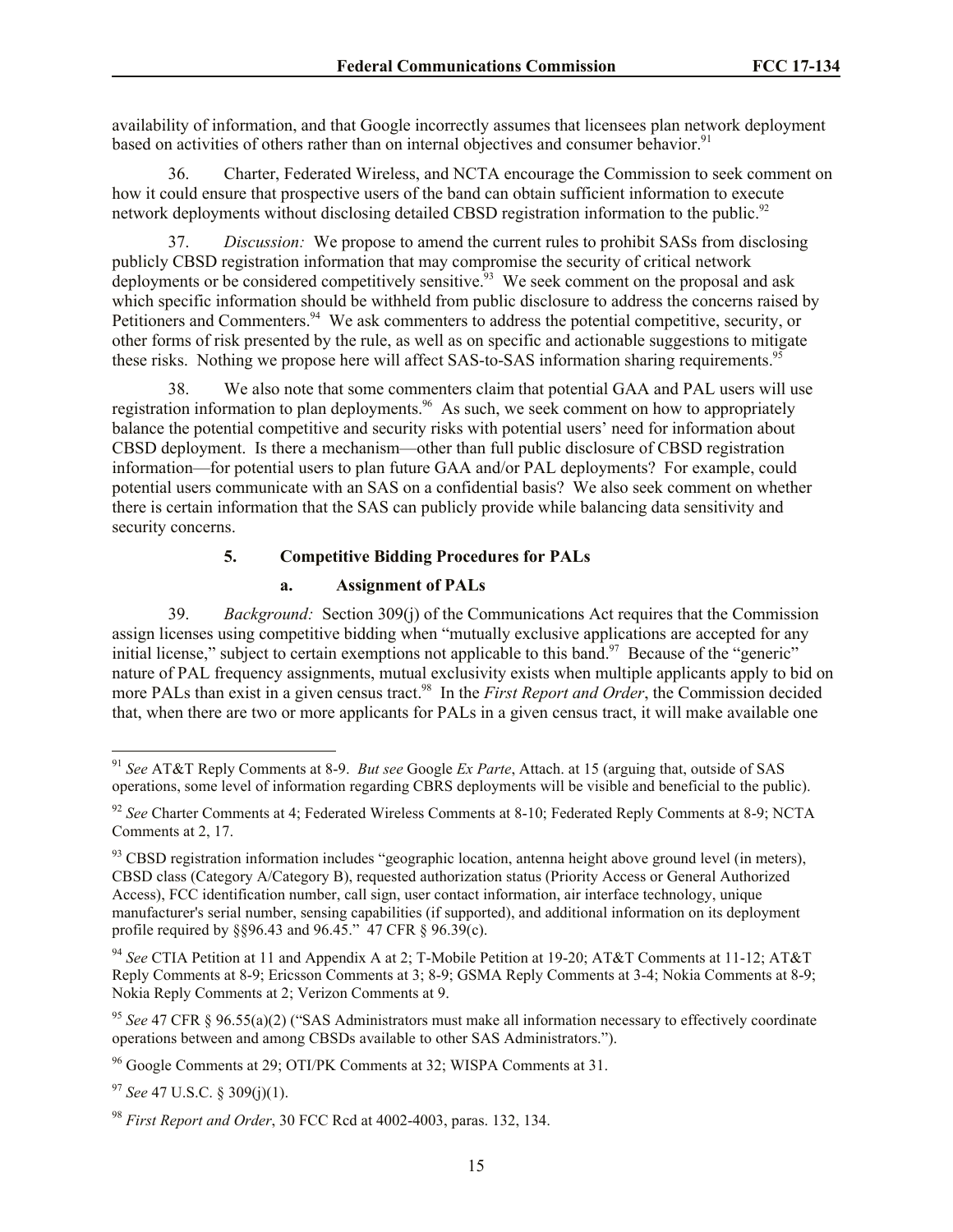availability of information, and that Google incorrectly assumes that licensees plan network deployment based on activities of others rather than on internal objectives and consumer behavior.[91]

36. Charter, Federated Wireless, and NCTA encourage the Commission to seek comment on how it could ensure that prospective users of the band can obtain sufficient information to execute network deployments without disclosing detailed CBSD registration information to the public.[92]

37. *Discussion:* We propose to amend the current rules to prohibit SASs from disclosing publicly CBSD registration information that may compromise the security of critical network deployments or be considered competitively sensitive.[93] We seek comment on the proposal and ask which specific information should be withheld from public disclosure to address the concerns raised by Petitioners and Commenters.[94] We ask commenters to address the potential competitive, security, or other forms of risk presented by the rule, as well as on specific and actionable suggestions to mitigate these risks. Nothing we propose here will affect SAS-to-SAS information sharing requirements.[95]

38. We also note that some commenters claim that potential GAA and PAL users will use registration information to plan deployments.[96] As such, we seek comment on how to appropriately balance the potential competitive and security risks with potential users' need for information about CBSD deployment. Is there a mechanism—other than full public disclosure of CBSD registration information—for potential users to plan future GAA and/or PAL deployments? For example, could potential users communicate with an SAS on a confidential basis? We also seek comment on whether there is certain information that the SAS can publicly provide while balancing data sensitivity and security concerns.

#### 5. Competitive Bidding Procedures for PALs

##### a. Assignment of PALs

39. *Background:* Section 309(j) of the Communications Act requires that the Commission assign licenses using competitive bidding when "mutually exclusive applications are accepted for any initial license," subject to certain exemptions not applicable to this band.[97] Because of the "generic" nature of PAL frequency assignments, mutual exclusivity exists when multiple applicants apply to bid on more PALs than exist in a given census tract.[98] In the *First Report and Order*, the Commission decided that, when there are two or more applicants for PALs in a given census tract, it will make available one

---

[91] *See* AT&T Reply Comments at 8-9. *But see* Google *Ex Parte*, Attach. at 15 (arguing that, outside of SAS operations, some level of information regarding CBRS deployments will be visible and beneficial to the public).

[92] *See* Charter Comments at 4; Federated Wireless Comments at 8-10; Federated Reply Comments at 8-9; NCTA Comments at 2, 17.

[93] CBSD registration information includes "geographic location, antenna height above ground level (in meters), CBSD class (Category A/Category B), requested authorization status (Priority Access or General Authorized Access), FCC identification number, call sign, user contact information, air interface technology, unique manufacturer's serial number, sensing capabilities (if supported), and additional information on its deployment profile required by §§96.43 and 96.45." 47 CFR § 96.39(c).

[94] *See* CTIA Petition at 11 and Appendix A at 2; T-Mobile Petition at 19-20; AT&T Comments at 11-12; AT&T Reply Comments at 8-9; Ericsson Comments at 3; 8-9; GSMA Reply Comments at 3-4; Nokia Comments at 8-9; Nokia Reply Comments at 2; Verizon Comments at 9.

[95] *See* 47 CFR § 96.55(a)(2) ("SAS Administrators must make all information necessary to effectively coordinate operations between and among CBSDs available to other SAS Administrators.").

[96] Google Comments at 29; OTI/PK Comments at 32; WISPA Comments at 31.

[97] *See* 47 U.S.C. § 309(j)(1).

[98] *First Report and Order*, 30 FCC Rcd at 4002-4003, paras. 132, 134.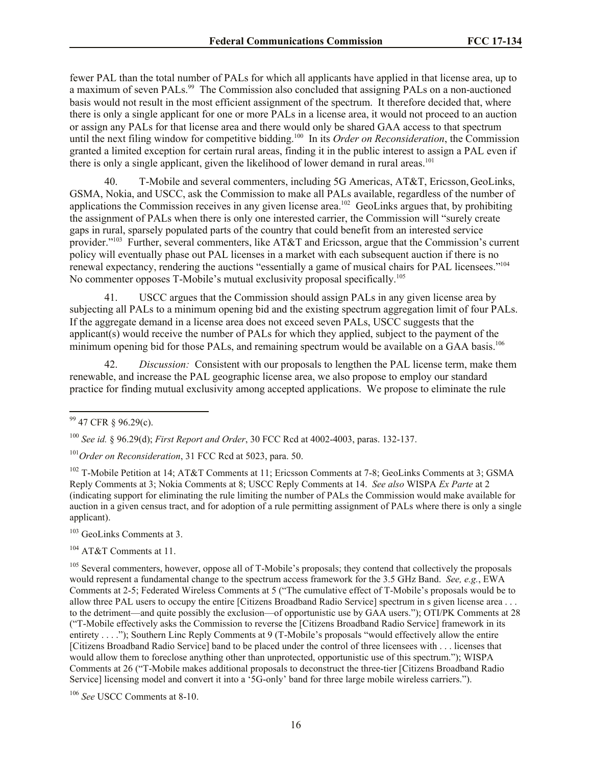fewer PAL than the total number of PALs for which all applicants have applied in that license area, up to a maximum of seven PALs.[99] The Commission also concluded that assigning PALs on a non-auctioned basis would not result in the most efficient assignment of the spectrum. It therefore decided that, where there is only a single applicant for one or more PALs in a license area, it would not proceed to an auction or assign any PALs for that license area and there would only be shared GAA access to that spectrum until the next filing window for competitive bidding.[100] In its *Order on Reconsideration*, the Commission granted a limited exception for certain rural areas, finding it in the public interest to assign a PAL even if there is only a single applicant, given the likelihood of lower demand in rural areas.[101]

40. T-Mobile and several commenters, including 5G Americas, AT&T, Ericsson, GeoLinks, GSMA, Nokia, and USCC, ask the Commission to make all PALs available, regardless of the number of applications the Commission receives in any given license area.[102] GeoLinks argues that, by prohibiting the assignment of PALs when there is only one interested carrier, the Commission will "surely create gaps in rural, sparsely populated parts of the country that could benefit from an interested service provider."[103] Further, several commenters, like AT&T and Ericsson, argue that the Commission's current policy will eventually phase out PAL licenses in a market with each subsequent auction if there is no renewal expectancy, rendering the auctions "essentially a game of musical chairs for PAL licensees."[104] No commenter opposes T-Mobile's mutual exclusivity proposal specifically.[105]

41. USCC argues that the Commission should assign PALs in any given license area by subjecting all PALs to a minimum opening bid and the existing spectrum aggregation limit of four PALs. If the aggregate demand in a license area does not exceed seven PALs, USCC suggests that the applicant(s) would receive the number of PALs for which they applied, subject to the payment of the minimum opening bid for those PALs, and remaining spectrum would be available on a GAA basis.[106]

42. *Discussion:* Consistent with our proposals to lengthen the PAL license term, make them renewable, and increase the PAL geographic license area, we also propose to employ our standard practice for finding mutual exclusivity among accepted applications. We propose to eliminate the rule

---

[99] 47 CFR § 96.29(c).

[100] *See id.* § 96.29(d); *First Report and Order*, 30 FCC Rcd at 4002-4003, paras. 132-137.

[101] *Order on Reconsideration*, 31 FCC Rcd at 5023, para. 50.

[102] T-Mobile Petition at 14; AT&T Comments at 11; Ericsson Comments at 7-8; GeoLinks Comments at 3; GSMA Reply Comments at 3; Nokia Comments at 8; USCC Reply Comments at 14. *See also* WISPA *Ex Parte* at 2 (indicating support for eliminating the rule limiting the number of PALs the Commission would make available for auction in a given census tract, and for adoption of a rule permitting assignment of PALs where there is only a single applicant).

[103] GeoLinks Comments at 3.

[104] AT&T Comments at 11.

[105] Several commenters, however, oppose all of T-Mobile's proposals; they contend that collectively the proposals would represent a fundamental change to the spectrum access framework for the 3.5 GHz Band. *See, e.g.*, EWA Comments at 2-5; Federated Wireless Comments at 5 ("The cumulative effect of T-Mobile's proposals would be to allow three PAL users to occupy the entire [Citizens Broadband Radio Service] spectrum in s given license area . . . to the detriment—and quite possibly the exclusion—of opportunistic use by GAA users."); OTI/PK Comments at 28 ("T-Mobile effectively asks the Commission to reverse the [Citizens Broadband Radio Service] framework in its entirety . . . ."); Southern Linc Reply Comments at 9 (T-Mobile's proposals "would effectively allow the entire [Citizens Broadband Radio Service] band to be placed under the control of three licensees with . . . licenses that would allow them to foreclose anything other than unprotected, opportunistic use of this spectrum."); WISPA Comments at 26 ("T-Mobile makes additional proposals to deconstruct the three-tier [Citizens Broadband Radio Service] licensing model and convert it into a '5G-only' band for three large mobile wireless carriers.").

[106] *See* USCC Comments at 8-10.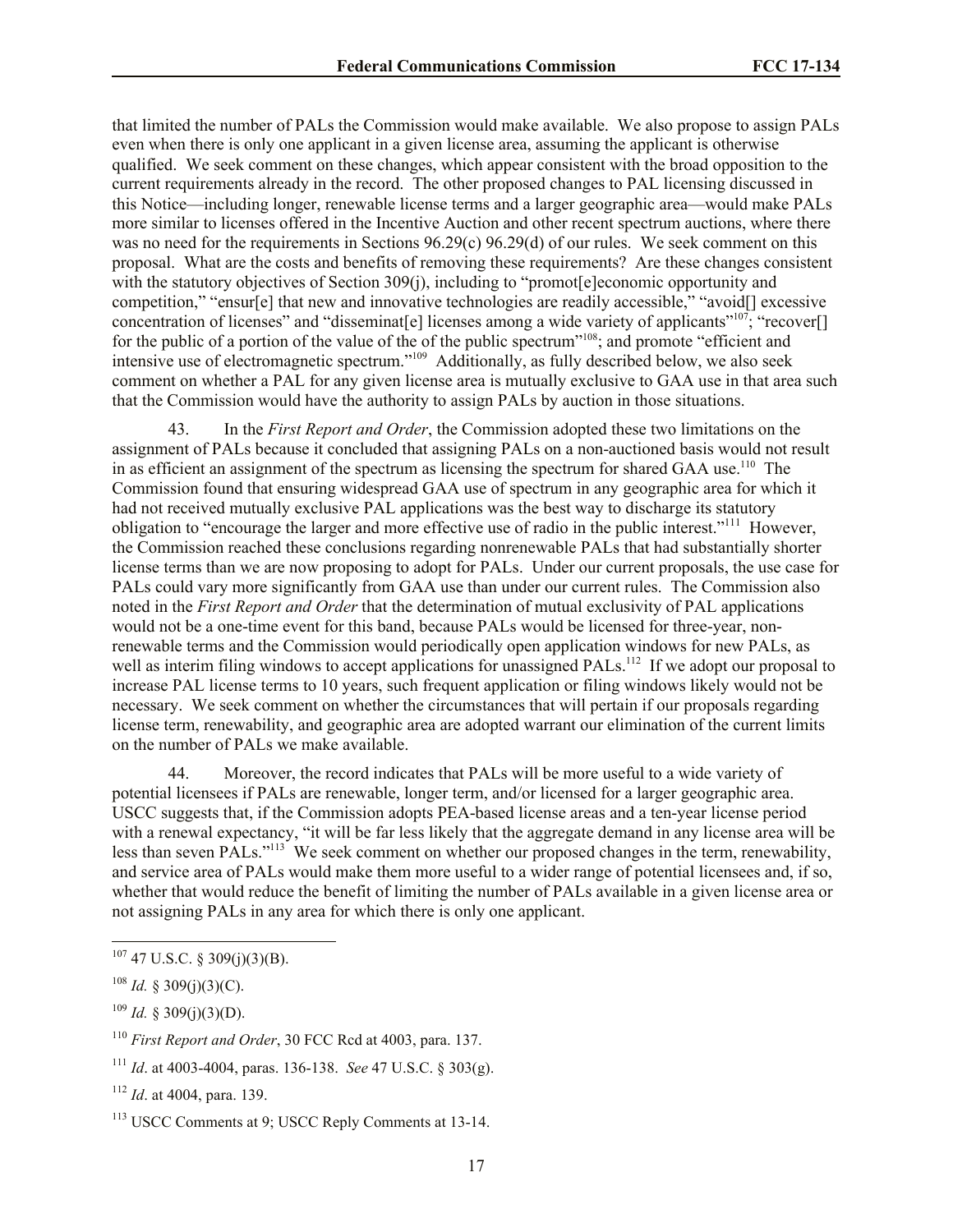that limited the number of PALs the Commission would make available. We also propose to assign PALs even when there is only one applicant in a given license area, assuming the applicant is otherwise qualified. We seek comment on these changes, which appear consistent with the broad opposition to the current requirements already in the record. The other proposed changes to PAL licensing discussed in this Notice—including longer, renewable license terms and a larger geographic area—would make PALs more similar to licenses offered in the Incentive Auction and other recent spectrum auctions, where there was no need for the requirements in Sections 96.29(c) 96.29(d) of our rules. We seek comment on this proposal. What are the costs and benefits of removing these requirements? Are these changes consistent with the statutory objectives of Section 309(j), including to "promot[e]economic opportunity and competition," "ensur[e] that new and innovative technologies are readily accessible," "avoid[] excessive concentration of licenses" and "disseminat[e] licenses among a wide variety of applicants"[107]; "recover[] for the public of a portion of the value of the of the public spectrum"[108]; and promote "efficient and intensive use of electromagnetic spectrum."[109] Additionally, as fully described below, we also seek comment on whether a PAL for any given license area is mutually exclusive to GAA use in that area such that the Commission would have the authority to assign PALs by auction in those situations.

43. In the *First Report and Order*, the Commission adopted these two limitations on the assignment of PALs because it concluded that assigning PALs on a non-auctioned basis would not result in as efficient an assignment of the spectrum as licensing the spectrum for shared GAA use.[110] The Commission found that ensuring widespread GAA use of spectrum in any geographic area for which it had not received mutually exclusive PAL applications was the best way to discharge its statutory obligation to "encourage the larger and more effective use of radio in the public interest."[111] However, the Commission reached these conclusions regarding nonrenewable PALs that had substantially shorter license terms than we are now proposing to adopt for PALs. Under our current proposals, the use case for PALs could vary more significantly from GAA use than under our current rules. The Commission also noted in the *First Report and Order* that the determination of mutual exclusivity of PAL applications would not be a one-time event for this band, because PALs would be licensed for three-year, non-renewable terms and the Commission would periodically open application windows for new PALs, as well as interim filing windows to accept applications for unassigned PALs.[112] If we adopt our proposal to increase PAL license terms to 10 years, such frequent application or filing windows likely would not be necessary. We seek comment on whether the circumstances that will pertain if our proposals regarding license term, renewability, and geographic area are adopted warrant our elimination of the current limits on the number of PALs we make available.

44. Moreover, the record indicates that PALs will be more useful to a wide variety of potential licensees if PALs are renewable, longer term, and/or licensed for a larger geographic area. USCC suggests that, if the Commission adopts PEA-based license areas and a ten-year license period with a renewal expectancy, "it will be far less likely that the aggregate demand in any license area will be less than seven PALs."[113] We seek comment on whether our proposed changes in the term, renewability, and service area of PALs would make them more useful to a wider range of potential licensees and, if so, whether that would reduce the benefit of limiting the number of PALs available in a given license area or not assigning PALs in any area for which there is only one applicant.

---

[107] 47 U.S.C. § 309(j)(3)(B).

[108] *Id.* § 309(j)(3)(C).

[109] *Id.* § 309(j)(3)(D).

[110] *First Report and Order*, 30 FCC Rcd at 4003, para. 137.

[111] *Id*. at 4003-4004, paras. 136-138. *See* 47 U.S.C. § 303(g).

[112] *Id*. at 4004, para. 139.

[113] USCC Comments at 9; USCC Reply Comments at 13-14.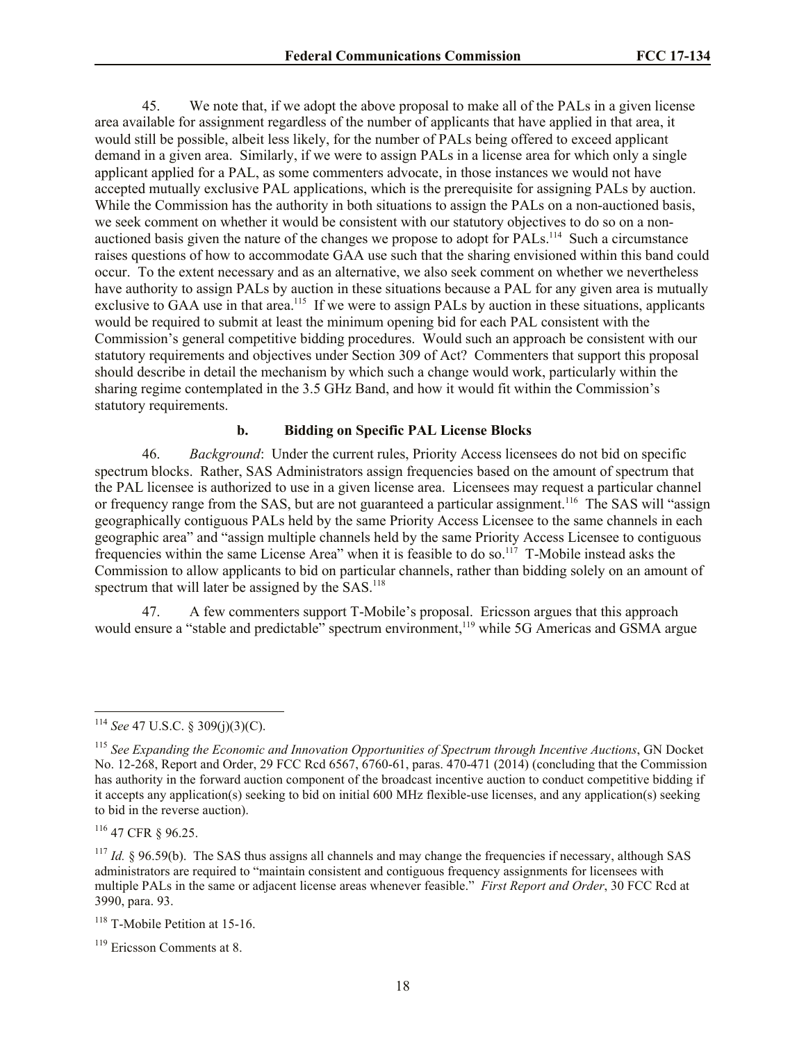45. We note that, if we adopt the above proposal to make all of the PALs in a given license area available for assignment regardless of the number of applicants that have applied in that area, it would still be possible, albeit less likely, for the number of PALs being offered to exceed applicant demand in a given area. Similarly, if we were to assign PALs in a license area for which only a single applicant applied for a PAL, as some commenters advocate, in those instances we would not have accepted mutually exclusive PAL applications, which is the prerequisite for assigning PALs by auction. While the Commission has the authority in both situations to assign the PALs on a non-auctioned basis, we seek comment on whether it would be consistent with our statutory objectives to do so on a non-auctioned basis given the nature of the changes we propose to adopt for PALs.[114] Such a circumstance raises questions of how to accommodate GAA use such that the sharing envisioned within this band could occur. To the extent necessary and as an alternative, we also seek comment on whether we nevertheless have authority to assign PALs by auction in these situations because a PAL for any given area is mutually exclusive to GAA use in that area.[115] If we were to assign PALs by auction in these situations, applicants would be required to submit at least the minimum opening bid for each PAL consistent with the Commission's general competitive bidding procedures. Would such an approach be consistent with our statutory requirements and objectives under Section 309 of Act? Commenters that support this proposal should describe in detail the mechanism by which such a change would work, particularly within the sharing regime contemplated in the 3.5 GHz Band, and how it would fit within the Commission's statutory requirements.

### b. Bidding on Specific PAL License Blocks

46. *Background*: Under the current rules, Priority Access licensees do not bid on specific spectrum blocks. Rather, SAS Administrators assign frequencies based on the amount of spectrum that the PAL licensee is authorized to use in a given license area. Licensees may request a particular channel or frequency range from the SAS, but are not guaranteed a particular assignment.[116] The SAS will "assign geographically contiguous PALs held by the same Priority Access Licensee to the same channels in each geographic area" and "assign multiple channels held by the same Priority Access Licensee to contiguous frequencies within the same License Area" when it is feasible to do so.[117] T-Mobile instead asks the Commission to allow applicants to bid on particular channels, rather than bidding solely on an amount of spectrum that will later be assigned by the SAS.[118]

47. A few commenters support T-Mobile's proposal. Ericsson argues that this approach would ensure a "stable and predictable" spectrum environment,[119] while 5G Americas and GSMA argue

---

[114] *See* 47 U.S.C. § 309(j)(3)(C).

[115] *See Expanding the Economic and Innovation Opportunities of Spectrum through Incentive Auctions*, GN Docket No. 12-268, Report and Order, 29 FCC Rcd 6567, 6760-61, paras. 470-471 (2014) (concluding that the Commission has authority in the forward auction component of the broadcast incentive auction to conduct competitive bidding if it accepts any application(s) seeking to bid on initial 600 MHz flexible-use licenses, and any application(s) seeking to bid in the reverse auction).

[116] 47 CFR § 96.25.

[117] *Id.* § 96.59(b). The SAS thus assigns all channels and may change the frequencies if necessary, although SAS administrators are required to "maintain consistent and contiguous frequency assignments for licensees with multiple PALs in the same or adjacent license areas whenever feasible." *First Report and Order*, 30 FCC Rcd at 3990, para. 93.

[118] T-Mobile Petition at 15-16.

[119] Ericsson Comments at 8.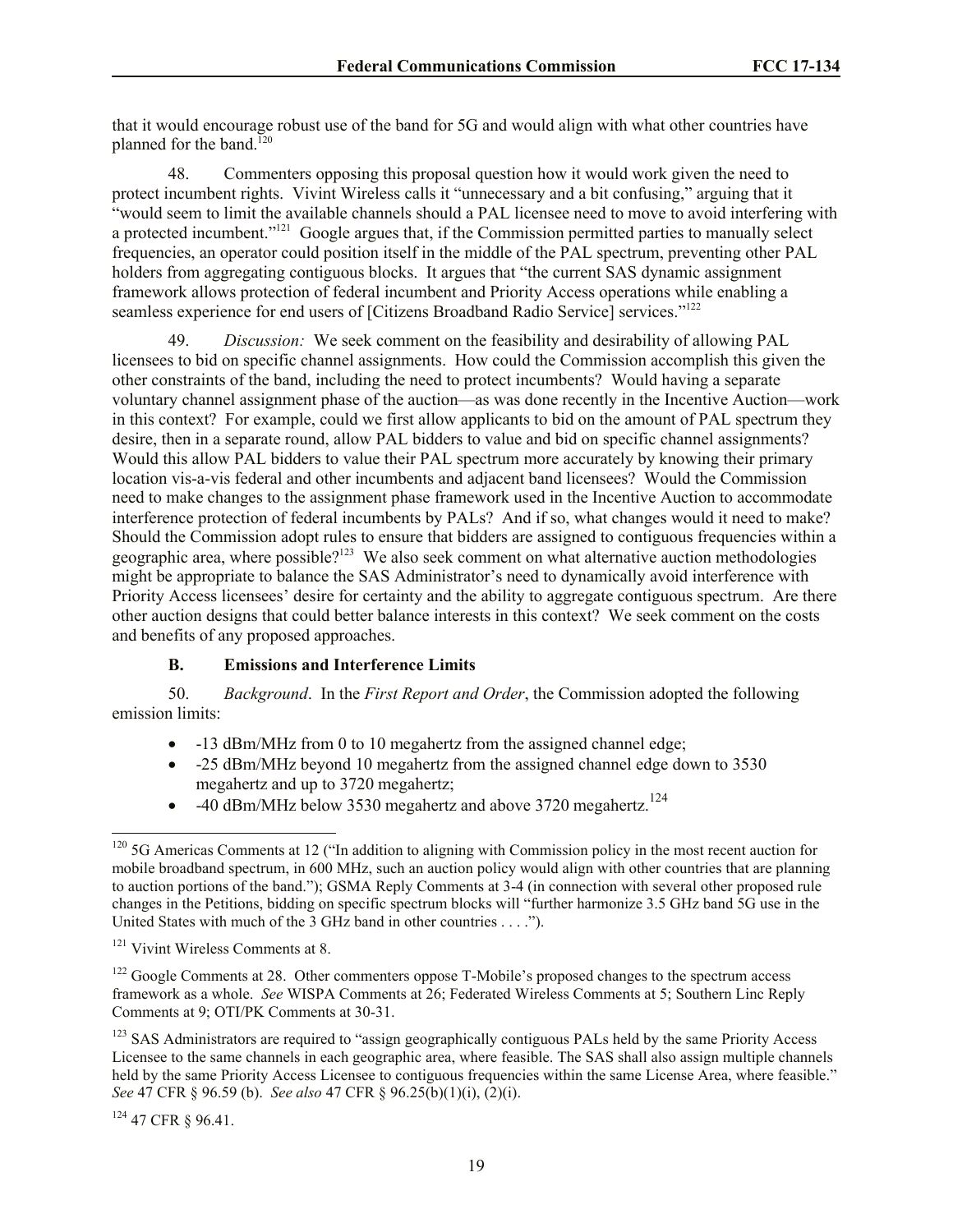that it would encourage robust use of the band for 5G and would align with what other countries have planned for the band.[120]

48. Commenters opposing this proposal question how it would work given the need to protect incumbent rights. Vivint Wireless calls it "unnecessary and a bit confusing," arguing that it "would seem to limit the available channels should a PAL licensee need to move to avoid interfering with a protected incumbent."[121] Google argues that, if the Commission permitted parties to manually select frequencies, an operator could position itself in the middle of the PAL spectrum, preventing other PAL holders from aggregating contiguous blocks. It argues that "the current SAS dynamic assignment framework allows protection of federal incumbent and Priority Access operations while enabling a seamless experience for end users of [Citizens Broadband Radio Service] services."[122]

49. *Discussion:* We seek comment on the feasibility and desirability of allowing PAL licensees to bid on specific channel assignments. How could the Commission accomplish this given the other constraints of the band, including the need to protect incumbents? Would having a separate voluntary channel assignment phase of the auction—as was done recently in the Incentive Auction—work in this context? For example, could we first allow applicants to bid on the amount of PAL spectrum they desire, then in a separate round, allow PAL bidders to value and bid on specific channel assignments? Would this allow PAL bidders to value their PAL spectrum more accurately by knowing their primary location vis-a-vis federal and other incumbents and adjacent band licensees? Would the Commission need to make changes to the assignment phase framework used in the Incentive Auction to accommodate interference protection of federal incumbents by PALs? And if so, what changes would it need to make? Should the Commission adopt rules to ensure that bidders are assigned to contiguous frequencies within a geographic area, where possible?[123] We also seek comment on what alternative auction methodologies might be appropriate to balance the SAS Administrator's need to dynamically avoid interference with Priority Access licensees' desire for certainty and the ability to aggregate contiguous spectrum. Are there other auction designs that could better balance interests in this context? We seek comment on the costs and benefits of any proposed approaches.

### B. Emissions and Interference Limits

50. *Background*. In the *First Report and Order*, the Commission adopted the following emission limits:

- -13 dBm/MHz from 0 to 10 megahertz from the assigned channel edge;
- -25 dBm/MHz beyond 10 megahertz from the assigned channel edge down to 3530 megahertz and up to 3720 megahertz;
- -40 dBm/MHz below 3530 megahertz and above 3720 megahertz.[124]

---

[120] 5G Americas Comments at 12 ("In addition to aligning with Commission policy in the most recent auction for mobile broadband spectrum, in 600 MHz, such an auction policy would align with other countries that are planning to auction portions of the band."); GSMA Reply Comments at 3-4 (in connection with several other proposed rule changes in the Petitions, bidding on specific spectrum blocks will "further harmonize 3.5 GHz band 5G use in the United States with much of the 3 GHz band in other countries . . . .").

[121] Vivint Wireless Comments at 8.

[122] Google Comments at 28. Other commenters oppose T-Mobile's proposed changes to the spectrum access framework as a whole. *See* WISPA Comments at 26; Federated Wireless Comments at 5; Southern Linc Reply Comments at 9; OTI/PK Comments at 30-31.

[123] SAS Administrators are required to "assign geographically contiguous PALs held by the same Priority Access Licensee to the same channels in each geographic area, where feasible. The SAS shall also assign multiple channels held by the same Priority Access Licensee to contiguous frequencies within the same License Area, where feasible." *See* 47 CFR § 96.59 (b). *See also* 47 CFR § 96.25(b)(1)(i), (2)(i).

[124] 47 CFR § 96.41.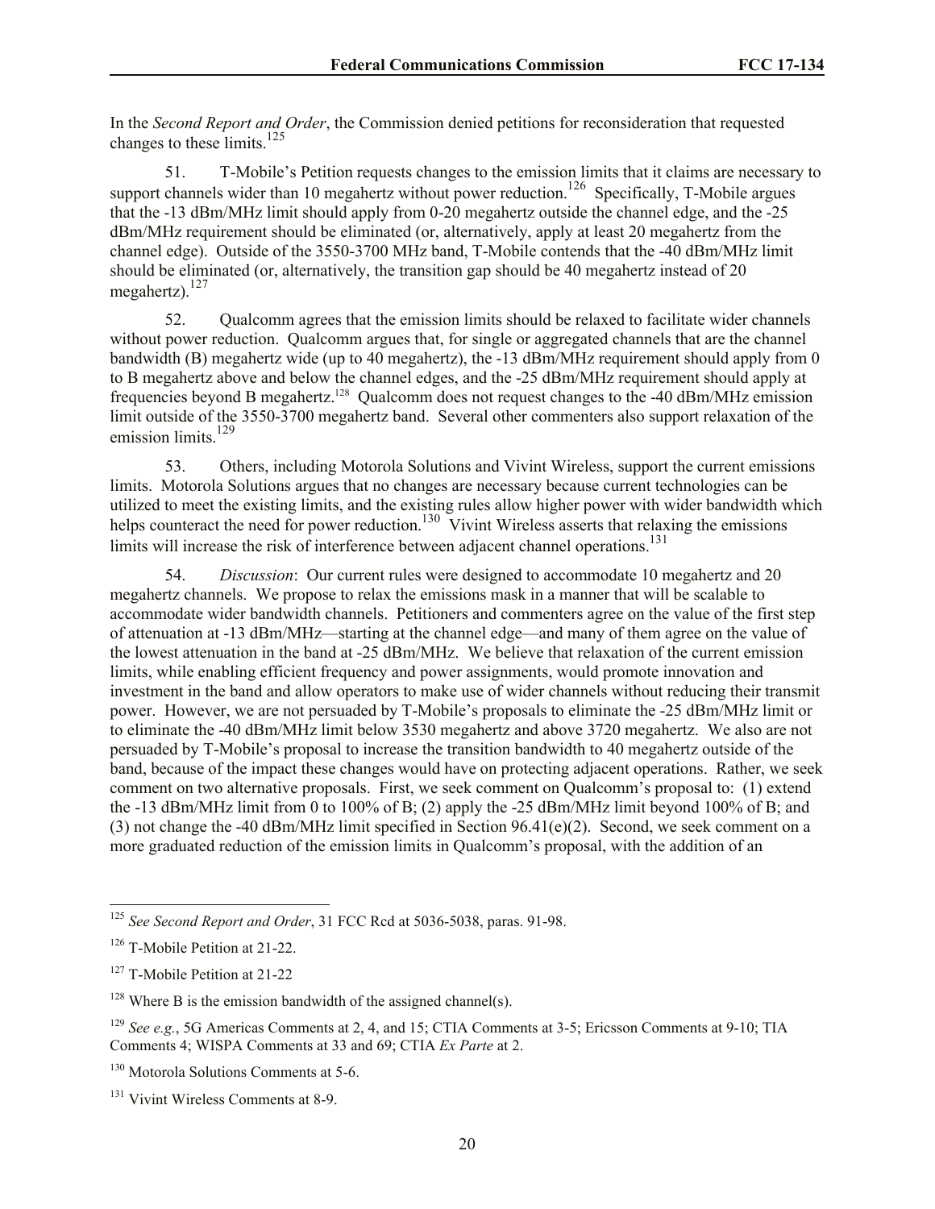In the *Second Report and Order*, the Commission denied petitions for reconsideration that requested changes to these limits.[125]

51. T-Mobile's Petition requests changes to the emission limits that it claims are necessary to support channels wider than 10 megahertz without power reduction.[126] Specifically, T-Mobile argues that the -13 dBm/MHz limit should apply from 0-20 megahertz outside the channel edge, and the -25 dBm/MHz requirement should be eliminated (or, alternatively, apply at least 20 megahertz from the channel edge). Outside of the 3550-3700 MHz band, T-Mobile contends that the -40 dBm/MHz limit should be eliminated (or, alternatively, the transition gap should be 40 megahertz instead of 20 megahertz).[127]

52. Qualcomm agrees that the emission limits should be relaxed to facilitate wider channels without power reduction. Qualcomm argues that, for single or aggregated channels that are the channel bandwidth (B) megahertz wide (up to 40 megahertz), the -13 dBm/MHz requirement should apply from 0 to B megahertz above and below the channel edges, and the -25 dBm/MHz requirement should apply at frequencies beyond B megahertz.[128] Qualcomm does not request changes to the -40 dBm/MHz emission limit outside of the 3550-3700 megahertz band. Several other commenters also support relaxation of the emission limits.[129]

53. Others, including Motorola Solutions and Vivint Wireless, support the current emissions limits. Motorola Solutions argues that no changes are necessary because current technologies can be utilized to meet the existing limits, and the existing rules allow higher power with wider bandwidth which helps counteract the need for power reduction.[130] Vivint Wireless asserts that relaxing the emissions limits will increase the risk of interference between adjacent channel operations.[131]

54. *Discussion*: Our current rules were designed to accommodate 10 megahertz and 20 megahertz channels. We propose to relax the emissions mask in a manner that will be scalable to accommodate wider bandwidth channels. Petitioners and commenters agree on the value of the first step of attenuation at -13 dBm/MHz—starting at the channel edge—and many of them agree on the value of the lowest attenuation in the band at -25 dBm/MHz. We believe that relaxation of the current emission limits, while enabling efficient frequency and power assignments, would promote innovation and investment in the band and allow operators to make use of wider channels without reducing their transmit power. However, we are not persuaded by T-Mobile's proposals to eliminate the -25 dBm/MHz limit or to eliminate the -40 dBm/MHz limit below 3530 megahertz and above 3720 megahertz. We also are not persuaded by T-Mobile's proposal to increase the transition bandwidth to 40 megahertz outside of the band, because of the impact these changes would have on protecting adjacent operations. Rather, we seek comment on two alternative proposals. First, we seek comment on Qualcomm's proposal to: (1) extend the -13 dBm/MHz limit from 0 to 100% of B; (2) apply the -25 dBm/MHz limit beyond 100% of B; and (3) not change the -40 dBm/MHz limit specified in Section 96.41(e)(2). Second, we seek comment on a more graduated reduction of the emission limits in Qualcomm's proposal, with the addition of an

---

[125] *See Second Report and Order*, 31 FCC Rcd at 5036-5038, paras. 91-98.

[126] T-Mobile Petition at 21-22.

[127] T-Mobile Petition at 21-22

[128] Where B is the emission bandwidth of the assigned channel(s).

[129] *See e.g.*, 5G Americas Comments at 2, 4, and 15; CTIA Comments at 3-5; Ericsson Comments at 9-10; TIA Comments 4; WISPA Comments at 33 and 69; CTIA *Ex Parte* at 2.

[130] Motorola Solutions Comments at 5-6.

[131] Vivint Wireless Comments at 8-9.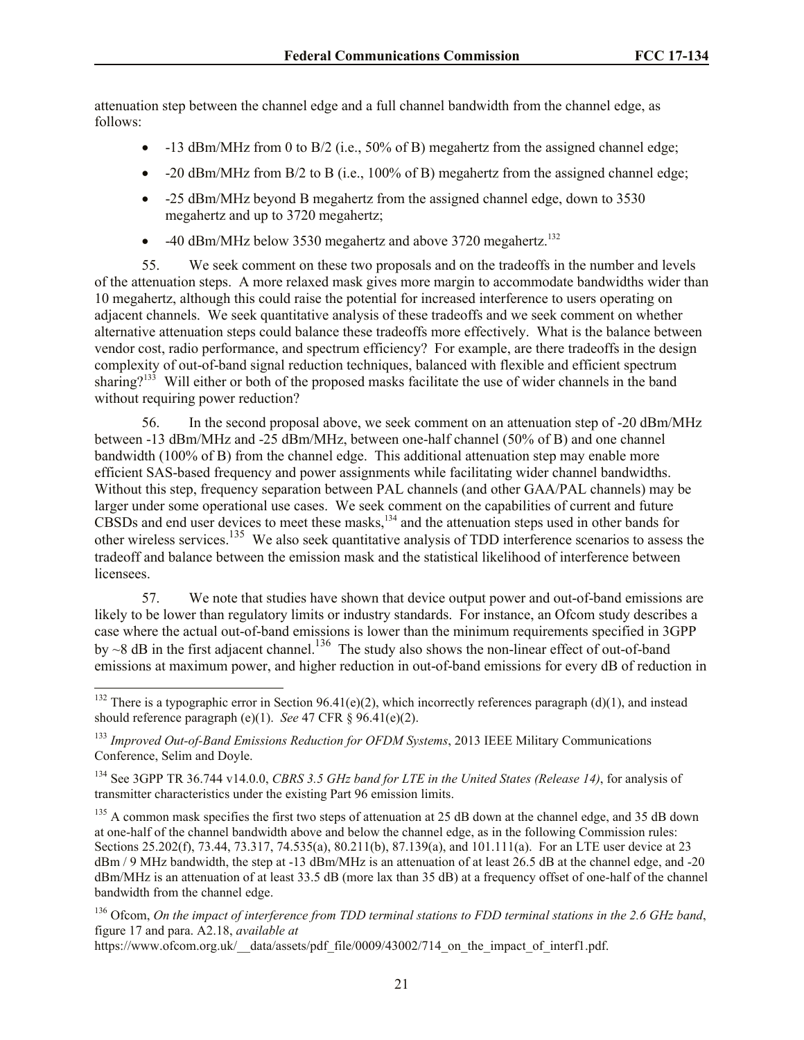attenuation step between the channel edge and a full channel bandwidth from the channel edge, as follows:

- -13 dBm/MHz from 0 to B/2 (i.e., 50% of B) megahertz from the assigned channel edge;
- -20 dBm/MHz from B/2 to B (i.e., 100% of B) megahertz from the assigned channel edge;
- -25 dBm/MHz beyond B megahertz from the assigned channel edge, down to 3530 megahertz and up to 3720 megahertz;
- -40 dBm/MHz below 3530 megahertz and above 3720 megahertz.[132]

55. We seek comment on these two proposals and on the tradeoffs in the number and levels of the attenuation steps. A more relaxed mask gives more margin to accommodate bandwidths wider than 10 megahertz, although this could raise the potential for increased interference to users operating on adjacent channels. We seek quantitative analysis of these tradeoffs and we seek comment on whether alternative attenuation steps could balance these tradeoffs more effectively. What is the balance between vendor cost, radio performance, and spectrum efficiency? For example, are there tradeoffs in the design complexity of out-of-band signal reduction techniques, balanced with flexible and efficient spectrum sharing?[133] Will either or both of the proposed masks facilitate the use of wider channels in the band without requiring power reduction?

56. In the second proposal above, we seek comment on an attenuation step of -20 dBm/MHz between -13 dBm/MHz and -25 dBm/MHz, between one-half channel (50% of B) and one channel bandwidth (100% of B) from the channel edge. This additional attenuation step may enable more efficient SAS-based frequency and power assignments while facilitating wider channel bandwidths. Without this step, frequency separation between PAL channels (and other GAA/PAL channels) may be larger under some operational use cases. We seek comment on the capabilities of current and future CBSDs and end user devices to meet these masks,[134] and the attenuation steps used in other bands for other wireless services.[135] We also seek quantitative analysis of TDD interference scenarios to assess the tradeoff and balance between the emission mask and the statistical likelihood of interference between licensees.

57. We note that studies have shown that device output power and out-of-band emissions are likely to be lower than regulatory limits or industry standards. For instance, an Ofcom study describes a case where the actual out-of-band emissions is lower than the minimum requirements specified in 3GPP by ~8 dB in the first adjacent channel.[136] The study also shows the non-linear effect of out-of-band emissions at maximum power, and higher reduction in out-of-band emissions for every dB of reduction in

---

[132] There is a typographic error in Section 96.41(e)(2), which incorrectly references paragraph (d)(1), and instead should reference paragraph (e)(1). *See* 47 CFR § 96.41(e)(2).

[133] *Improved Out-of-Band Emissions Reduction for OFDM Systems*, 2013 IEEE Military Communications Conference, Selim and Doyle.

[134] See 3GPP TR 36.744 v14.0.0, *CBRS 3.5 GHz band for LTE in the United States (Release 14)*, for analysis of transmitter characteristics under the existing Part 96 emission limits.

[135] A common mask specifies the first two steps of attenuation at 25 dB down at the channel edge, and 35 dB down at one-half of the channel bandwidth above and below the channel edge, as in the following Commission rules: Sections 25.202(f), 73.44, 73.317, 74.535(a), 80.211(b), 87.139(a), and 101.111(a). For an LTE user device at 23 dBm / 9 MHz bandwidth, the step at -13 dBm/MHz is an attenuation of at least 26.5 dB at the channel edge, and -20 dBm/MHz is an attenuation of at least 33.5 dB (more lax than 35 dB) at a frequency offset of one-half of the channel bandwidth from the channel edge.

[136] Ofcom, *On the impact of interference from TDD terminal stations to FDD terminal stations in the 2.6 GHz band*, figure 17 and para. A2.18, *available at* https://www.ofcom.org.uk/__data/assets/pdf_file/0009/43002/714_on_the_impact_of_interf1.pdf.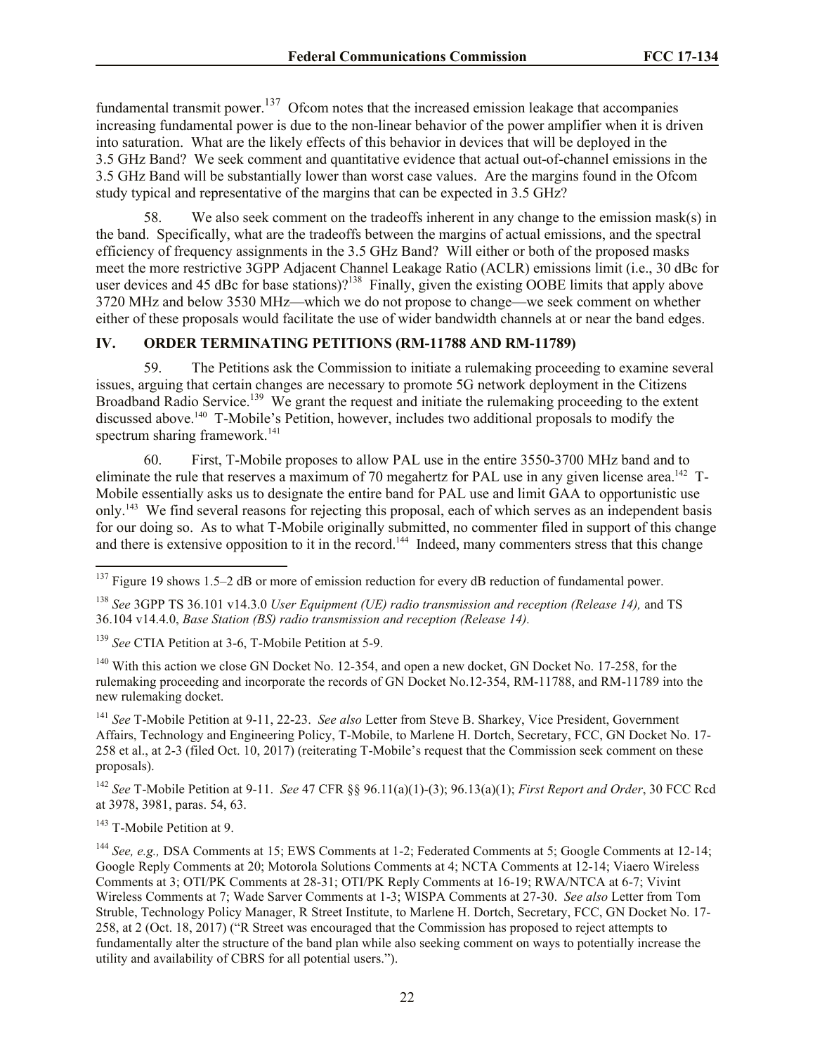fundamental transmit power.[137] Ofcom notes that the increased emission leakage that accompanies increasing fundamental power is due to the non-linear behavior of the power amplifier when it is driven into saturation. What are the likely effects of this behavior in devices that will be deployed in the 3.5 GHz Band? We seek comment and quantitative evidence that actual out-of-channel emissions in the 3.5 GHz Band will be substantially lower than worst case values. Are the margins found in the Ofcom study typical and representative of the margins that can be expected in 3.5 GHz?

58. We also seek comment on the tradeoffs inherent in any change to the emission mask(s) in the band. Specifically, what are the tradeoffs between the margins of actual emissions, and the spectral efficiency of frequency assignments in the 3.5 GHz Band? Will either or both of the proposed masks meet the more restrictive 3GPP Adjacent Channel Leakage Ratio (ACLR) emissions limit (i.e., 30 dBc for user devices and 45 dBc for base stations)?[138] Finally, given the existing OOBE limits that apply above 3720 MHz and below 3530 MHz—which we do not propose to change—we seek comment on whether either of these proposals would facilitate the use of wider bandwidth channels at or near the band edges.

## IV. ORDER TERMINATING PETITIONS (RM-11788 AND RM-11789)

59. The Petitions ask the Commission to initiate a rulemaking proceeding to examine several issues, arguing that certain changes are necessary to promote 5G network deployment in the Citizens Broadband Radio Service.[139] We grant the request and initiate the rulemaking proceeding to the extent discussed above.[140] T-Mobile's Petition, however, includes two additional proposals to modify the spectrum sharing framework.[141]

60. First, T-Mobile proposes to allow PAL use in the entire 3550-3700 MHz band and to eliminate the rule that reserves a maximum of 70 megahertz for PAL use in any given license area.[142] T-Mobile essentially asks us to designate the entire band for PAL use and limit GAA to opportunistic use only.[143] We find several reasons for rejecting this proposal, each of which serves as an independent basis for our doing so. As to what T-Mobile originally submitted, no commenter filed in support of this change and there is extensive opposition to it in the record.[144] Indeed, many commenters stress that this change

---

[137] Figure 19 shows 1.5–2 dB or more of emission reduction for every dB reduction of fundamental power.

[138] *See* 3GPP TS 36.101 v14.3.0 *User Equipment (UE) radio transmission and reception (Release 14),* and TS 36.104 v14.4.0, *Base Station (BS) radio transmission and reception (Release 14).*

[139] *See* CTIA Petition at 3-6, T-Mobile Petition at 5-9.

[140] With this action we close GN Docket No. 12-354, and open a new docket, GN Docket No. 17-258, for the rulemaking proceeding and incorporate the records of GN Docket No.12-354, RM-11788, and RM-11789 into the new rulemaking docket.

[141] *See* T-Mobile Petition at 9-11, 22-23. *See also* Letter from Steve B. Sharkey, Vice President, Government Affairs, Technology and Engineering Policy, T-Mobile, to Marlene H. Dortch, Secretary, FCC, GN Docket No. 17-258 et al., at 2-3 (filed Oct. 10, 2017) (reiterating T-Mobile's request that the Commission seek comment on these proposals).

[142] *See* T-Mobile Petition at 9-11. *See* 47 CFR §§ 96.11(a)(1)-(3); 96.13(a)(1); *First Report and Order*, 30 FCC Rcd at 3978, 3981, paras. 54, 63.

[143] T-Mobile Petition at 9.

[144] *See, e.g.,* DSA Comments at 15; EWS Comments at 1-2; Federated Comments at 5; Google Comments at 12-14; Google Reply Comments at 20; Motorola Solutions Comments at 4; NCTA Comments at 12-14; Viaero Wireless Comments at 3; OTI/PK Comments at 28-31; OTI/PK Reply Comments at 16-19; RWA/NTCA at 6-7; Vivint Wireless Comments at 7; Wade Sarver Comments at 1-3; WISPA Comments at 27-30. *See also* Letter from Tom Struble, Technology Policy Manager, R Street Institute, to Marlene H. Dortch, Secretary, FCC, GN Docket No. 17-258, at 2 (Oct. 18, 2017) ("R Street was encouraged that the Commission has proposed to reject attempts to fundamentally alter the structure of the band plan while also seeking comment on ways to potentially increase the utility and availability of CBRS for all potential users.").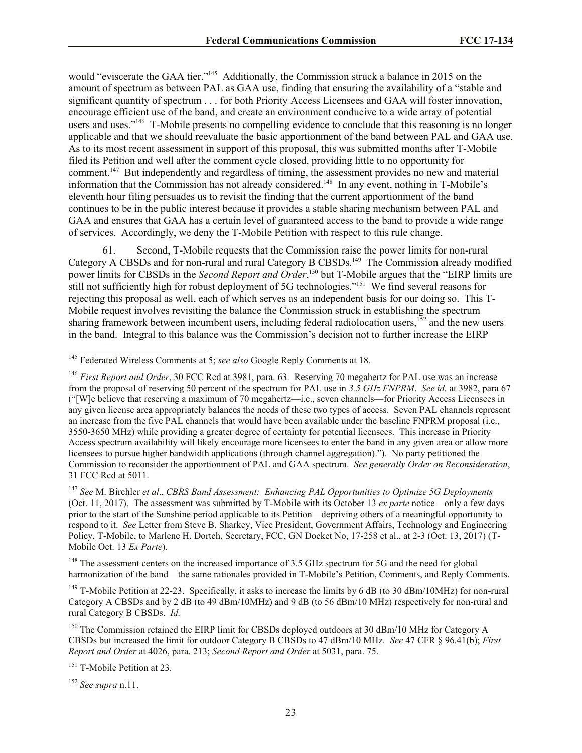would "eviscerate the GAA tier."[145] Additionally, the Commission struck a balance in 2015 on the amount of spectrum as between PAL as GAA use, finding that ensuring the availability of a "stable and significant quantity of spectrum . . . for both Priority Access Licensees and GAA will foster innovation, encourage efficient use of the band, and create an environment conducive to a wide array of potential users and uses."[146] T-Mobile presents no compelling evidence to conclude that this reasoning is no longer applicable and that we should reevaluate the basic apportionment of the band between PAL and GAA use. As to its most recent assessment in support of this proposal, this was submitted months after T-Mobile filed its Petition and well after the comment cycle closed, providing little to no opportunity for comment.[147] But independently and regardless of timing, the assessment provides no new and material information that the Commission has not already considered.[148] In any event, nothing in T-Mobile's eleventh hour filing persuades us to revisit the finding that the current apportionment of the band continues to be in the public interest because it provides a stable sharing mechanism between PAL and GAA and ensures that GAA has a certain level of guaranteed access to the band to provide a wide range of services. Accordingly, we deny the T-Mobile Petition with respect to this rule change.

61. Second, T-Mobile requests that the Commission raise the power limits for non-rural Category A CBSDs and for non-rural and rural Category B CBSDs.[149] The Commission already modified power limits for CBSDs in the *Second Report and Order*,[150] but T-Mobile argues that the "EIRP limits are still not sufficiently high for robust deployment of 5G technologies."[151] We find several reasons for rejecting this proposal as well, each of which serves as an independent basis for our doing so. This T-Mobile request involves revisiting the balance the Commission struck in establishing the spectrum sharing framework between incumbent users, including federal radiolocation users,[152] and the new users in the band. Integral to this balance was the Commission's decision not to further increase the EIRP

---

[145] Federated Wireless Comments at 5; *see also* Google Reply Comments at 18.

[146] *First Report and Order*, 30 FCC Rcd at 3981, para. 63. Reserving 70 megahertz for PAL use was an increase from the proposal of reserving 50 percent of the spectrum for PAL use in *3.5 GHz FNPRM*. *See id.* at 3982, para 67 ("[W]e believe that reserving a maximum of 70 megahertz—i.e., seven channels—for Priority Access Licensees in any given license area appropriately balances the needs of these two types of access. Seven PAL channels represent an increase from the five PAL channels that would have been available under the baseline FNPRM proposal (i.e., 3550-3650 MHz) while providing a greater degree of certainty for potential licensees. This increase in Priority Access spectrum availability will likely encourage more licensees to enter the band in any given area or allow more licensees to pursue higher bandwidth applications (through channel aggregation)."). No party petitioned the Commission to reconsider the apportionment of PAL and GAA spectrum. *See generally Order on Reconsideration*, 31 FCC Rcd at 5011.

[147] *See* M. Birchler *et al*., *CBRS Band Assessment: Enhancing PAL Opportunities to Optimize 5G Deployments* (Oct. 11, 2017). The assessment was submitted by T-Mobile with its October 13 *ex parte* notice—only a few days prior to the start of the Sunshine period applicable to its Petition—depriving others of a meaningful opportunity to respond to it. *See* Letter from Steve B. Sharkey, Vice President, Government Affairs, Technology and Engineering Policy, T-Mobile, to Marlene H. Dortch, Secretary, FCC, GN Docket No, 17-258 et al., at 2-3 (Oct. 13, 2017) (T-Mobile Oct. 13 *Ex Parte*).

[148] The assessment centers on the increased importance of 3.5 GHz spectrum for 5G and the need for global harmonization of the band—the same rationales provided in T-Mobile's Petition, Comments, and Reply Comments.

[149] T-Mobile Petition at 22-23. Specifically, it asks to increase the limits by 6 dB (to 30 dBm/10MHz) for non-rural Category A CBSDs and by 2 dB (to 49 dBm/10MHz) and 9 dB (to 56 dBm/10 MHz) respectively for non-rural and rural Category B CBSDs. *Id.*

[150] The Commission retained the EIRP limit for CBSDs deployed outdoors at 30 dBm/10 MHz for Category A CBSDs but increased the limit for outdoor Category B CBSDs to 47 dBm/10 MHz. *See* 47 CFR § 96.41(b); *First Report and Order* at 4026, para. 213; *Second Report and Order* at 5031, para. 75.

[151] T-Mobile Petition at 23.

[152] *See supra* n.11.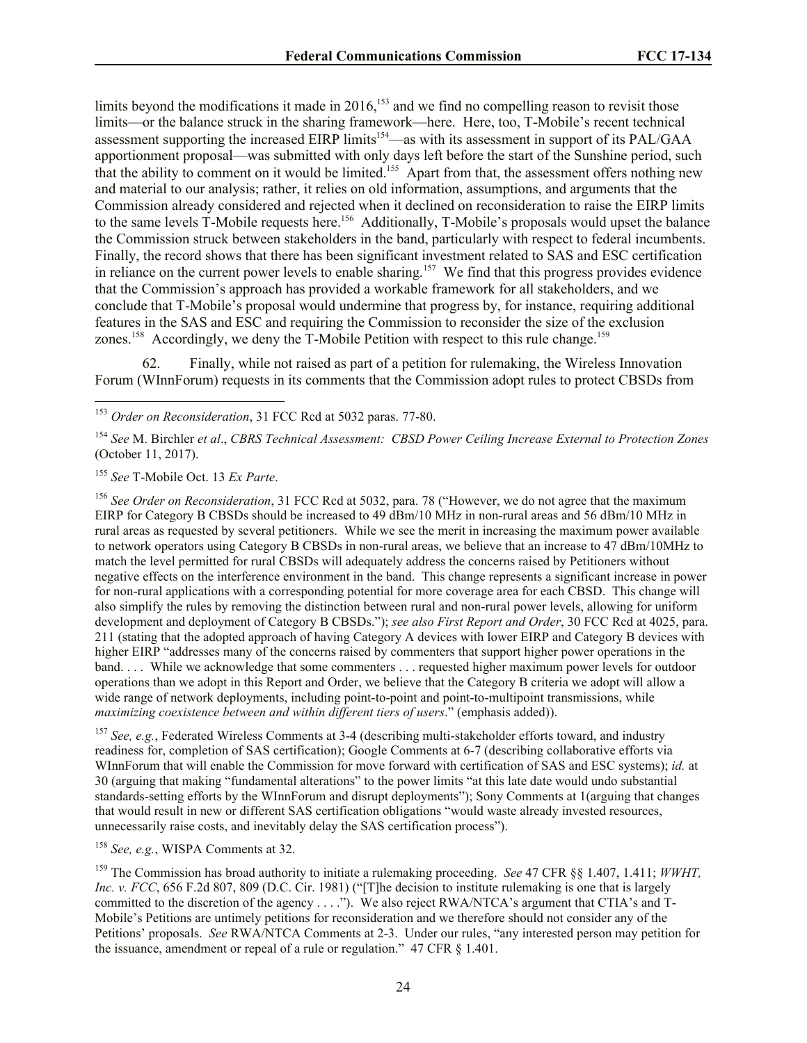limits beyond the modifications it made in 2016,[153] and we find no compelling reason to revisit those limits—or the balance struck in the sharing framework—here. Here, too, T-Mobile's recent technical assessment supporting the increased EIRP limits[154]—as with its assessment in support of its PAL/GAA apportionment proposal—was submitted with only days left before the start of the Sunshine period, such that the ability to comment on it would be limited.[155] Apart from that, the assessment offers nothing new and material to our analysis; rather, it relies on old information, assumptions, and arguments that the Commission already considered and rejected when it declined on reconsideration to raise the EIRP limits to the same levels T-Mobile requests here.[156] Additionally, T-Mobile's proposals would upset the balance the Commission struck between stakeholders in the band, particularly with respect to federal incumbents. Finally, the record shows that there has been significant investment related to SAS and ESC certification in reliance on the current power levels to enable sharing.[157] We find that this progress provides evidence that the Commission's approach has provided a workable framework for all stakeholders, and we conclude that T-Mobile's proposal would undermine that progress by, for instance, requiring additional features in the SAS and ESC and requiring the Commission to reconsider the size of the exclusion zones.[158] Accordingly, we deny the T-Mobile Petition with respect to this rule change.[159]

62. Finally, while not raised as part of a petition for rulemaking, the Wireless Innovation Forum (WInnForum) requests in its comments that the Commission adopt rules to protect CBSDs from

---

[153] *Order on Reconsideration*, 31 FCC Rcd at 5032 paras. 77-80.

[154] *See* M. Birchler *et al*., *CBRS Technical Assessment: CBSD Power Ceiling Increase External to Protection Zones* (October 11, 2017).

[155] *See* T-Mobile Oct. 13 *Ex Parte*.

[156] *See Order on Reconsideration*, 31 FCC Rcd at 5032, para. 78 ("However, we do not agree that the maximum EIRP for Category B CBSDs should be increased to 49 dBm/10 MHz in non-rural areas and 56 dBm/10 MHz in rural areas as requested by several petitioners. While we see the merit in increasing the maximum power available to network operators using Category B CBSDs in non-rural areas, we believe that an increase to 47 dBm/10MHz to match the level permitted for rural CBSDs will adequately address the concerns raised by Petitioners without negative effects on the interference environment in the band. This change represents a significant increase in power for non-rural applications with a corresponding potential for more coverage area for each CBSD. This change will also simplify the rules by removing the distinction between rural and non-rural power levels, allowing for uniform development and deployment of Category B CBSDs."); *see also First Report and Order*, 30 FCC Rcd at 4025, para. 211 (stating that the adopted approach of having Category A devices with lower EIRP and Category B devices with higher EIRP "addresses many of the concerns raised by commenters that support higher power operations in the band. . . . While we acknowledge that some commenters . . . requested higher maximum power levels for outdoor operations than we adopt in this Report and Order, we believe that the Category B criteria we adopt will allow a wide range of network deployments, including point-to-point and point-to-multipoint transmissions, while *maximizing coexistence between and within different tiers of users*." (emphasis added)).

[157] *See, e.g.*, Federated Wireless Comments at 3-4 (describing multi-stakeholder efforts toward, and industry readiness for, completion of SAS certification); Google Comments at 6-7 (describing collaborative efforts via WInnForum that will enable the Commission for move forward with certification of SAS and ESC systems); *id.* at 30 (arguing that making "fundamental alterations" to the power limits "at this late date would undo substantial standards-setting efforts by the WInnForum and disrupt deployments"); Sony Comments at 1(arguing that changes that would result in new or different SAS certification obligations "would waste already invested resources, unnecessarily raise costs, and inevitably delay the SAS certification process").

[158] *See, e.g.*, WISPA Comments at 32.

[159] The Commission has broad authority to initiate a rulemaking proceeding. *See* 47 CFR §§ 1.407, 1.411; *WWHT, Inc. v. FCC*, 656 F.2d 807, 809 (D.C. Cir. 1981) ("[T]he decision to institute rulemaking is one that is largely committed to the discretion of the agency . . . ."). We also reject RWA/NTCA's argument that CTIA's and T-Mobile's Petitions are untimely petitions for reconsideration and we therefore should not consider any of the Petitions' proposals. *See* RWA/NTCA Comments at 2-3. Under our rules, "any interested person may petition for the issuance, amendment or repeal of a rule or regulation." 47 CFR § 1.401.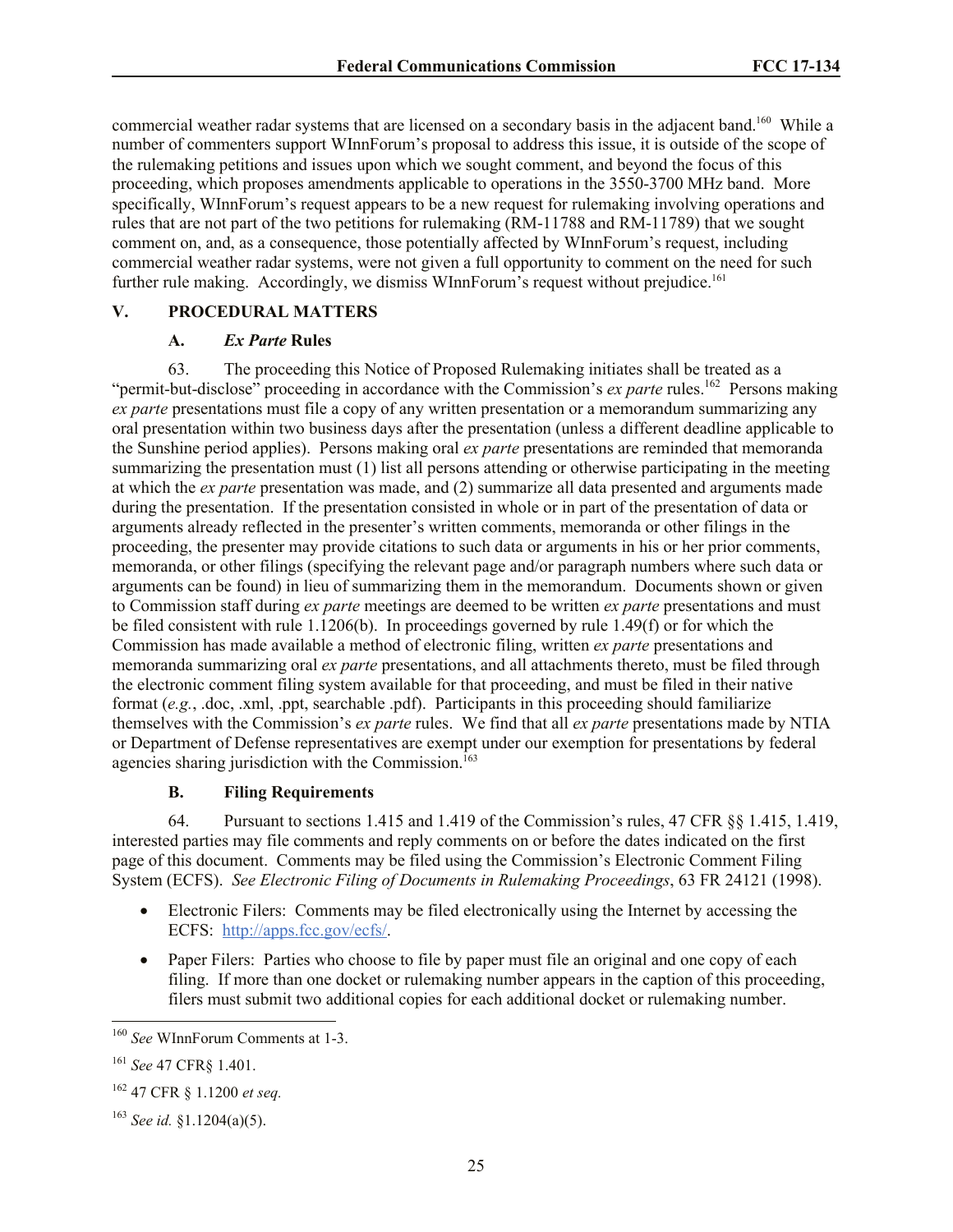commercial weather radar systems that are licensed on a secondary basis in the adjacent band.[160] While a number of commenters support WInnForum's proposal to address this issue, it is outside of the scope of the rulemaking petitions and issues upon which we sought comment, and beyond the focus of this proceeding, which proposes amendments applicable to operations in the 3550-3700 MHz band. More specifically, WInnForum's request appears to be a new request for rulemaking involving operations and rules that are not part of the two petitions for rulemaking (RM-11788 and RM-11789) that we sought comment on, and, as a consequence, those potentially affected by WInnForum's request, including commercial weather radar systems, were not given a full opportunity to comment on the need for such further rule making. Accordingly, we dismiss WInnForum's request without prejudice.[161]

## V. PROCEDURAL MATTERS

### A. *Ex Parte* Rules

63. The proceeding this Notice of Proposed Rulemaking initiates shall be treated as a "permit-but-disclose" proceeding in accordance with the Commission's *ex parte* rules.[162] Persons making *ex parte* presentations must file a copy of any written presentation or a memorandum summarizing any oral presentation within two business days after the presentation (unless a different deadline applicable to the Sunshine period applies). Persons making oral *ex parte* presentations are reminded that memoranda summarizing the presentation must (1) list all persons attending or otherwise participating in the meeting at which the *ex parte* presentation was made, and (2) summarize all data presented and arguments made during the presentation. If the presentation consisted in whole or in part of the presentation of data or arguments already reflected in the presenter's written comments, memoranda or other filings in the proceeding, the presenter may provide citations to such data or arguments in his or her prior comments, memoranda, or other filings (specifying the relevant page and/or paragraph numbers where such data or arguments can be found) in lieu of summarizing them in the memorandum. Documents shown or given to Commission staff during *ex parte* meetings are deemed to be written *ex parte* presentations and must be filed consistent with rule 1.1206(b). In proceedings governed by rule 1.49(f) or for which the Commission has made available a method of electronic filing, written *ex parte* presentations and memoranda summarizing oral *ex parte* presentations, and all attachments thereto, must be filed through the electronic comment filing system available for that proceeding, and must be filed in their native format (*e.g.*, .doc, .xml, .ppt, searchable .pdf). Participants in this proceeding should familiarize themselves with the Commission's *ex parte* rules. We find that all *ex parte* presentations made by NTIA or Department of Defense representatives are exempt under our exemption for presentations by federal agencies sharing jurisdiction with the Commission.[163]

### B. Filing Requirements

64. Pursuant to sections 1.415 and 1.419 of the Commission's rules, 47 CFR §§ 1.415, 1.419, interested parties may file comments and reply comments on or before the dates indicated on the first page of this document. Comments may be filed using the Commission's Electronic Comment Filing System (ECFS). *See Electronic Filing of Documents in Rulemaking Proceedings*, 63 FR 24121 (1998).

- Electronic Filers: Comments may be filed electronically using the Internet by accessing the ECFS: http://apps.fcc.gov/ecfs/.
- Paper Filers: Parties who choose to file by paper must file an original and one copy of each filing. If more than one docket or rulemaking number appears in the caption of this proceeding, filers must submit two additional copies for each additional docket or rulemaking number.

---

[160] *See* WInnForum Comments at 1-3.

[161] *See* 47 CFR§ 1.401.

[162] 47 CFR § 1.1200 *et seq.*

[163] *See id.* §1.1204(a)(5).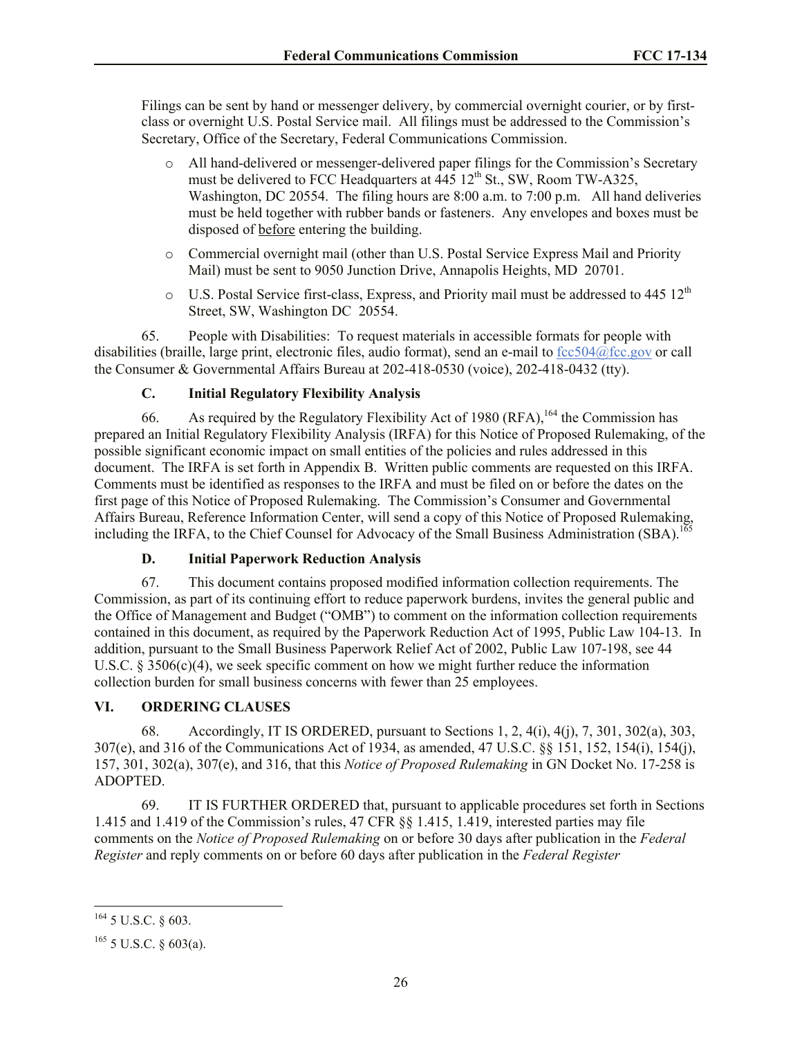Filings can be sent by hand or messenger delivery, by commercial overnight courier, or by first-class or overnight U.S. Postal Service mail. All filings must be addressed to the Commission's Secretary, Office of the Secretary, Federal Communications Commission.

- All hand-delivered or messenger-delivered paper filings for the Commission's Secretary must be delivered to FCC Headquarters at 445 12th St., SW, Room TW-A325, Washington, DC 20554. The filing hours are 8:00 a.m. to 7:00 p.m. All hand deliveries must be held together with rubber bands or fasteners. Any envelopes and boxes must be disposed of before entering the building.
- Commercial overnight mail (other than U.S. Postal Service Express Mail and Priority Mail) must be sent to 9050 Junction Drive, Annapolis Heights, MD 20701.
- U.S. Postal Service first-class, Express, and Priority mail must be addressed to 445 12th Street, SW, Washington DC 20554.

65. People with Disabilities: To request materials in accessible formats for people with disabilities (braille, large print, electronic files, audio format), send an e-mail to fcc504@fcc.gov or call the Consumer & Governmental Affairs Bureau at 202-418-0530 (voice), 202-418-0432 (tty).

### C. Initial Regulatory Flexibility Analysis

66. As required by the Regulatory Flexibility Act of 1980 (RFA),[164] the Commission has prepared an Initial Regulatory Flexibility Analysis (IRFA) for this Notice of Proposed Rulemaking, of the possible significant economic impact on small entities of the policies and rules addressed in this document. The IRFA is set forth in Appendix B. Written public comments are requested on this IRFA. Comments must be identified as responses to the IRFA and must be filed on or before the dates on the first page of this Notice of Proposed Rulemaking. The Commission's Consumer and Governmental Affairs Bureau, Reference Information Center, will send a copy of this Notice of Proposed Rulemaking, including the IRFA, to the Chief Counsel for Advocacy of the Small Business Administration (SBA).[165]

### D. Initial Paperwork Reduction Analysis

67. This document contains proposed modified information collection requirements. The Commission, as part of its continuing effort to reduce paperwork burdens, invites the general public and the Office of Management and Budget ("OMB") to comment on the information collection requirements contained in this document, as required by the Paperwork Reduction Act of 1995, Public Law 104-13. In addition, pursuant to the Small Business Paperwork Relief Act of 2002, Public Law 107-198, see 44 U.S.C. § 3506(c)(4), we seek specific comment on how we might further reduce the information collection burden for small business concerns with fewer than 25 employees.

## VI. ORDERING CLAUSES

68. Accordingly, IT IS ORDERED, pursuant to Sections 1, 2, 4(i), 4(j), 7, 301, 302(a), 303, 307(e), and 316 of the Communications Act of 1934, as amended, 47 U.S.C. §§ 151, 152, 154(i), 154(j), 157, 301, 302(a), 307(e), and 316, that this *Notice of Proposed Rulemaking* in GN Docket No. 17-258 is ADOPTED.

69. IT IS FURTHER ORDERED that, pursuant to applicable procedures set forth in Sections 1.415 and 1.419 of the Commission's rules, 47 CFR §§ 1.415, 1.419, interested parties may file comments on the *Notice of Proposed Rulemaking* on or before 30 days after publication in the *Federal Register* and reply comments on or before 60 days after publication in the *Federal Register*

---

[164] 5 U.S.C. § 603.

[165] 5 U.S.C. § 603(a).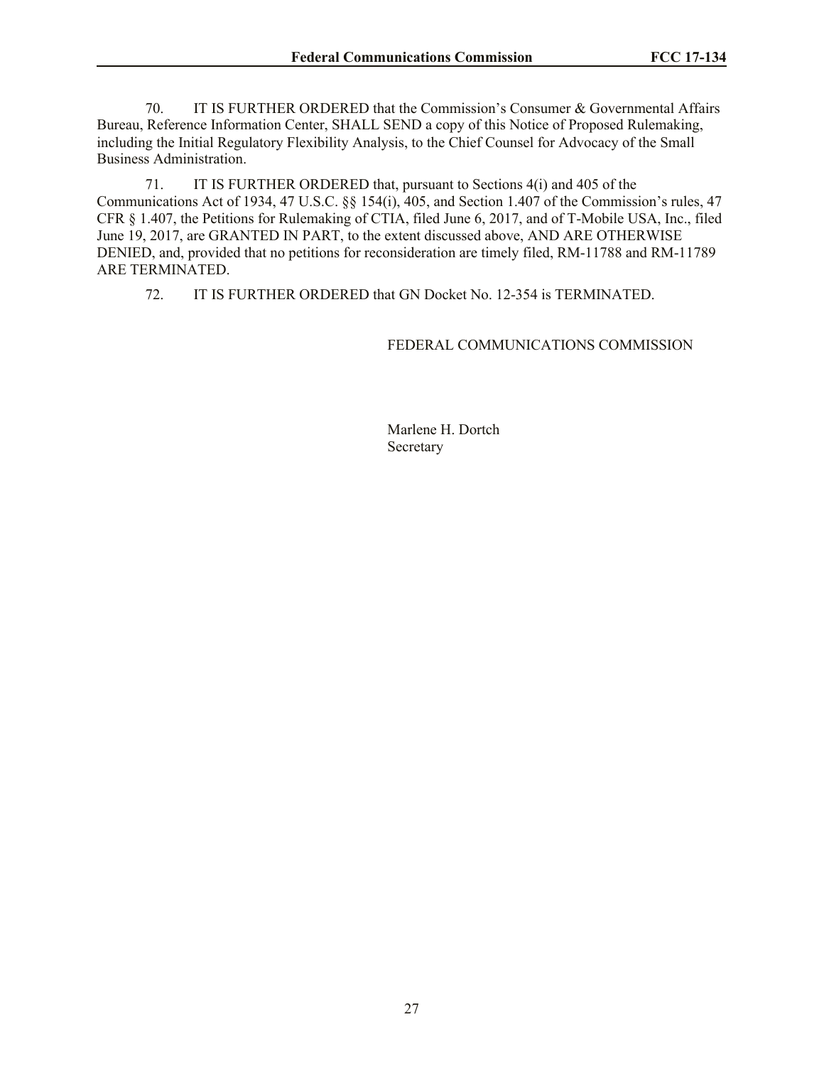70. IT IS FURTHER ORDERED that the Commission's Consumer & Governmental Affairs Bureau, Reference Information Center, SHALL SEND a copy of this Notice of Proposed Rulemaking, including the Initial Regulatory Flexibility Analysis, to the Chief Counsel for Advocacy of the Small Business Administration.

71. IT IS FURTHER ORDERED that, pursuant to Sections 4(i) and 405 of the Communications Act of 1934, 47 U.S.C. §§ 154(i), 405, and Section 1.407 of the Commission's rules, 47 CFR § 1.407, the Petitions for Rulemaking of CTIA, filed June 6, 2017, and of T-Mobile USA, Inc., filed June 19, 2017, are GRANTED IN PART, to the extent discussed above, AND ARE OTHERWISE DENIED, and, provided that no petitions for reconsideration are timely filed, RM-11788 and RM-11789 ARE TERMINATED.

72. IT IS FURTHER ORDERED that GN Docket No. 12-354 is TERMINATED.

FEDERAL COMMUNICATIONS COMMISSION

Marlene H. Dortch
Secretary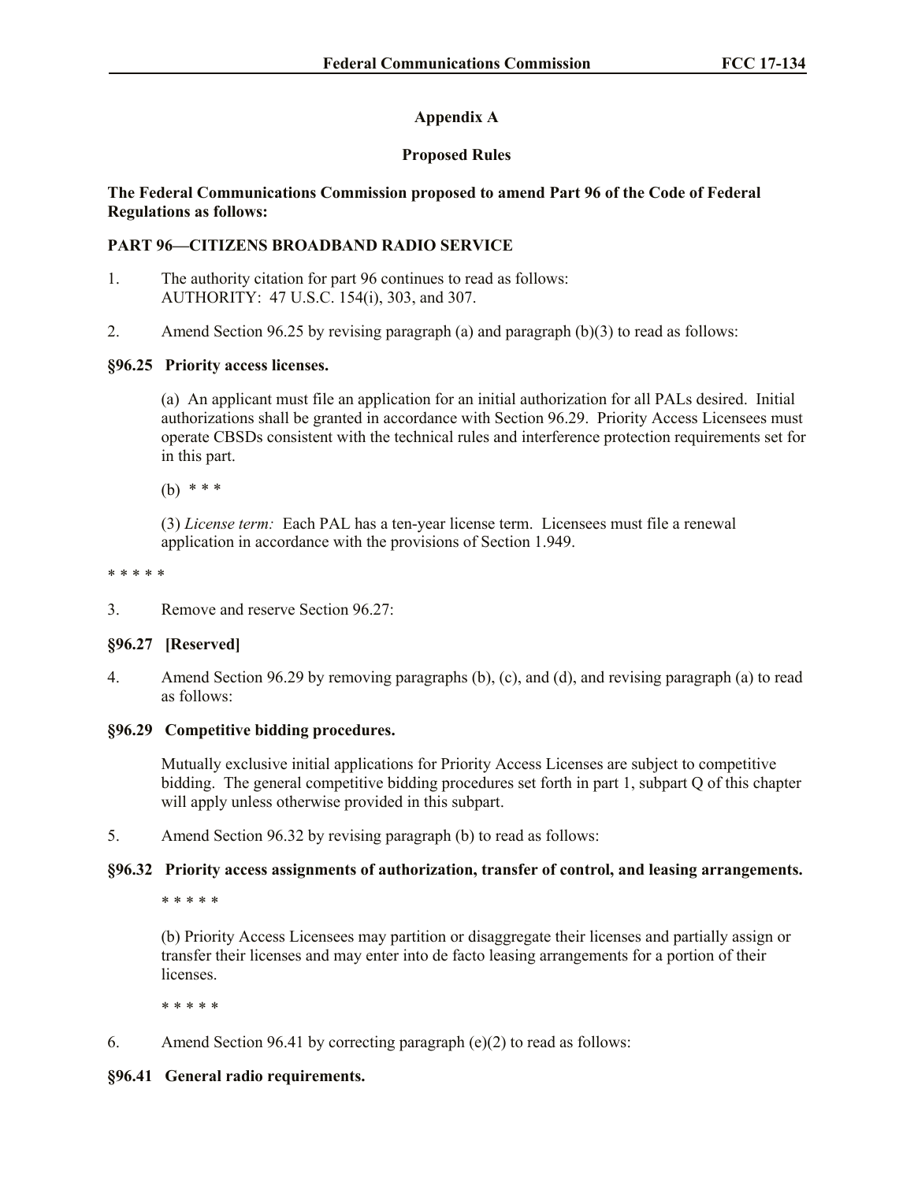## Appendix A

## Proposed Rules

**The Federal Communications Commission proposed to amend Part 96 of the Code of Federal Regulations as follows:**

**PART 96—CITIZENS BROADBAND RADIO SERVICE**

1. The authority citation for part 96 continues to read as follows:
   AUTHORITY: 47 U.S.C. 154(i), 303, and 307.

2. Amend Section 96.25 by revising paragraph (a) and paragraph (b)(3) to read as follows:

**§96.25 Priority access licenses.**

(a) An applicant must file an application for an initial authorization for all PALs desired. Initial authorizations shall be granted in accordance with Section 96.29. Priority Access Licensees must operate CBSDs consistent with the technical rules and interference protection requirements set for in this part.

(b) * * *

(3) *License term:* Each PAL has a ten-year license term. Licensees must file a renewal application in accordance with the provisions of Section 1.949.

* * * * *

3. Remove and reserve Section 96.27:

**§96.27 [Reserved]**

4. Amend Section 96.29 by removing paragraphs (b), (c), and (d), and revising paragraph (a) to read as follows:

**§96.29 Competitive bidding procedures.**

Mutually exclusive initial applications for Priority Access Licenses are subject to competitive bidding. The general competitive bidding procedures set forth in part 1, subpart Q of this chapter will apply unless otherwise provided in this subpart.

5. Amend Section 96.32 by revising paragraph (b) to read as follows:

**§96.32 Priority access assignments of authorization, transfer of control, and leasing arrangements.**

* * * * *

(b) Priority Access Licensees may partition or disaggregate their licenses and partially assign or transfer their licenses and may enter into de facto leasing arrangements for a portion of their licenses.

* * * * *

6. Amend Section 96.41 by correcting paragraph (e)(2) to read as follows:

**§96.41 General radio requirements.**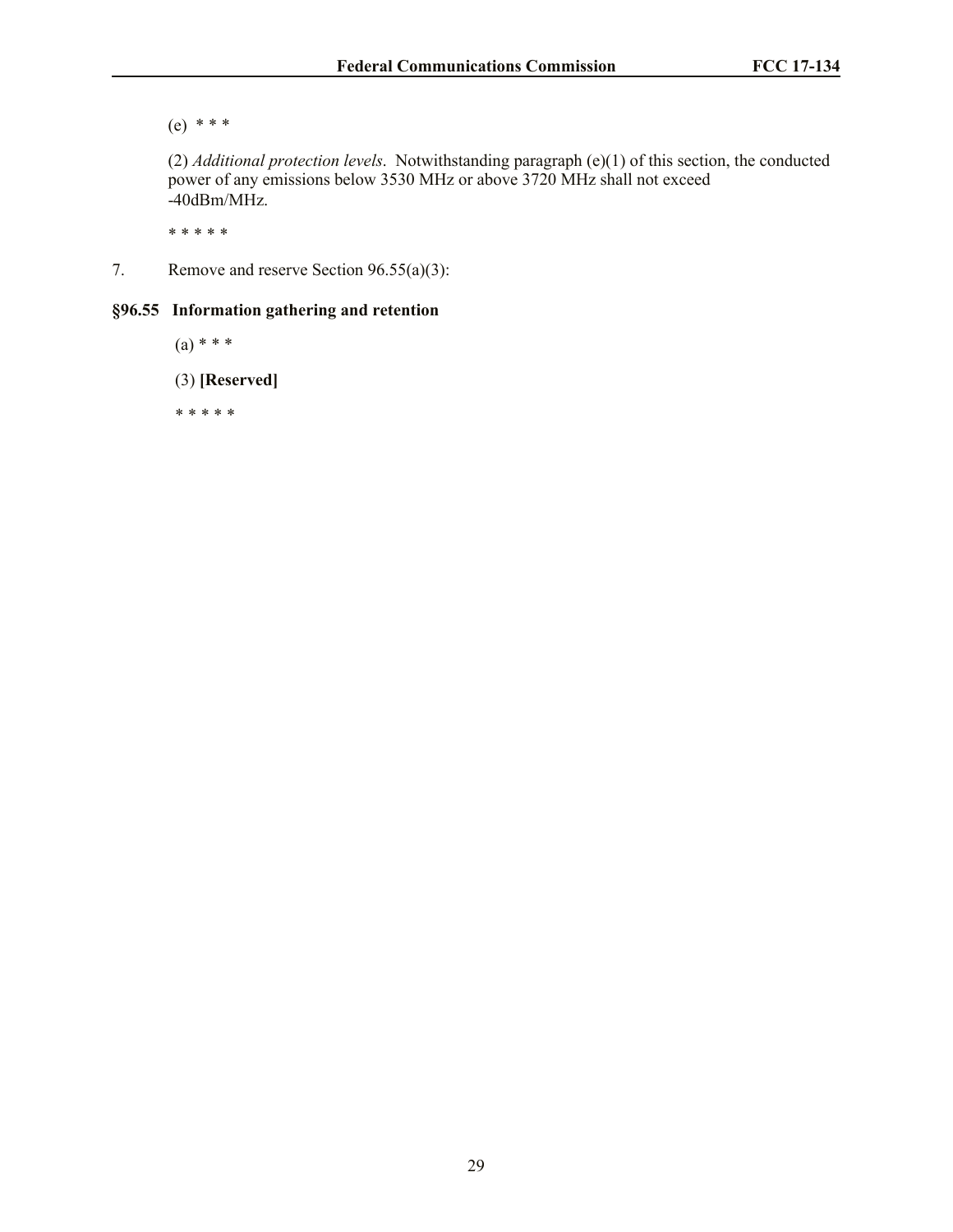(e) * * *

(2) *Additional protection levels*. Notwithstanding paragraph (e)(1) of this section, the conducted power of any emissions below 3530 MHz or above 3720 MHz shall not exceed -40dBm/MHz.

* * * * *

7. Remove and reserve Section 96.55(a)(3):

**§96.55 Information gathering and retention**

(a) * * *

(3) **[Reserved]**

* * * * *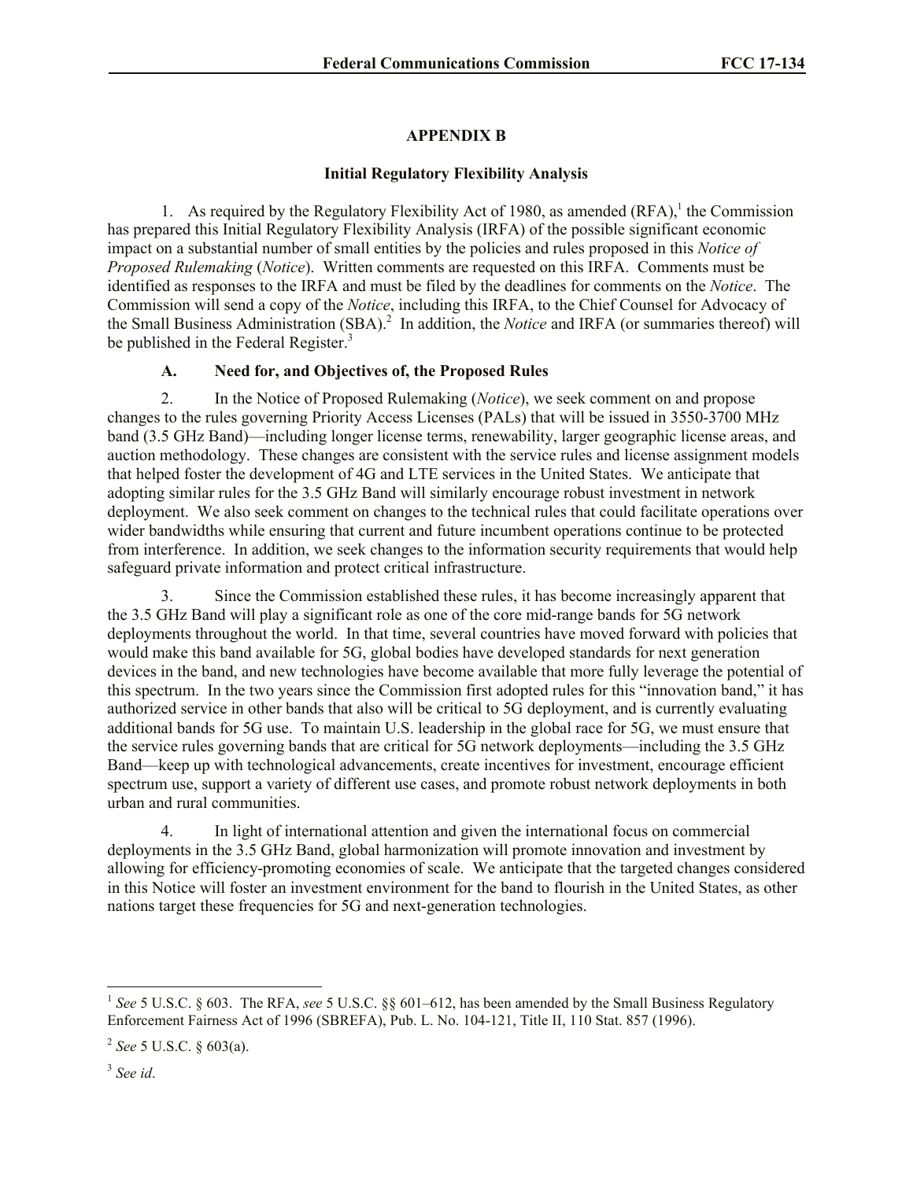## APPENDIX B

### Initial Regulatory Flexibility Analysis

1. As required by the Regulatory Flexibility Act of 1980, as amended (RFA),[1] the Commission has prepared this Initial Regulatory Flexibility Analysis (IRFA) of the possible significant economic impact on a substantial number of small entities by the policies and rules proposed in this *Notice of Proposed Rulemaking* (*Notice*). Written comments are requested on this IRFA. Comments must be identified as responses to the IRFA and must be filed by the deadlines for comments on the *Notice*. The Commission will send a copy of the *Notice*, including this IRFA, to the Chief Counsel for Advocacy of the Small Business Administration (SBA).[2] In addition, the *Notice* and IRFA (or summaries thereof) will be published in the Federal Register.[3]

#### A. Need for, and Objectives of, the Proposed Rules

2. In the Notice of Proposed Rulemaking (*Notice*), we seek comment on and propose changes to the rules governing Priority Access Licenses (PALs) that will be issued in 3550-3700 MHz band (3.5 GHz Band)—including longer license terms, renewability, larger geographic license areas, and auction methodology. These changes are consistent with the service rules and license assignment models that helped foster the development of 4G and LTE services in the United States. We anticipate that adopting similar rules for the 3.5 GHz Band will similarly encourage robust investment in network deployment. We also seek comment on changes to the technical rules that could facilitate operations over wider bandwidths while ensuring that current and future incumbent operations continue to be protected from interference. In addition, we seek changes to the information security requirements that would help safeguard private information and protect critical infrastructure.

3. Since the Commission established these rules, it has become increasingly apparent that the 3.5 GHz Band will play a significant role as one of the core mid-range bands for 5G network deployments throughout the world. In that time, several countries have moved forward with policies that would make this band available for 5G, global bodies have developed standards for next generation devices in the band, and new technologies have become available that more fully leverage the potential of this spectrum. In the two years since the Commission first adopted rules for this "innovation band," it has authorized service in other bands that also will be critical to 5G deployment, and is currently evaluating additional bands for 5G use. To maintain U.S. leadership in the global race for 5G, we must ensure that the service rules governing bands that are critical for 5G network deployments—including the 3.5 GHz Band—keep up with technological advancements, create incentives for investment, encourage efficient spectrum use, support a variety of different use cases, and promote robust network deployments in both urban and rural communities.

4. In light of international attention and given the international focus on commercial deployments in the 3.5 GHz Band, global harmonization will promote innovation and investment by allowing for efficiency-promoting economies of scale. We anticipate that the targeted changes considered in this Notice will foster an investment environment for the band to flourish in the United States, as other nations target these frequencies for 5G and next-generation technologies.

---

[1] *See* 5 U.S.C. § 603. The RFA, *see* 5 U.S.C. §§ 601–612, has been amended by the Small Business Regulatory Enforcement Fairness Act of 1996 (SBREFA), Pub. L. No. 104-121, Title II, 110 Stat. 857 (1996).

[2] *See* 5 U.S.C. § 603(a).

[3] *See id*.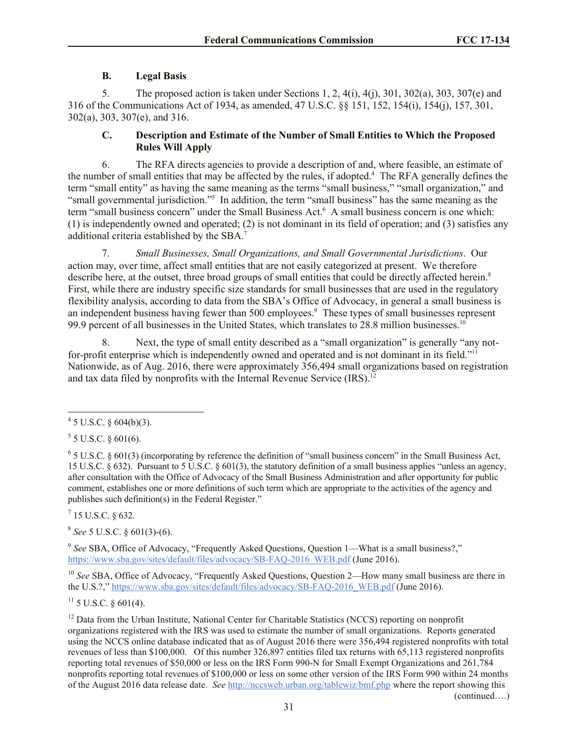### B. Legal Basis

5. The proposed action is taken under Sections 1, 2, 4(i), 4(j), 301, 302(a), 303, 307(e) and 316 of the Communications Act of 1934, as amended, 47 U.S.C. §§ 151, 152, 154(i), 154(j), 157, 301, 302(a), 303, 307(e), and 316.

### C. Description and Estimate of the Number of Small Entities to Which the Proposed Rules Will Apply

6. The RFA directs agencies to provide a description of and, where feasible, an estimate of the number of small entities that may be affected by the rules, if adopted.[4] The RFA generally defines the term "small entity" as having the same meaning as the terms "small business," "small organization," and "small governmental jurisdiction."[5] In addition, the term "small business" has the same meaning as the term "small business concern" under the Small Business Act.[6] A small business concern is one which: (1) is independently owned and operated; (2) is not dominant in its field of operation; and (3) satisfies any additional criteria established by the SBA.[7]

7. *Small Businesses, Small Organizations, and Small Governmental Jurisdictions*. Our action may, over time, affect small entities that are not easily categorized at present. We therefore describe here, at the outset, three broad groups of small entities that could be directly affected herein.[8] First, while there are industry specific size standards for small businesses that are used in the regulatory flexibility analysis, according to data from the SBA's Office of Advocacy, in general a small business is an independent business having fewer than 500 employees.[9] These types of small businesses represent 99.9 percent of all businesses in the United States, which translates to 28.8 million businesses.[10]

8. Next, the type of small entity described as a "small organization" is generally "any not-for-profit enterprise which is independently owned and operated and is not dominant in its field."[11] Nationwide, as of Aug. 2016, there were approximately 356,494 small organizations based on registration and tax data filed by nonprofits with the Internal Revenue Service (IRS).[12]

---

[4] 5 U.S.C. § 604(b)(3).

[5] 5 U.S.C. § 601(6).

[6] 5 U.S.C. § 601(3) (incorporating by reference the definition of "small business concern" in the Small Business Act, 15 U.S.C. § 632). Pursuant to 5 U.S.C. § 601(3), the statutory definition of a small business applies "unless an agency, after consultation with the Office of Advocacy of the Small Business Administration and after opportunity for public comment, establishes one or more definitions of such term which are appropriate to the activities of the agency and publishes such definition(s) in the Federal Register."

[7] 15 U.S.C. § 632.

[8] *See* 5 U.S.C. § 601(3)-(6).

[9] *See* SBA, Office of Advocacy, "Frequently Asked Questions, Question 1—What is a small business?," https://www.sba.gov/sites/default/files/advocacy/SB-FAQ-2016_WEB.pdf (June 2016).

[10] *See* SBA, Office of Advocacy, "Frequently Asked Questions, Question 2—How many small business are there in the U.S.?," https://www.sba.gov/sites/default/files/advocacy/SB-FAQ-2016_WEB.pdf (June 2016).

[11] 5 U.S.C. § 601(4).

[12] Data from the Urban Institute, National Center for Charitable Statistics (NCCS) reporting on nonprofit organizations registered with the IRS was used to estimate the number of small organizations. Reports generated using the NCCS online database indicated that as of August 2016 there were 356,494 registered nonprofits with total revenues of less than $100,000. Of this number 326,897 entities filed tax returns with 65,113 registered nonprofits reporting total revenues of $50,000 or less on the IRS Form 990-N for Small Exempt Organizations and 261,784 nonprofits reporting total revenues of $100,000 or less on some other version of the IRS Form 990 within 24 months of the August 2016 data release date. *See* http://nccsweb.urban.org/tablewiz/bmf.php where the report showing this

(continued….)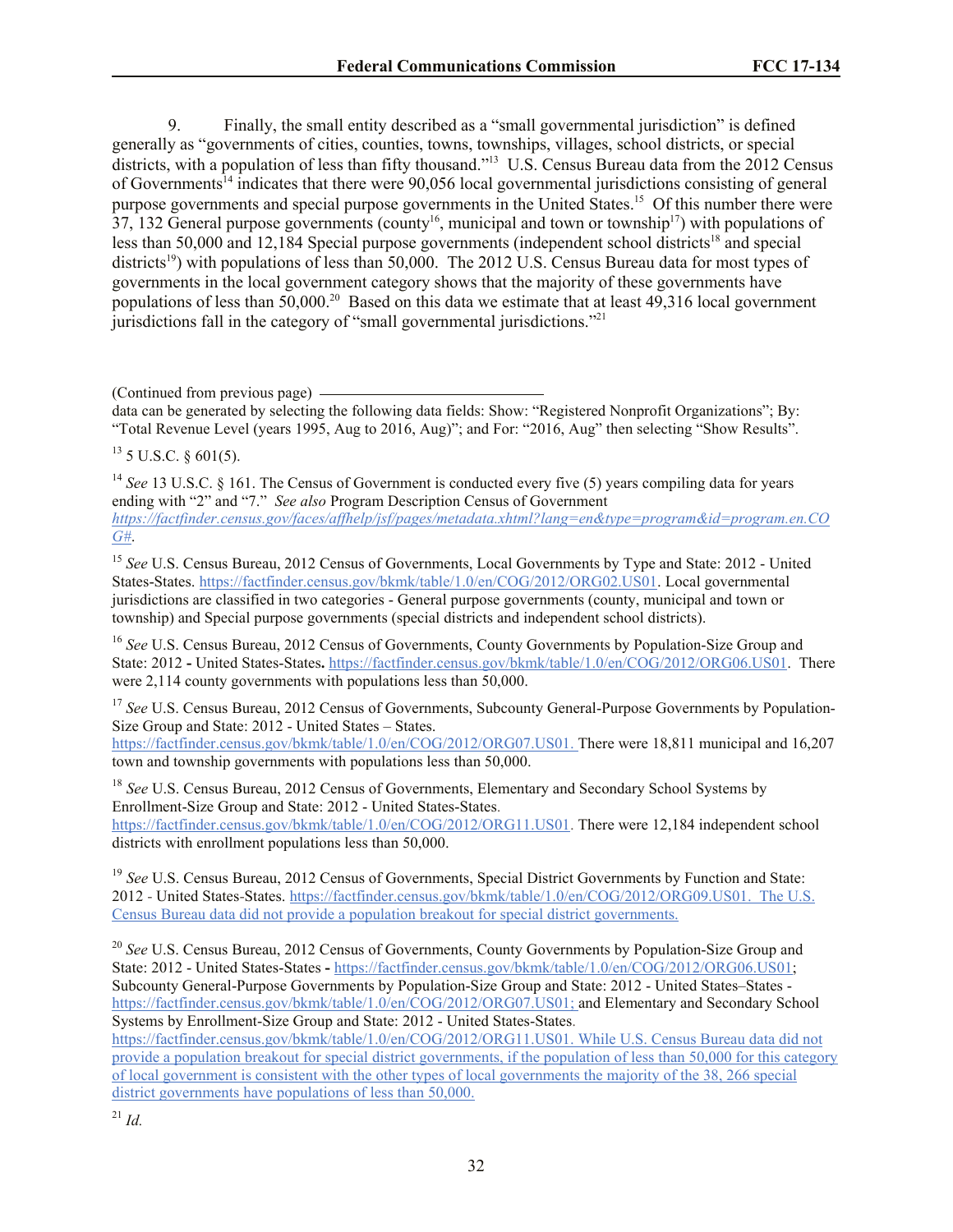9. Finally, the small entity described as a "small governmental jurisdiction" is defined generally as "governments of cities, counties, towns, townships, villages, school districts, or special districts, with a population of less than fifty thousand."[13] U.S. Census Bureau data from the 2012 Census of Governments[14] indicates that there were 90,056 local governmental jurisdictions consisting of general purpose governments and special purpose governments in the United States.[15] Of this number there were 37, 132 General purpose governments (county[16], municipal and town or township[17]) with populations of less than 50,000 and 12,184 Special purpose governments (independent school districts[18] and special districts[19]) with populations of less than 50,000. The 2012 U.S. Census Bureau data for most types of governments in the local government category shows that the majority of these governments have populations of less than 50,000.[20] Based on this data we estimate that at least 49,316 local government jurisdictions fall in the category of "small governmental jurisdictions."[21]

(Continued from previous page)

data can be generated by selecting the following data fields: Show: "Registered Nonprofit Organizations"; By: "Total Revenue Level (years 1995, Aug to 2016, Aug)"; and For: "2016, Aug" then selecting "Show Results".

[13] 5 U.S.C. § 601(5).

[14] *See* 13 U.S.C. § 161. The Census of Government is conducted every five (5) years compiling data for years ending with "2" and "7." *See also* Program Description Census of Government *https://factfinder.census.gov/faces/affhelp/jsf/pages/metadata.xhtml?lang=en&type=program&id=program.en.COG#*.

[15] *See* U.S. Census Bureau, 2012 Census of Governments, Local Governments by Type and State: 2012 - United States-States. https://factfinder.census.gov/bkmk/table/1.0/en/COG/2012/ORG02.US01. Local governmental jurisdictions are classified in two categories - General purpose governments (county, municipal and town or township) and Special purpose governments (special districts and independent school districts).

[16] *See* U.S. Census Bureau, 2012 Census of Governments, County Governments by Population-Size Group and State: 2012 **-** United States-States**.** https://factfinder.census.gov/bkmk/table/1.0/en/COG/2012/ORG06.US01. There were 2,114 county governments with populations less than 50,000.

[17] *See* U.S. Census Bureau, 2012 Census of Governments, Subcounty General-Purpose Governments by Population-Size Group and State: 2012 - United States – States. https://factfinder.census.gov/bkmk/table/1.0/en/COG/2012/ORG07.US01. There were 18,811 municipal and 16,207 town and township governments with populations less than 50,000.

[18] *See* U.S. Census Bureau, 2012 Census of Governments, Elementary and Secondary School Systems by Enrollment-Size Group and State: 2012 - United States-States. https://factfinder.census.gov/bkmk/table/1.0/en/COG/2012/ORG11.US01. There were 12,184 independent school districts with enrollment populations less than 50,000.

[19] *See* U.S. Census Bureau, 2012 Census of Governments, Special District Governments by Function and State: 2012 - United States-States. https://factfinder.census.gov/bkmk/table/1.0/en/COG/2012/ORG09.US01. The U.S. Census Bureau data did not provide a population breakout for special district governments.

[20] *See* U.S. Census Bureau, 2012 Census of Governments, County Governments by Population-Size Group and State: 2012 - United States-States **-** https://factfinder.census.gov/bkmk/table/1.0/en/COG/2012/ORG06.US01; Subcounty General-Purpose Governments by Population-Size Group and State: 2012 - United States–States - https://factfinder.census.gov/bkmk/table/1.0/en/COG/2012/ORG07.US01; and Elementary and Secondary School Systems by Enrollment-Size Group and State: 2012 - United States-States. https://factfinder.census.gov/bkmk/table/1.0/en/COG/2012/ORG11.US01. While U.S. Census Bureau data did not provide a population breakout for special district governments, if the population of less than 50,000 for this category of local government is consistent with the other types of local governments the majority of the 38, 266 special district governments have populations of less than 50,000.

[21] *Id.*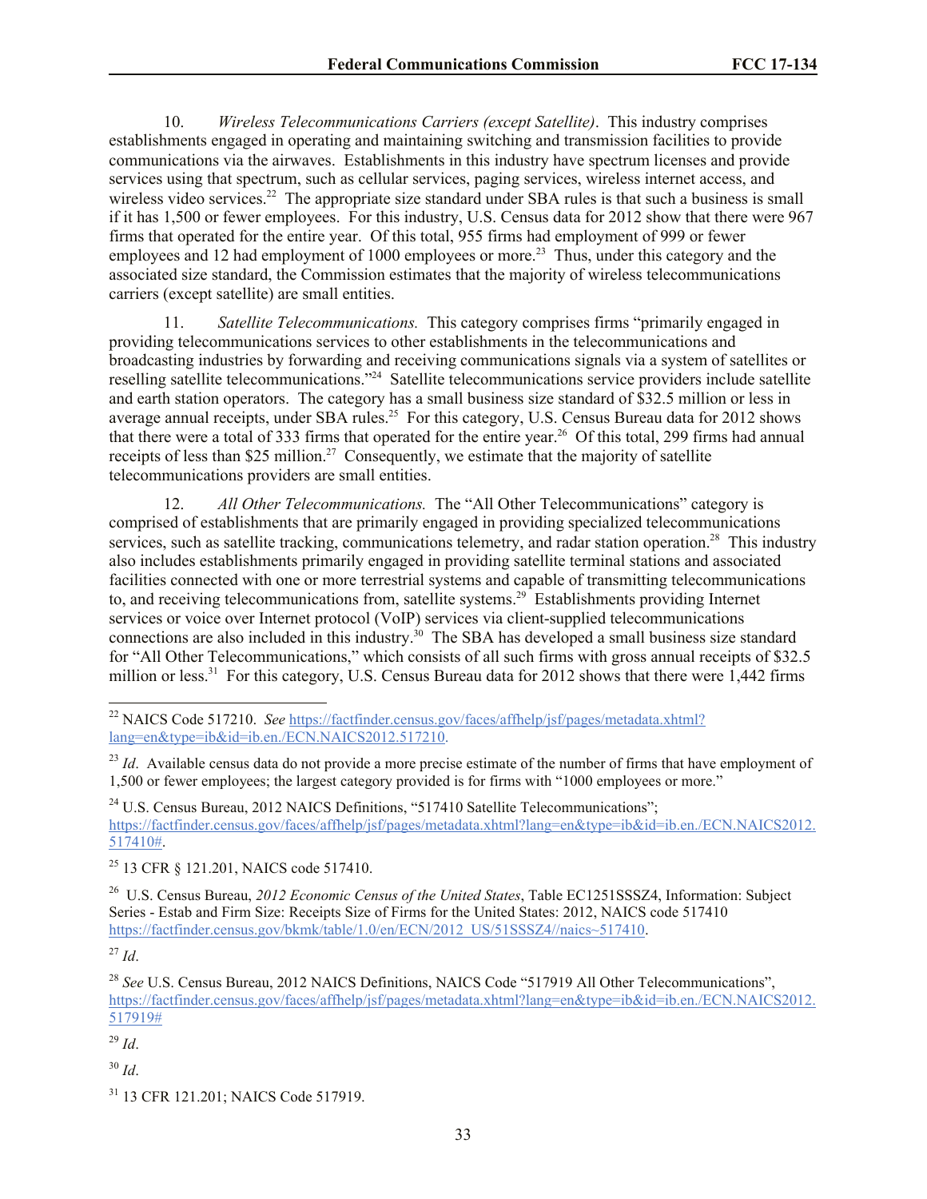10. *Wireless Telecommunications Carriers (except Satellite)*. This industry comprises establishments engaged in operating and maintaining switching and transmission facilities to provide communications via the airwaves. Establishments in this industry have spectrum licenses and provide services using that spectrum, such as cellular services, paging services, wireless internet access, and wireless video services.[22] The appropriate size standard under SBA rules is that such a business is small if it has 1,500 or fewer employees. For this industry, U.S. Census data for 2012 show that there were 967 firms that operated for the entire year. Of this total, 955 firms had employment of 999 or fewer employees and 12 had employment of 1000 employees or more.[23] Thus, under this category and the associated size standard, the Commission estimates that the majority of wireless telecommunications carriers (except satellite) are small entities.

11. *Satellite Telecommunications.* This category comprises firms "primarily engaged in providing telecommunications services to other establishments in the telecommunications and broadcasting industries by forwarding and receiving communications signals via a system of satellites or reselling satellite telecommunications."[24] Satellite telecommunications service providers include satellite and earth station operators. The category has a small business size standard of $32.5 million or less in average annual receipts, under SBA rules.[25] For this category, U.S. Census Bureau data for 2012 shows that there were a total of 333 firms that operated for the entire year.[26] Of this total, 299 firms had annual receipts of less than $25 million.[27] Consequently, we estimate that the majority of satellite telecommunications providers are small entities.

12. *All Other Telecommunications.* The "All Other Telecommunications" category is comprised of establishments that are primarily engaged in providing specialized telecommunications services, such as satellite tracking, communications telemetry, and radar station operation.[28] This industry also includes establishments primarily engaged in providing satellite terminal stations and associated facilities connected with one or more terrestrial systems and capable of transmitting telecommunications to, and receiving telecommunications from, satellite systems.[29] Establishments providing Internet services or voice over Internet protocol (VoIP) services via client-supplied telecommunications connections are also included in this industry.[30] The SBA has developed a small business size standard for "All Other Telecommunications," which consists of all such firms with gross annual receipts of $32.5 million or less.[31] For this category, U.S. Census Bureau data for 2012 shows that there were 1,442 firms

---

[22] NAICS Code 517210. *See* https://factfinder.census.gov/faces/affhelp/jsf/pages/metadata.xhtml?lang=en&type=ib&id=ib.en./ECN.NAICS2012.517210.

[23] *Id*. Available census data do not provide a more precise estimate of the number of firms that have employment of 1,500 or fewer employees; the largest category provided is for firms with "1000 employees or more."

[24] U.S. Census Bureau, 2012 NAICS Definitions, "517410 Satellite Telecommunications"; https://factfinder.census.gov/faces/affhelp/jsf/pages/metadata.xhtml?lang=en&type=ib&id=ib.en./ECN.NAICS2012.517410#.

[25] 13 CFR § 121.201, NAICS code 517410.

[26] U.S. Census Bureau, *2012 Economic Census of the United States*, Table EC1251SSSZ4, Information: Subject Series - Estab and Firm Size: Receipts Size of Firms for the United States: 2012, NAICS code 517410 https://factfinder.census.gov/bkmk/table/1.0/en/ECN/2012_US/51SSSZ4//naics~517410.

[27] *Id*.

[28] *See* U.S. Census Bureau, 2012 NAICS Definitions, NAICS Code "517919 All Other Telecommunications", https://factfinder.census.gov/faces/affhelp/jsf/pages/metadata.xhtml?lang=en&type=ib&id=ib.en./ECN.NAICS2012.517919#

[29] *Id*.

[30] *Id*.

[31] 13 CFR 121.201; NAICS Code 517919.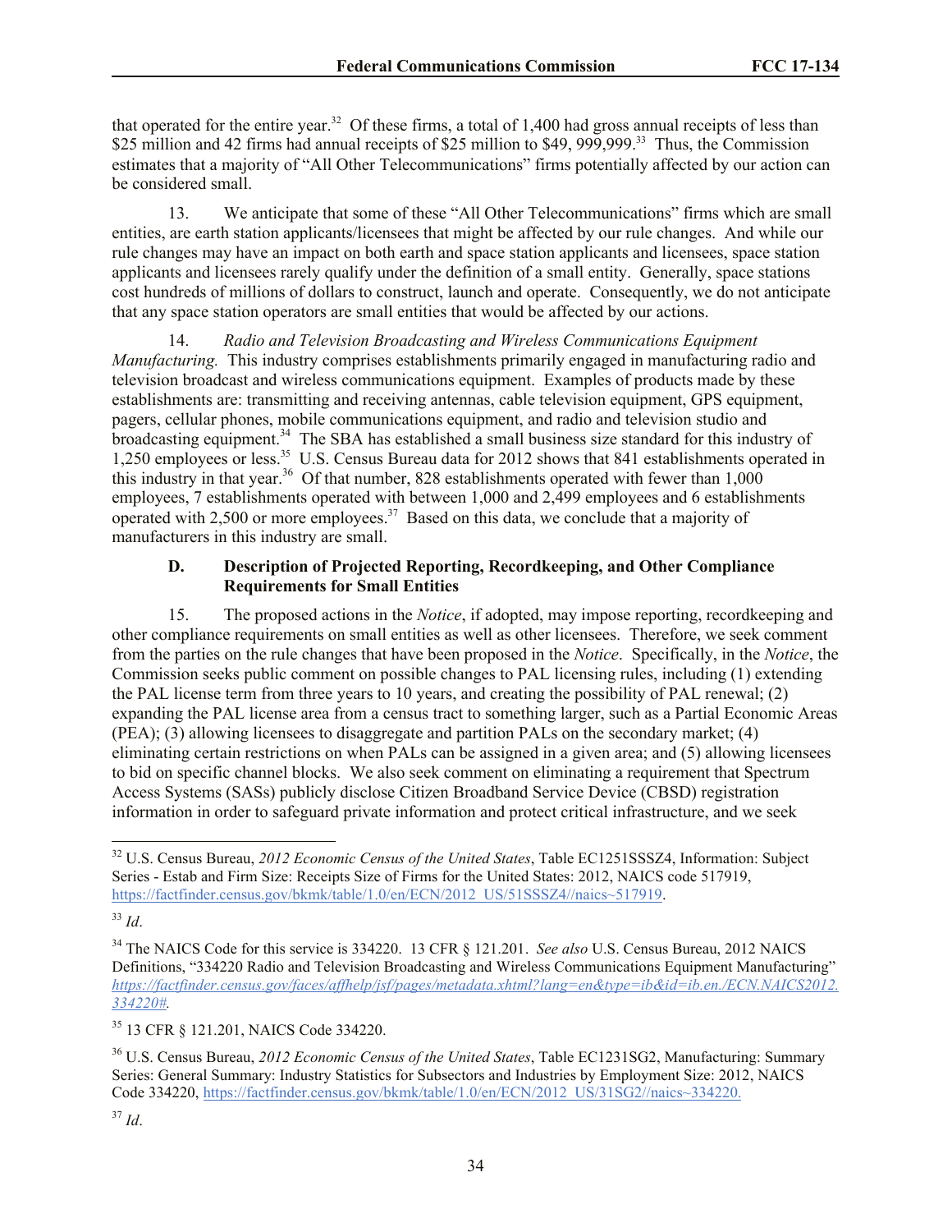that operated for the entire year.[32] Of these firms, a total of 1,400 had gross annual receipts of less than $25 million and 42 firms had annual receipts of $25 million to $49, 999,999.[33] Thus, the Commission estimates that a majority of "All Other Telecommunications" firms potentially affected by our action can be considered small.

13. We anticipate that some of these "All Other Telecommunications" firms which are small entities, are earth station applicants/licensees that might be affected by our rule changes. And while our rule changes may have an impact on both earth and space station applicants and licensees, space station applicants and licensees rarely qualify under the definition of a small entity. Generally, space stations cost hundreds of millions of dollars to construct, launch and operate. Consequently, we do not anticipate that any space station operators are small entities that would be affected by our actions.

14. *Radio and Television Broadcasting and Wireless Communications Equipment Manufacturing.* This industry comprises establishments primarily engaged in manufacturing radio and television broadcast and wireless communications equipment. Examples of products made by these establishments are: transmitting and receiving antennas, cable television equipment, GPS equipment, pagers, cellular phones, mobile communications equipment, and radio and television studio and broadcasting equipment.[34] The SBA has established a small business size standard for this industry of 1,250 employees or less.[35] U.S. Census Bureau data for 2012 shows that 841 establishments operated in this industry in that year.[36] Of that number, 828 establishments operated with fewer than 1,000 employees, 7 establishments operated with between 1,000 and 2,499 employees and 6 establishments operated with 2,500 or more employees.[37] Based on this data, we conclude that a majority of manufacturers in this industry are small.

### D. Description of Projected Reporting, Recordkeeping, and Other Compliance Requirements for Small Entities

15. The proposed actions in the *Notice*, if adopted, may impose reporting, recordkeeping and other compliance requirements on small entities as well as other licensees. Therefore, we seek comment from the parties on the rule changes that have been proposed in the *Notice*. Specifically, in the *Notice*, the Commission seeks public comment on possible changes to PAL licensing rules, including (1) extending the PAL license term from three years to 10 years, and creating the possibility of PAL renewal; (2) expanding the PAL license area from a census tract to something larger, such as a Partial Economic Areas (PEA); (3) allowing licensees to disaggregate and partition PALs on the secondary market; (4) eliminating certain restrictions on when PALs can be assigned in a given area; and (5) allowing licensees to bid on specific channel blocks. We also seek comment on eliminating a requirement that Spectrum Access Systems (SASs) publicly disclose Citizen Broadband Service Device (CBSD) registration information in order to safeguard private information and protect critical infrastructure, and we seek

---

[32] U.S. Census Bureau, *2012 Economic Census of the United States*, Table EC1251SSSZ4, Information: Subject Series - Estab and Firm Size: Receipts Size of Firms for the United States: 2012, NAICS code 517919, https://factfinder.census.gov/bkmk/table/1.0/en/ECN/2012_US/51SSSZ4//naics~517919.

[33] *Id*.

[34] The NAICS Code for this service is 334220. 13 CFR § 121.201. *See also* U.S. Census Bureau, 2012 NAICS Definitions, "334220 Radio and Television Broadcasting and Wireless Communications Equipment Manufacturing" *https://factfinder.census.gov/faces/affhelp/jsf/pages/metadata.xhtml?lang=en&type=ib&id=ib.en./ECN.NAICS2012.334220#.*

[35] 13 CFR § 121.201, NAICS Code 334220.

[36] U.S. Census Bureau, *2012 Economic Census of the United States*, Table EC1231SG2, Manufacturing: Summary Series: General Summary: Industry Statistics for Subsectors and Industries by Employment Size: 2012, NAICS Code 334220, https://factfinder.census.gov/bkmk/table/1.0/en/ECN/2012_US/31SG2//naics~334220.

[37] *Id*.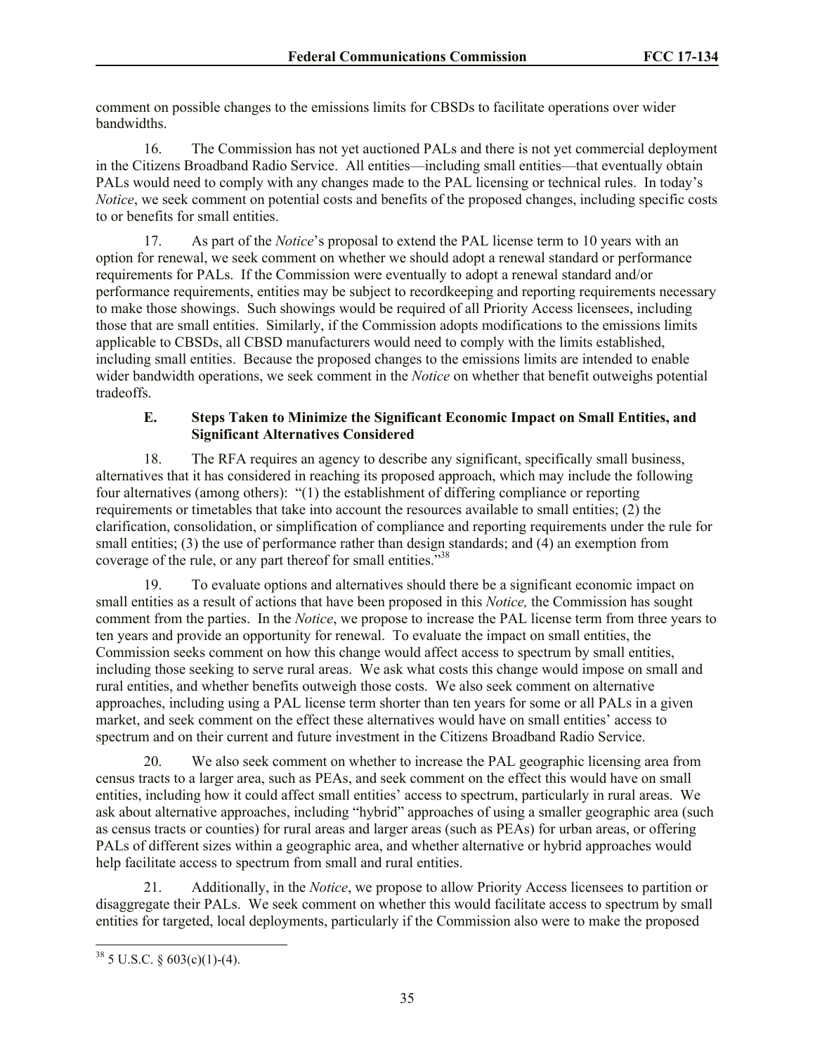comment on possible changes to the emissions limits for CBSDs to facilitate operations over wider bandwidths.

16. The Commission has not yet auctioned PALs and there is not yet commercial deployment in the Citizens Broadband Radio Service. All entities—including small entities—that eventually obtain PALs would need to comply with any changes made to the PAL licensing or technical rules. In today's *Notice*, we seek comment on potential costs and benefits of the proposed changes, including specific costs to or benefits for small entities.

17. As part of the *Notice*'s proposal to extend the PAL license term to 10 years with an option for renewal, we seek comment on whether we should adopt a renewal standard or performance requirements for PALs. If the Commission were eventually to adopt a renewal standard and/or performance requirements, entities may be subject to recordkeeping and reporting requirements necessary to make those showings. Such showings would be required of all Priority Access licensees, including those that are small entities. Similarly, if the Commission adopts modifications to the emissions limits applicable to CBSDs, all CBSD manufacturers would need to comply with the limits established, including small entities. Because the proposed changes to the emissions limits are intended to enable wider bandwidth operations, we seek comment in the *Notice* on whether that benefit outweighs potential tradeoffs.

### E. Steps Taken to Minimize the Significant Economic Impact on Small Entities, and Significant Alternatives Considered

18. The RFA requires an agency to describe any significant, specifically small business, alternatives that it has considered in reaching its proposed approach, which may include the following four alternatives (among others): "(1) the establishment of differing compliance or reporting requirements or timetables that take into account the resources available to small entities; (2) the clarification, consolidation, or simplification of compliance and reporting requirements under the rule for small entities; (3) the use of performance rather than design standards; and (4) an exemption from coverage of the rule, or any part thereof for small entities."[38]

19. To evaluate options and alternatives should there be a significant economic impact on small entities as a result of actions that have been proposed in this *Notice,* the Commission has sought comment from the parties. In the *Notice*, we propose to increase the PAL license term from three years to ten years and provide an opportunity for renewal. To evaluate the impact on small entities, the Commission seeks comment on how this change would affect access to spectrum by small entities, including those seeking to serve rural areas. We ask what costs this change would impose on small and rural entities, and whether benefits outweigh those costs. We also seek comment on alternative approaches, including using a PAL license term shorter than ten years for some or all PALs in a given market, and seek comment on the effect these alternatives would have on small entities' access to spectrum and on their current and future investment in the Citizens Broadband Radio Service.

20. We also seek comment on whether to increase the PAL geographic licensing area from census tracts to a larger area, such as PEAs, and seek comment on the effect this would have on small entities, including how it could affect small entities' access to spectrum, particularly in rural areas. We ask about alternative approaches, including "hybrid" approaches of using a smaller geographic area (such as census tracts or counties) for rural areas and larger areas (such as PEAs) for urban areas, or offering PALs of different sizes within a geographic area, and whether alternative or hybrid approaches would help facilitate access to spectrum from small and rural entities.

21. Additionally, in the *Notice*, we propose to allow Priority Access licensees to partition or disaggregate their PALs. We seek comment on whether this would facilitate access to spectrum by small entities for targeted, local deployments, particularly if the Commission also were to make the proposed

---

[38] 5 U.S.C. § 603(c)(1)-(4).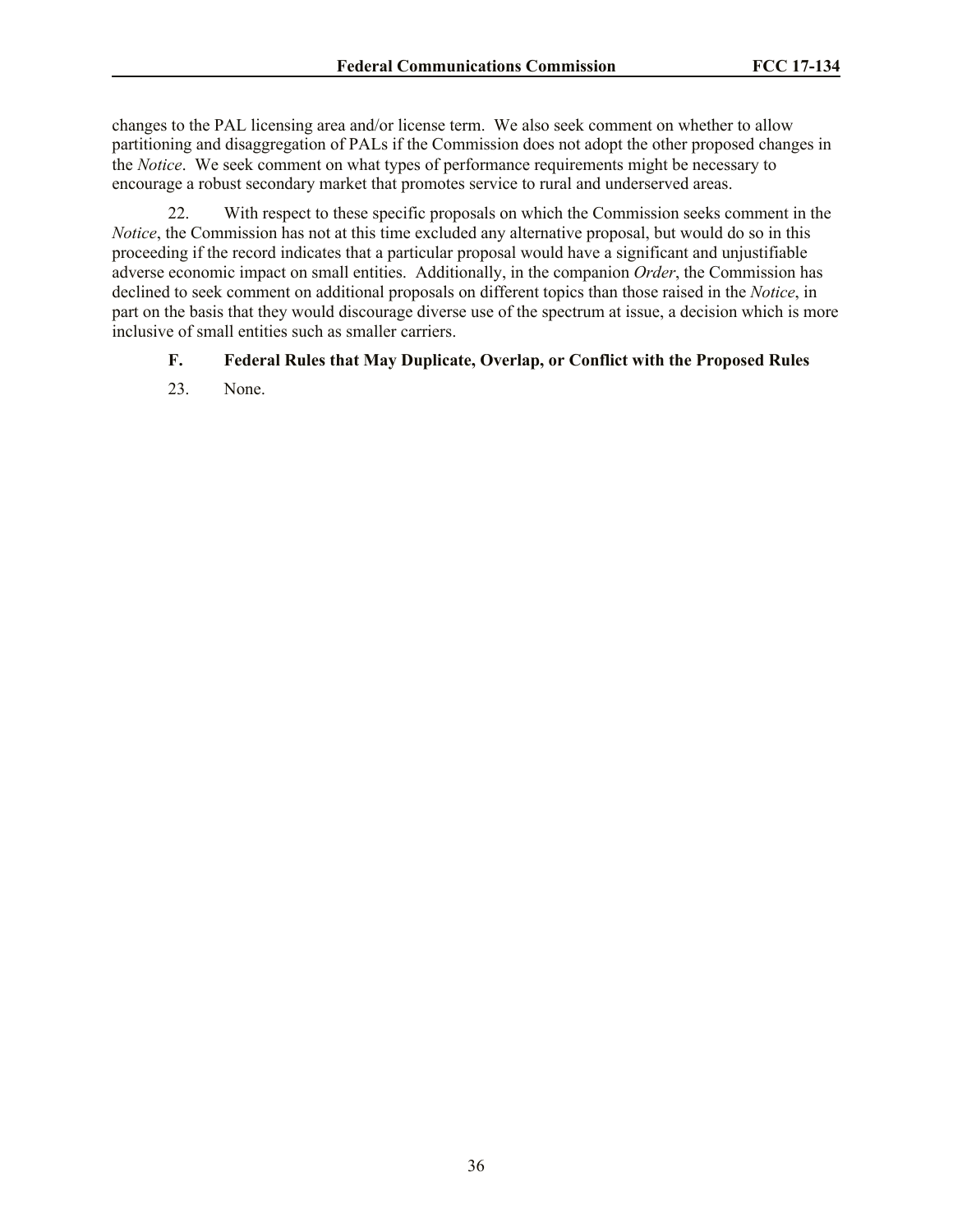changes to the PAL licensing area and/or license term. We also seek comment on whether to allow partitioning and disaggregation of PALs if the Commission does not adopt the other proposed changes in the *Notice*. We seek comment on what types of performance requirements might be necessary to encourage a robust secondary market that promotes service to rural and underserved areas.

22. With respect to these specific proposals on which the Commission seeks comment in the *Notice*, the Commission has not at this time excluded any alternative proposal, but would do so in this proceeding if the record indicates that a particular proposal would have a significant and unjustifiable adverse economic impact on small entities. Additionally, in the companion *Order*, the Commission has declined to seek comment on additional proposals on different topics than those raised in the *Notice*, in part on the basis that they would discourage diverse use of the spectrum at issue, a decision which is more inclusive of small entities such as smaller carriers.

### F. Federal Rules that May Duplicate, Overlap, or Conflict with the Proposed Rules

23. None.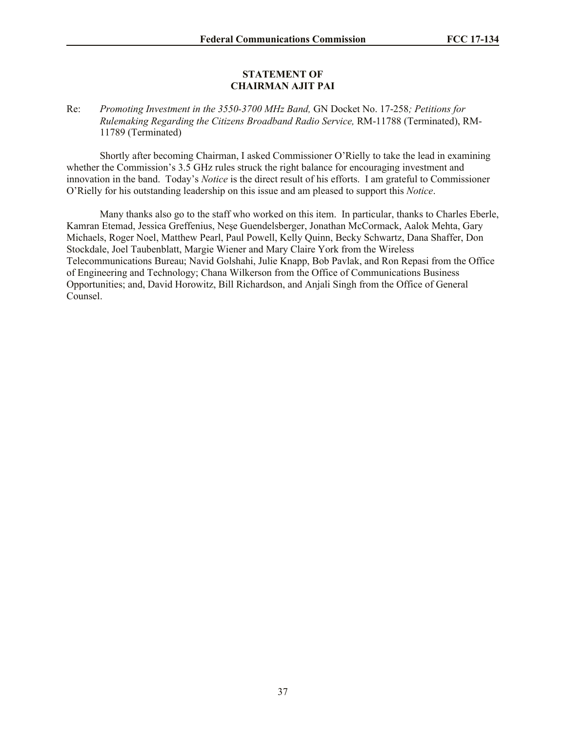## STATEMENT OF CHAIRMAN AJIT PAI

Re: *Promoting Investment in the 3550-3700 MHz Band,* GN Docket No. 17-258*; Petitions for Rulemaking Regarding the Citizens Broadband Radio Service,* RM-11788 (Terminated), RM-11789 (Terminated)

Shortly after becoming Chairman, I asked Commissioner O'Rielly to take the lead in examining whether the Commission's 3.5 GHz rules struck the right balance for encouraging investment and innovation in the band. Today's *Notice* is the direct result of his efforts. I am grateful to Commissioner O'Rielly for his outstanding leadership on this issue and am pleased to support this *Notice*.

Many thanks also go to the staff who worked on this item. In particular, thanks to Charles Eberle, Kamran Etemad, Jessica Greffenius, Neşe Guendelsberger, Jonathan McCormack, Aalok Mehta, Gary Michaels, Roger Noel, Matthew Pearl, Paul Powell, Kelly Quinn, Becky Schwartz, Dana Shaffer, Don Stockdale, Joel Taubenblatt, Margie Wiener and Mary Claire York from the Wireless Telecommunications Bureau; Navid Golshahi, Julie Knapp, Bob Pavlak, and Ron Repasi from the Office of Engineering and Technology; Chana Wilkerson from the Office of Communications Business Opportunities; and, David Horowitz, Bill Richardson, and Anjali Singh from the Office of General Counsel.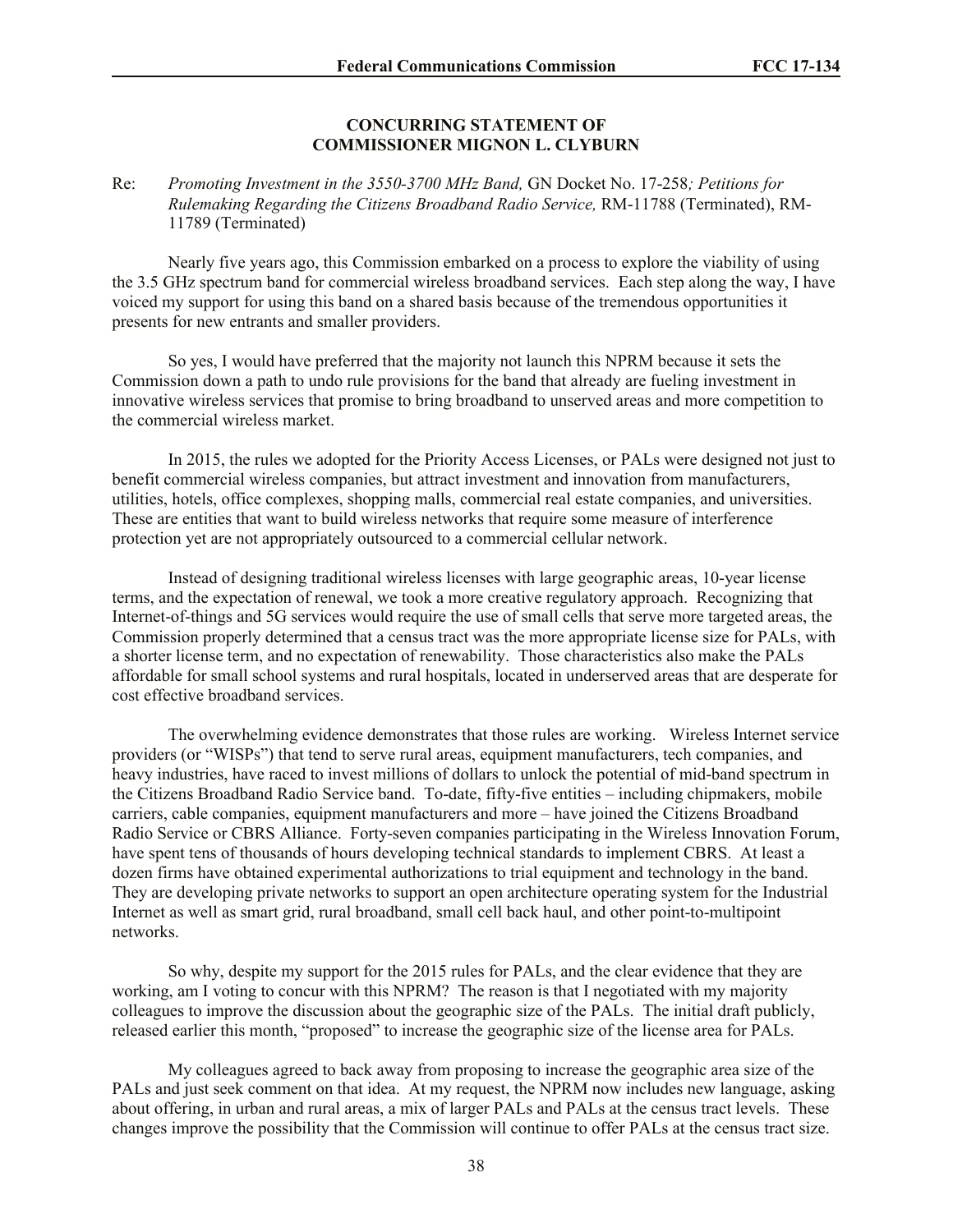**CONCURRING STATEMENT OF**
**COMMISSIONER MIGNON L. CLYBURN**

Re: *Promoting Investment in the 3550-3700 MHz Band,* GN Docket No. 17-258*; Petitions for Rulemaking Regarding the Citizens Broadband Radio Service,* RM-11788 (Terminated), RM-11789 (Terminated)

Nearly five years ago, this Commission embarked on a process to explore the viability of using the 3.5 GHz spectrum band for commercial wireless broadband services. Each step along the way, I have voiced my support for using this band on a shared basis because of the tremendous opportunities it presents for new entrants and smaller providers.

So yes, I would have preferred that the majority not launch this NPRM because it sets the Commission down a path to undo rule provisions for the band that already are fueling investment in innovative wireless services that promise to bring broadband to unserved areas and more competition to the commercial wireless market.

In 2015, the rules we adopted for the Priority Access Licenses, or PALs were designed not just to benefit commercial wireless companies, but attract investment and innovation from manufacturers, utilities, hotels, office complexes, shopping malls, commercial real estate companies, and universities. These are entities that want to build wireless networks that require some measure of interference protection yet are not appropriately outsourced to a commercial cellular network.

Instead of designing traditional wireless licenses with large geographic areas, 10-year license terms, and the expectation of renewal, we took a more creative regulatory approach. Recognizing that Internet-of-things and 5G services would require the use of small cells that serve more targeted areas, the Commission properly determined that a census tract was the more appropriate license size for PALs, with a shorter license term, and no expectation of renewability. Those characteristics also make the PALs affordable for small school systems and rural hospitals, located in underserved areas that are desperate for cost effective broadband services.

The overwhelming evidence demonstrates that those rules are working. Wireless Internet service providers (or "WISPs") that tend to serve rural areas, equipment manufacturers, tech companies, and heavy industries, have raced to invest millions of dollars to unlock the potential of mid-band spectrum in the Citizens Broadband Radio Service band. To-date, fifty-five entities – including chipmakers, mobile carriers, cable companies, equipment manufacturers and more – have joined the Citizens Broadband Radio Service or CBRS Alliance. Forty-seven companies participating in the Wireless Innovation Forum, have spent tens of thousands of hours developing technical standards to implement CBRS. At least a dozen firms have obtained experimental authorizations to trial equipment and technology in the band. They are developing private networks to support an open architecture operating system for the Industrial Internet as well as smart grid, rural broadband, small cell back haul, and other point-to-multipoint networks.

So why, despite my support for the 2015 rules for PALs, and the clear evidence that they are working, am I voting to concur with this NPRM? The reason is that I negotiated with my majority colleagues to improve the discussion about the geographic size of the PALs. The initial draft publicly, released earlier this month, "proposed" to increase the geographic size of the license area for PALs.

My colleagues agreed to back away from proposing to increase the geographic area size of the PALs and just seek comment on that idea. At my request, the NPRM now includes new language, asking about offering, in urban and rural areas, a mix of larger PALs and PALs at the census tract levels. These changes improve the possibility that the Commission will continue to offer PALs at the census tract size.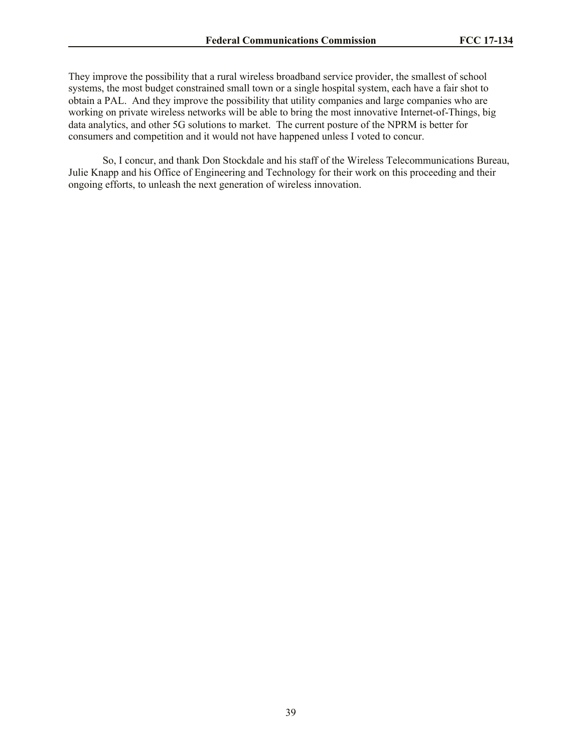They improve the possibility that a rural wireless broadband service provider, the smallest of school systems, the most budget constrained small town or a single hospital system, each have a fair shot to obtain a PAL. And they improve the possibility that utility companies and large companies who are working on private wireless networks will be able to bring the most innovative Internet-of-Things, big data analytics, and other 5G solutions to market. The current posture of the NPRM is better for consumers and competition and it would not have happened unless I voted to concur.

So, I concur, and thank Don Stockdale and his staff of the Wireless Telecommunications Bureau, Julie Knapp and his Office of Engineering and Technology for their work on this proceeding and their ongoing efforts, to unleash the next generation of wireless innovation.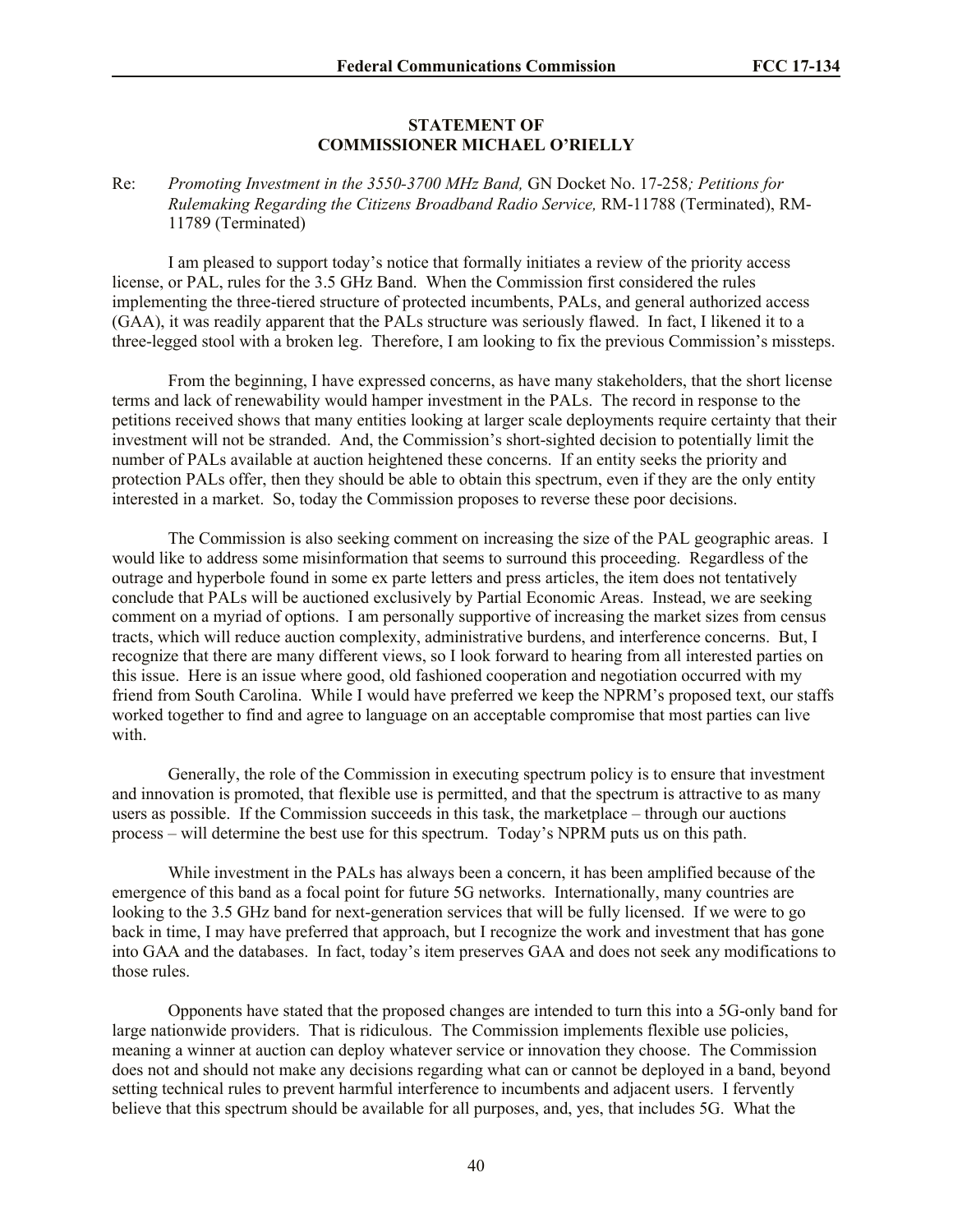**STATEMENT OF**
**COMMISSIONER MICHAEL O'RIELLY**

Re: *Promoting Investment in the 3550-3700 MHz Band,* GN Docket No. 17-258*; Petitions for Rulemaking Regarding the Citizens Broadband Radio Service,* RM-11788 (Terminated), RM-11789 (Terminated)

I am pleased to support today's notice that formally initiates a review of the priority access license, or PAL, rules for the 3.5 GHz Band. When the Commission first considered the rules implementing the three-tiered structure of protected incumbents, PALs, and general authorized access (GAA), it was readily apparent that the PALs structure was seriously flawed. In fact, I likened it to a three-legged stool with a broken leg. Therefore, I am looking to fix the previous Commission's missteps.

From the beginning, I have expressed concerns, as have many stakeholders, that the short license terms and lack of renewability would hamper investment in the PALs. The record in response to the petitions received shows that many entities looking at larger scale deployments require certainty that their investment will not be stranded. And, the Commission's short-sighted decision to potentially limit the number of PALs available at auction heightened these concerns. If an entity seeks the priority and protection PALs offer, then they should be able to obtain this spectrum, even if they are the only entity interested in a market. So, today the Commission proposes to reverse these poor decisions.

The Commission is also seeking comment on increasing the size of the PAL geographic areas. I would like to address some misinformation that seems to surround this proceeding. Regardless of the outrage and hyperbole found in some ex parte letters and press articles, the item does not tentatively conclude that PALs will be auctioned exclusively by Partial Economic Areas. Instead, we are seeking comment on a myriad of options. I am personally supportive of increasing the market sizes from census tracts, which will reduce auction complexity, administrative burdens, and interference concerns. But, I recognize that there are many different views, so I look forward to hearing from all interested parties on this issue. Here is an issue where good, old fashioned cooperation and negotiation occurred with my friend from South Carolina. While I would have preferred we keep the NPRM's proposed text, our staffs worked together to find and agree to language on an acceptable compromise that most parties can live with.

Generally, the role of the Commission in executing spectrum policy is to ensure that investment and innovation is promoted, that flexible use is permitted, and that the spectrum is attractive to as many users as possible. If the Commission succeeds in this task, the marketplace – through our auctions process – will determine the best use for this spectrum. Today's NPRM puts us on this path.

While investment in the PALs has always been a concern, it has been amplified because of the emergence of this band as a focal point for future 5G networks. Internationally, many countries are looking to the 3.5 GHz band for next-generation services that will be fully licensed. If we were to go back in time, I may have preferred that approach, but I recognize the work and investment that has gone into GAA and the databases. In fact, today's item preserves GAA and does not seek any modifications to those rules.

Opponents have stated that the proposed changes are intended to turn this into a 5G-only band for large nationwide providers. That is ridiculous. The Commission implements flexible use policies, meaning a winner at auction can deploy whatever service or innovation they choose. The Commission does not and should not make any decisions regarding what can or cannot be deployed in a band, beyond setting technical rules to prevent harmful interference to incumbents and adjacent users. I fervently believe that this spectrum should be available for all purposes, and, yes, that includes 5G. What the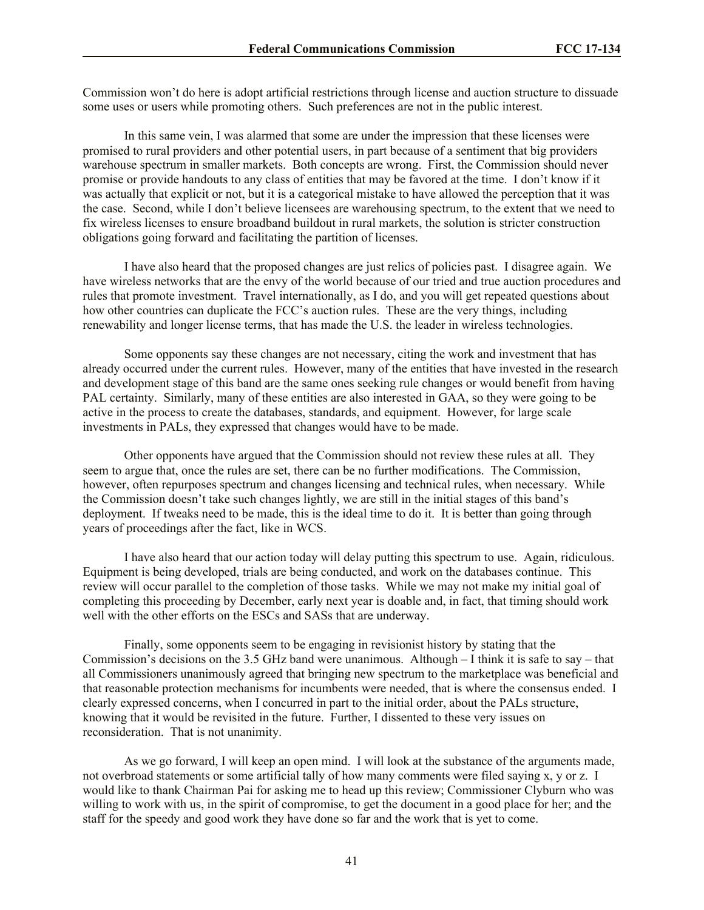Commission won't do here is adopt artificial restrictions through license and auction structure to dissuade some uses or users while promoting others. Such preferences are not in the public interest.

In this same vein, I was alarmed that some are under the impression that these licenses were promised to rural providers and other potential users, in part because of a sentiment that big providers warehouse spectrum in smaller markets. Both concepts are wrong. First, the Commission should never promise or provide handouts to any class of entities that may be favored at the time. I don't know if it was actually that explicit or not, but it is a categorical mistake to have allowed the perception that it was the case. Second, while I don't believe licensees are warehousing spectrum, to the extent that we need to fix wireless licenses to ensure broadband buildout in rural markets, the solution is stricter construction obligations going forward and facilitating the partition of licenses.

I have also heard that the proposed changes are just relics of policies past. I disagree again. We have wireless networks that are the envy of the world because of our tried and true auction procedures and rules that promote investment. Travel internationally, as I do, and you will get repeated questions about how other countries can duplicate the FCC's auction rules. These are the very things, including renewability and longer license terms, that has made the U.S. the leader in wireless technologies.

Some opponents say these changes are not necessary, citing the work and investment that has already occurred under the current rules. However, many of the entities that have invested in the research and development stage of this band are the same ones seeking rule changes or would benefit from having PAL certainty. Similarly, many of these entities are also interested in GAA, so they were going to be active in the process to create the databases, standards, and equipment. However, for large scale investments in PALs, they expressed that changes would have to be made.

Other opponents have argued that the Commission should not review these rules at all. They seem to argue that, once the rules are set, there can be no further modifications. The Commission, however, often repurposes spectrum and changes licensing and technical rules, when necessary. While the Commission doesn't take such changes lightly, we are still in the initial stages of this band's deployment. If tweaks need to be made, this is the ideal time to do it. It is better than going through years of proceedings after the fact, like in WCS.

I have also heard that our action today will delay putting this spectrum to use. Again, ridiculous. Equipment is being developed, trials are being conducted, and work on the databases continue. This review will occur parallel to the completion of those tasks. While we may not make my initial goal of completing this proceeding by December, early next year is doable and, in fact, that timing should work well with the other efforts on the ESCs and SASs that are underway.

Finally, some opponents seem to be engaging in revisionist history by stating that the Commission's decisions on the 3.5 GHz band were unanimous. Although – I think it is safe to say – that all Commissioners unanimously agreed that bringing new spectrum to the marketplace was beneficial and that reasonable protection mechanisms for incumbents were needed, that is where the consensus ended. I clearly expressed concerns, when I concurred in part to the initial order, about the PALs structure, knowing that it would be revisited in the future. Further, I dissented to these very issues on reconsideration. That is not unanimity.

As we go forward, I will keep an open mind. I will look at the substance of the arguments made, not overbroad statements or some artificial tally of how many comments were filed saying x, y or z. I would like to thank Chairman Pai for asking me to head up this review; Commissioner Clyburn who was willing to work with us, in the spirit of compromise, to get the document in a good place for her; and the staff for the speedy and good work they have done so far and the work that is yet to come.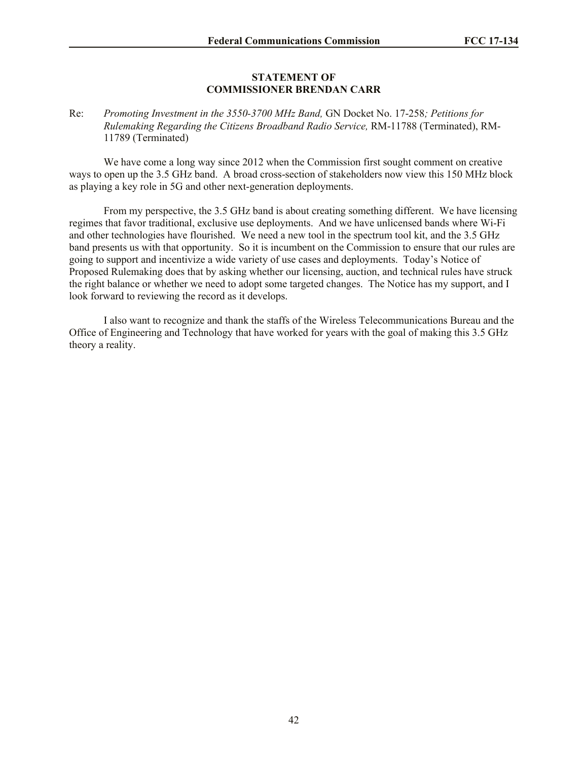## STATEMENT OF
## COMMISSIONER BRENDAN CARR

Re: *Promoting Investment in the 3550-3700 MHz Band,* GN Docket No. 17-258*; Petitions for Rulemaking Regarding the Citizens Broadband Radio Service,* RM-11788 (Terminated), RM-11789 (Terminated)

We have come a long way since 2012 when the Commission first sought comment on creative ways to open up the 3.5 GHz band. A broad cross-section of stakeholders now view this 150 MHz block as playing a key role in 5G and other next-generation deployments.

From my perspective, the 3.5 GHz band is about creating something different. We have licensing regimes that favor traditional, exclusive use deployments. And we have unlicensed bands where Wi-Fi and other technologies have flourished. We need a new tool in the spectrum tool kit, and the 3.5 GHz band presents us with that opportunity. So it is incumbent on the Commission to ensure that our rules are going to support and incentivize a wide variety of use cases and deployments. Today's Notice of Proposed Rulemaking does that by asking whether our licensing, auction, and technical rules have struck the right balance or whether we need to adopt some targeted changes. The Notice has my support, and I look forward to reviewing the record as it develops.

I also want to recognize and thank the staffs of the Wireless Telecommunications Bureau and the Office of Engineering and Technology that have worked for years with the goal of making this 3.5 GHz theory a reality.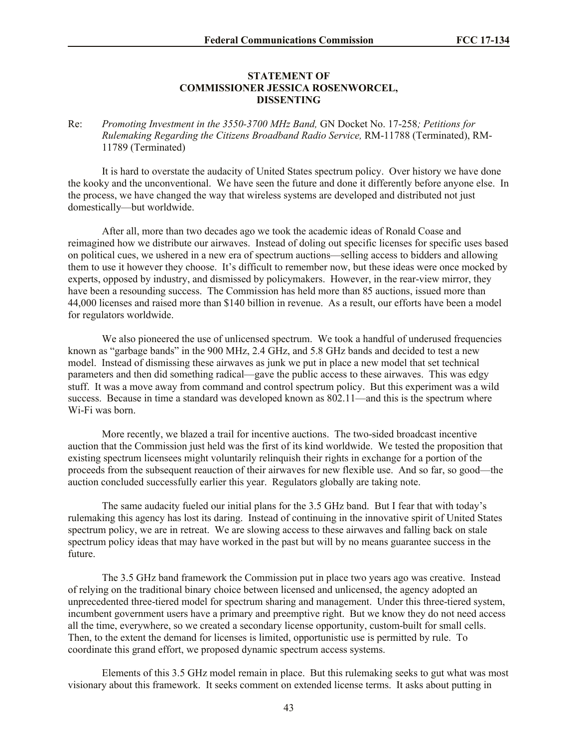**STATEMENT OF**
**COMMISSIONER JESSICA ROSENWORCEL,**
**DISSENTING**

Re: *Promoting Investment in the 3550-3700 MHz Band,* GN Docket No. 17-258*; Petitions for Rulemaking Regarding the Citizens Broadband Radio Service,* RM-11788 (Terminated), RM-11789 (Terminated)

It is hard to overstate the audacity of United States spectrum policy. Over history we have done the kooky and the unconventional. We have seen the future and done it differently before anyone else. In the process, we have changed the way that wireless systems are developed and distributed not just domestically—but worldwide.

After all, more than two decades ago we took the academic ideas of Ronald Coase and reimagined how we distribute our airwaves. Instead of doling out specific licenses for specific uses based on political cues, we ushered in a new era of spectrum auctions—selling access to bidders and allowing them to use it however they choose. It's difficult to remember now, but these ideas were once mocked by experts, opposed by industry, and dismissed by policymakers. However, in the rear-view mirror, they have been a resounding success. The Commission has held more than 85 auctions, issued more than 44,000 licenses and raised more than $140 billion in revenue. As a result, our efforts have been a model for regulators worldwide.

We also pioneered the use of unlicensed spectrum. We took a handful of underused frequencies known as "garbage bands" in the 900 MHz, 2.4 GHz, and 5.8 GHz bands and decided to test a new model. Instead of dismissing these airwaves as junk we put in place a new model that set technical parameters and then did something radical—gave the public access to these airwaves. This was edgy stuff. It was a move away from command and control spectrum policy. But this experiment was a wild success. Because in time a standard was developed known as 802.11—and this is the spectrum where Wi-Fi was born.

More recently, we blazed a trail for incentive auctions. The two-sided broadcast incentive auction that the Commission just held was the first of its kind worldwide. We tested the proposition that existing spectrum licensees might voluntarily relinquish their rights in exchange for a portion of the proceeds from the subsequent reauction of their airwaves for new flexible use. And so far, so good—the auction concluded successfully earlier this year. Regulators globally are taking note.

The same audacity fueled our initial plans for the 3.5 GHz band. But I fear that with today's rulemaking this agency has lost its daring. Instead of continuing in the innovative spirit of United States spectrum policy, we are in retreat. We are slowing access to these airwaves and falling back on stale spectrum policy ideas that may have worked in the past but will by no means guarantee success in the future.

The 3.5 GHz band framework the Commission put in place two years ago was creative. Instead of relying on the traditional binary choice between licensed and unlicensed, the agency adopted an unprecedented three-tiered model for spectrum sharing and management. Under this three-tiered system, incumbent government users have a primary and preemptive right. But we know they do not need access all the time, everywhere, so we created a secondary license opportunity, custom-built for small cells. Then, to the extent the demand for licenses is limited, opportunistic use is permitted by rule. To coordinate this grand effort, we proposed dynamic spectrum access systems.

Elements of this 3.5 GHz model remain in place. But this rulemaking seeks to gut what was most visionary about this framework. It seeks comment on extended license terms. It asks about putting in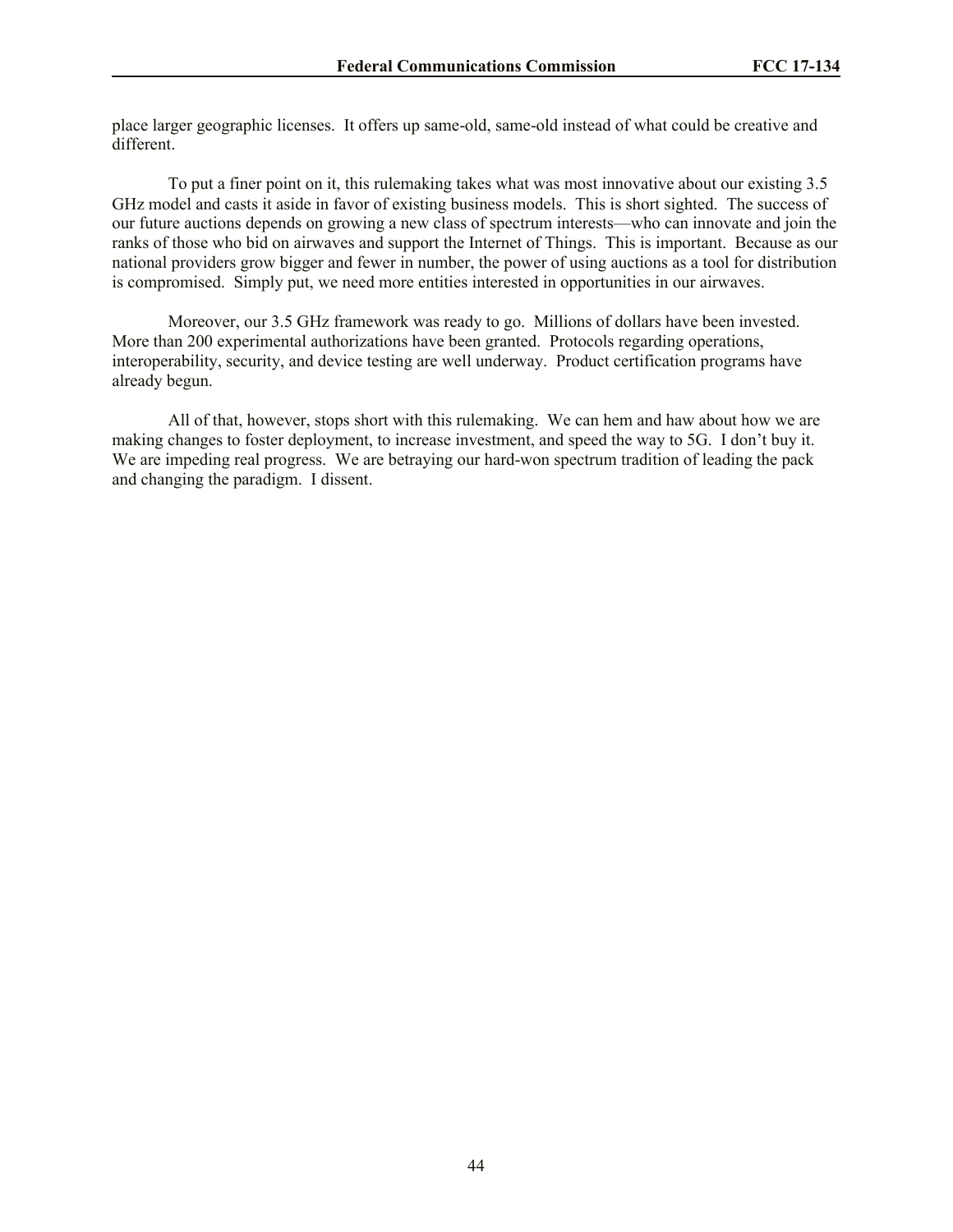place larger geographic licenses. It offers up same-old, same-old instead of what could be creative and different.

To put a finer point on it, this rulemaking takes what was most innovative about our existing 3.5 GHz model and casts it aside in favor of existing business models. This is short sighted. The success of our future auctions depends on growing a new class of spectrum interests—who can innovate and join the ranks of those who bid on airwaves and support the Internet of Things. This is important. Because as our national providers grow bigger and fewer in number, the power of using auctions as a tool for distribution is compromised. Simply put, we need more entities interested in opportunities in our airwaves.

Moreover, our 3.5 GHz framework was ready to go. Millions of dollars have been invested. More than 200 experimental authorizations have been granted. Protocols regarding operations, interoperability, security, and device testing are well underway. Product certification programs have already begun.

All of that, however, stops short with this rulemaking. We can hem and haw about how we are making changes to foster deployment, to increase investment, and speed the way to 5G. I don't buy it. We are impeding real progress. We are betraying our hard-won spectrum tradition of leading the pack and changing the paradigm. I dissent.